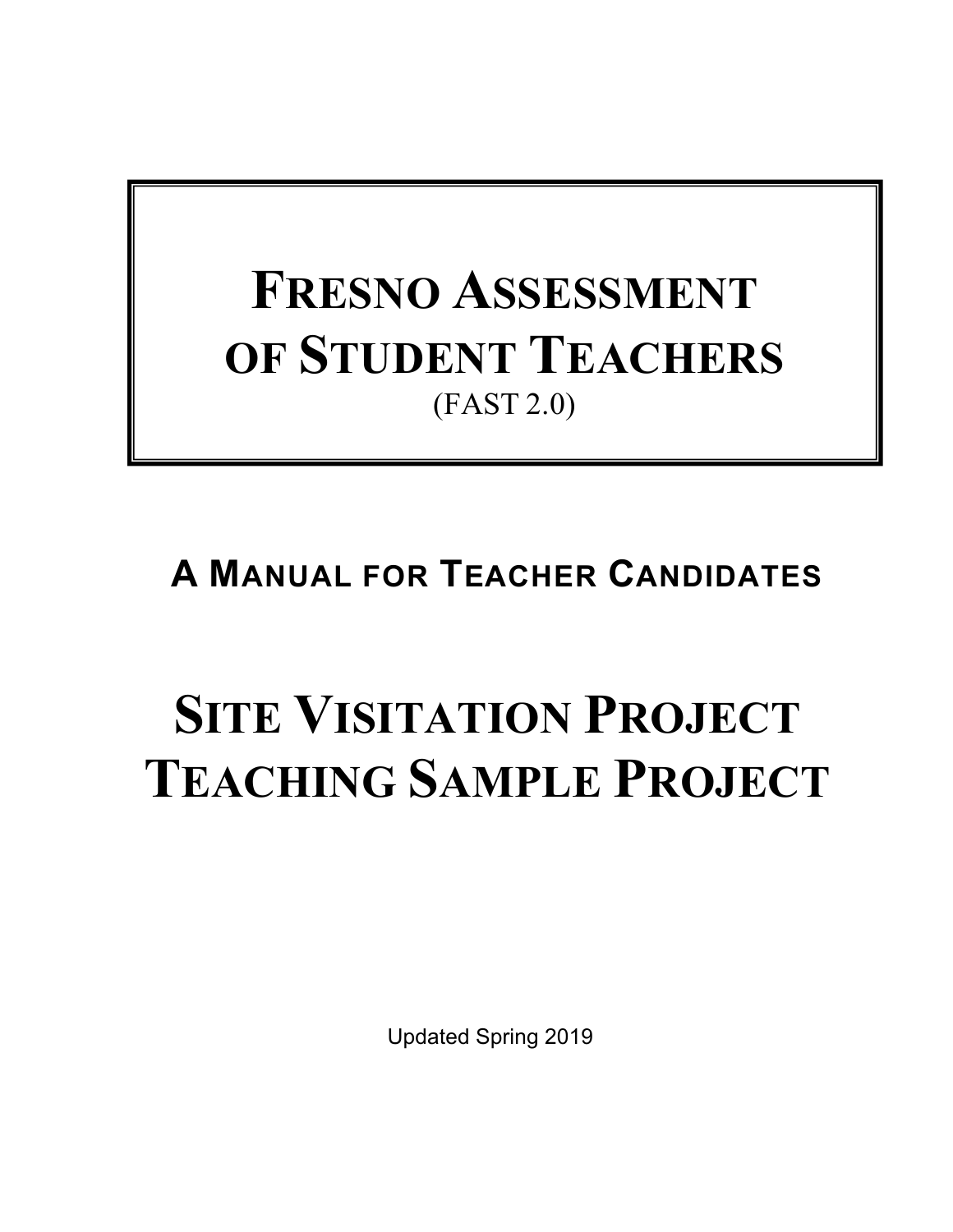# Fresno Assessment of Student Teachers

(FAST 2.0)

## A Manual for Teacher Candidates

# Site Visitation Project
# Teaching Sample Project

Updated Spring 2019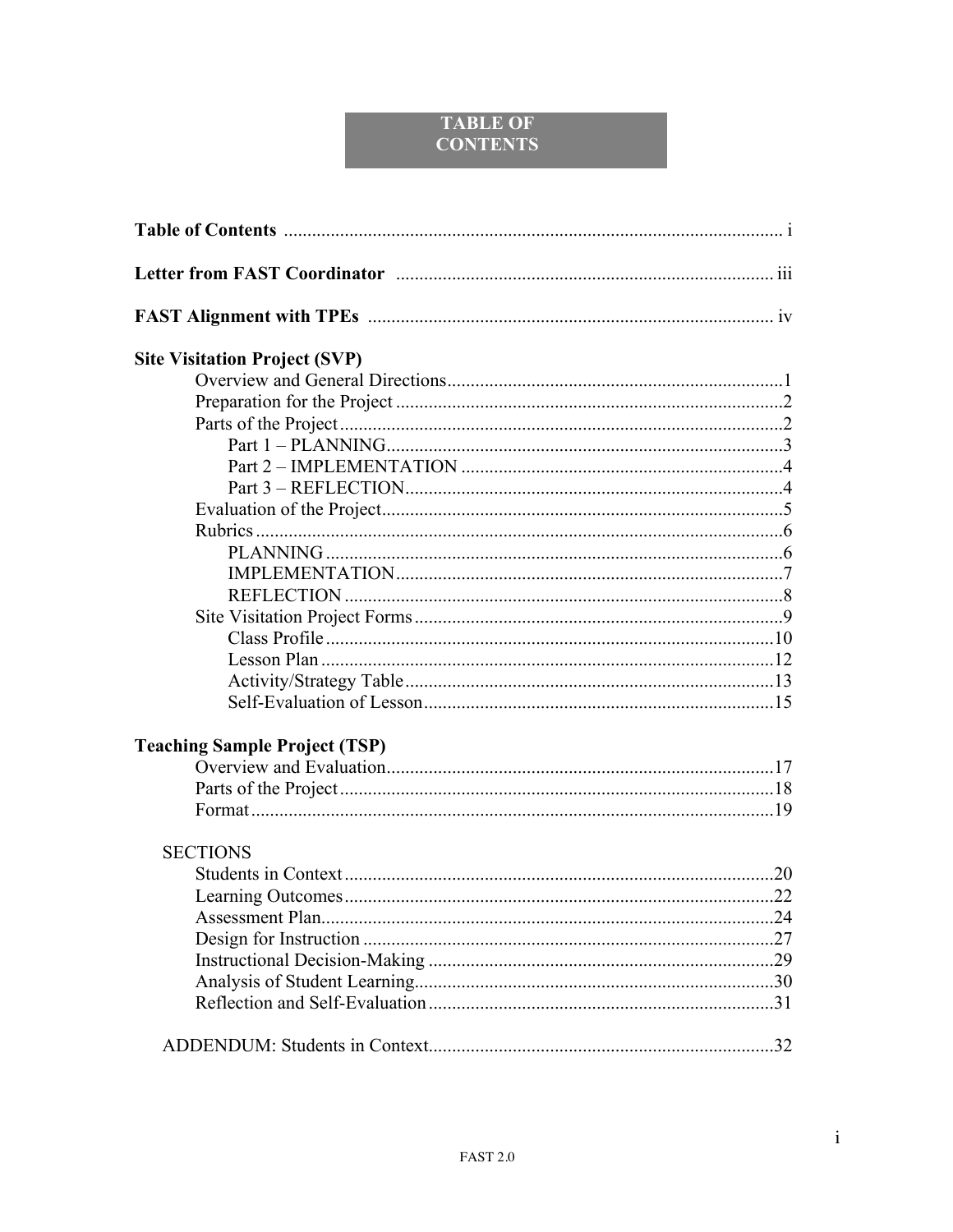# TABLE OF CONTENTS

**Table of Contents** .......................................................................................................... i

**Letter from FAST Coordinator** ................................................................................ iii

**FAST Alignment with TPEs** ...................................................................................... iv

**Site Visitation Project (SVP)**

- Overview and General Directions........................................................................1
- Preparation for the Project ..................................................................................2
- Parts of the Project ..............................................................................................2
  - Part 1 – PLANNING....................................................................................3
  - Part 2 – IMPLEMENTATION .....................................................................4
  - Part 3 – REFLECTION.................................................................................4
- Evaluation of the Project......................................................................................5
- Rubrics .................................................................................................................6
  - PLANNING .................................................................................................6
  - IMPLEMENTATION..................................................................................7
  - REFLECTION .............................................................................................8
- Site Visitation Project Forms ...............................................................................9
  - Class Profile ................................................................................................10
  - Lesson Plan .................................................................................................12
  - Activity/Strategy Table ...............................................................................13
  - Self-Evaluation of Lesson...........................................................................15

**Teaching Sample Project (TSP)**

- Overview and Evaluation...................................................................................17
- Parts of the Project .............................................................................................18
- Format ................................................................................................................19

SECTIONS

- Students in Context ............................................................................................20
- Learning Outcomes ............................................................................................22
- Assessment Plan.................................................................................................24
- Design for Instruction ........................................................................................27
- Instructional Decision-Making ..........................................................................29
- Analysis of Student Learning.............................................................................30
- Reflection and Self-Evaluation ..........................................................................31

ADDENDUM: Students in Context..........................................................................32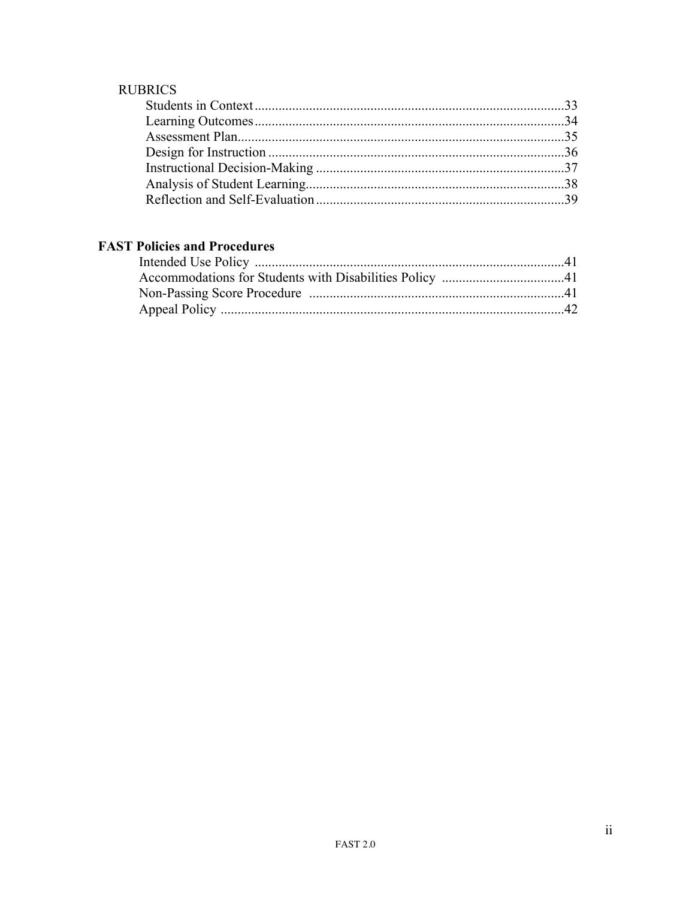RUBRICS

- Students in Context ........................................................................................ 33
- Learning Outcomes ........................................................................................ 34
- Assessment Plan ............................................................................................. 35
- Design for Instruction ..................................................................................... 36
- Instructional Decision-Making ....................................................................... 37
- Analysis of Student Learning ......................................................................... 38
- Reflection and Self-Evaluation ...................................................................... 39

**FAST Policies and Procedures**

- Intended Use Policy ........................................................................................ 41
- Accommodations for Students with Disabilities Policy .................................. 41
- Non-Passing Score Procedure ........................................................................ 41
- Appeal Policy .................................................................................................. 42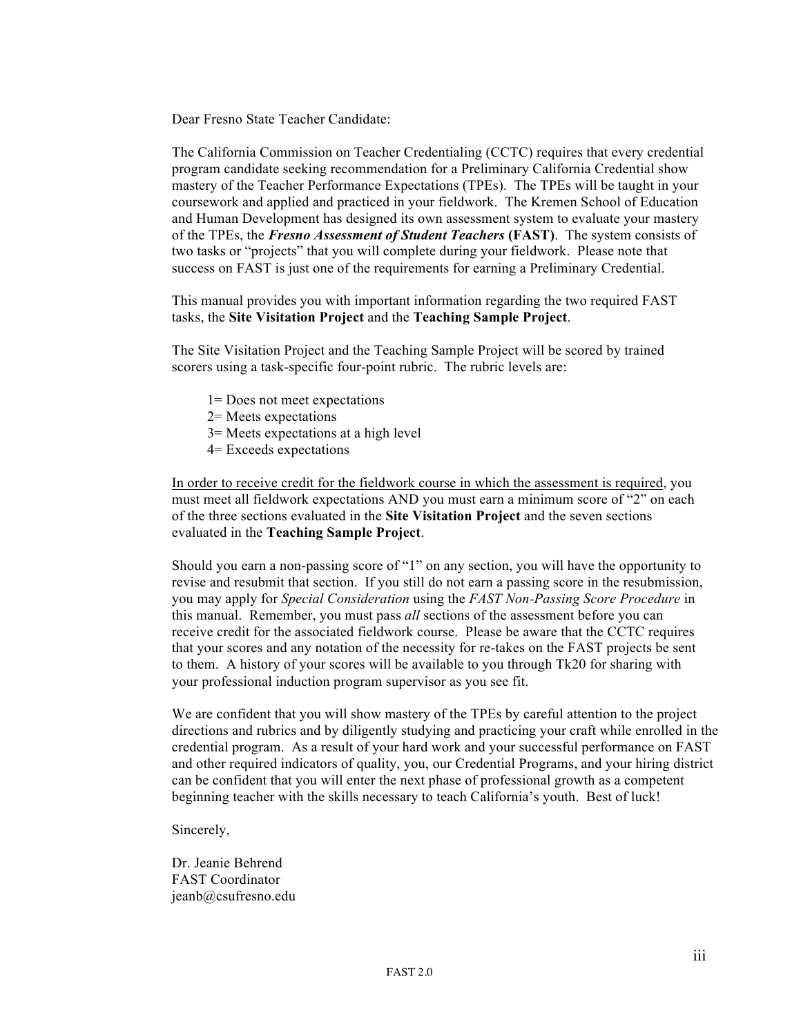Dear Fresno State Teacher Candidate:

The California Commission on Teacher Credentialing (CCTC) requires that every credential program candidate seeking recommendation for a Preliminary California Credential show mastery of the Teacher Performance Expectations (TPEs). The TPEs will be taught in your coursework and applied and practiced in your fieldwork. The Kremen School of Education and Human Development has designed its own assessment system to evaluate your mastery of the TPEs, the ***Fresno Assessment of Student Teachers*** **(FAST)**. The system consists of two tasks or "projects" that you will complete during your fieldwork. Please note that success on FAST is just one of the requirements for earning a Preliminary Credential.

This manual provides you with important information regarding the two required FAST tasks, the **Site Visitation Project** and the **Teaching Sample Project**.

The Site Visitation Project and the Teaching Sample Project will be scored by trained scorers using a task-specific four-point rubric. The rubric levels are:

1= Does not meet expectations
2= Meets expectations
3= Meets expectations at a high level
4= Exceeds expectations

<u>In order to receive credit for the fieldwork course in which the assessment is required</u>, you must meet all fieldwork expectations AND you must earn a minimum score of "2" on each of the three sections evaluated in the **Site Visitation Project** and the seven sections evaluated in the **Teaching Sample Project**.

Should you earn a non-passing score of "1" on any section, you will have the opportunity to revise and resubmit that section. If you still do not earn a passing score in the resubmission, you may apply for *Special Consideration* using the *FAST Non-Passing Score Procedure* in this manual. Remember, you must pass *all* sections of the assessment before you can receive credit for the associated fieldwork course. Please be aware that the CCTC requires that your scores and any notation of the necessity for re-takes on the FAST projects be sent to them. A history of your scores will be available to you through Tk20 for sharing with your professional induction program supervisor as you see fit.

We are confident that you will show mastery of the TPEs by careful attention to the project directions and rubrics and by diligently studying and practicing your craft while enrolled in the credential program. As a result of your hard work and your successful performance on FAST and other required indicators of quality, you, our Credential Programs, and your hiring district can be confident that you will enter the next phase of professional growth as a competent beginning teacher with the skills necessary to teach California's youth. Best of luck!

Sincerely,

Dr. Jeanie Behrend
FAST Coordinator
jeanb@csufresno.edu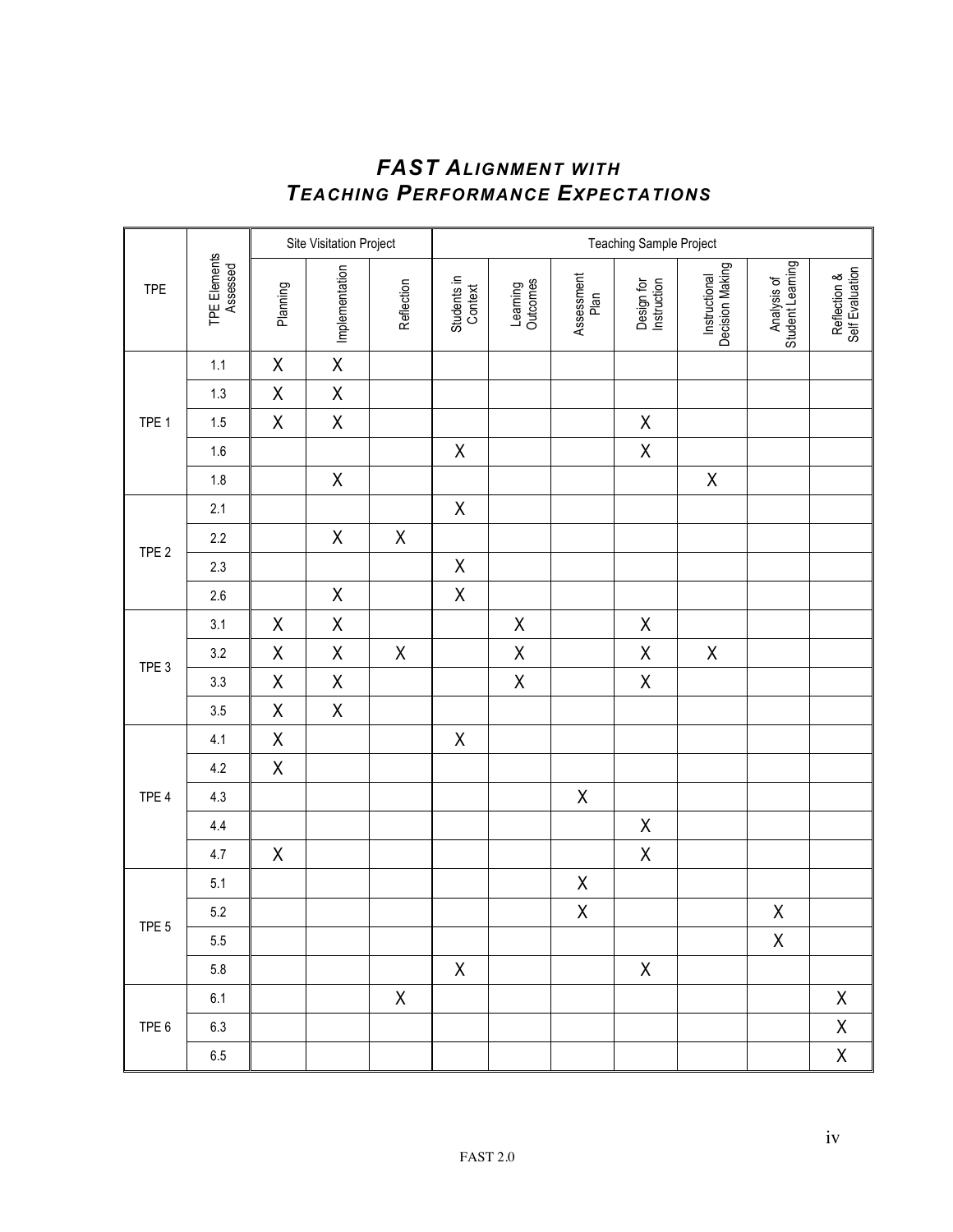# *FAST Alignment with Teaching Performance Expectations*

| TPE | TPE Elements Assessed | Site Visitation Project | | | Teaching Sample Project | | | | | | |
|---|---|---|---|---|---|---|---|---|---|---|---|
| | | Planning | Implementation | Reflection | Students in Context | Learning Outcomes | Assessment Plan | Design for Instruction | Instructional Decision Making | Analysis of Student Learning | Reflection & Self Evaluation |
| TPE 1 | 1.1 | X | X | | | | | | | | |
| | 1.3 | X | X | | | | | | | | |
| | 1.5 | X | X | | | | | X | | | |
| | 1.6 | | | | X | | | X | | | |
| | 1.8 | | X | | | | | | X | | |
| TPE 2 | 2.1 | | | | X | | | | | | |
| | 2.2 | | X | X | | | | | | | |
| | 2.3 | | | | X | | | | | | |
| | 2.6 | | X | | X | | | | | | |
| TPE 3 | 3.1 | X | X | | | X | | X | | | |
| | 3.2 | X | X | X | | X | | X | X | | |
| | 3.3 | X | X | | | X | | X | | | |
| | 3.5 | X | X | | | | | | | | |
| TPE 4 | 4.1 | X | | | X | | | | | | |
| | 4.2 | X | | | | | | | | | |
| | 4.3 | | | | | | X | | | | |
| | 4.4 | | | | | | | X | | | |
| | 4.7 | X | | | | | | X | | | |
| TPE 5 | 5.1 | | | | | | X | | | | |
| | 5.2 | | | | | | X | | | X | |
| | 5.5 | | | | | | | | | X | |
| | 5.8 | | | | X | | | X | | | |
| TPE 6 | 6.1 | | | X | | | | | | | X |
| | 6.3 | | | | | | | | | | X |
| | 6.5 | | | | | | | | | | X |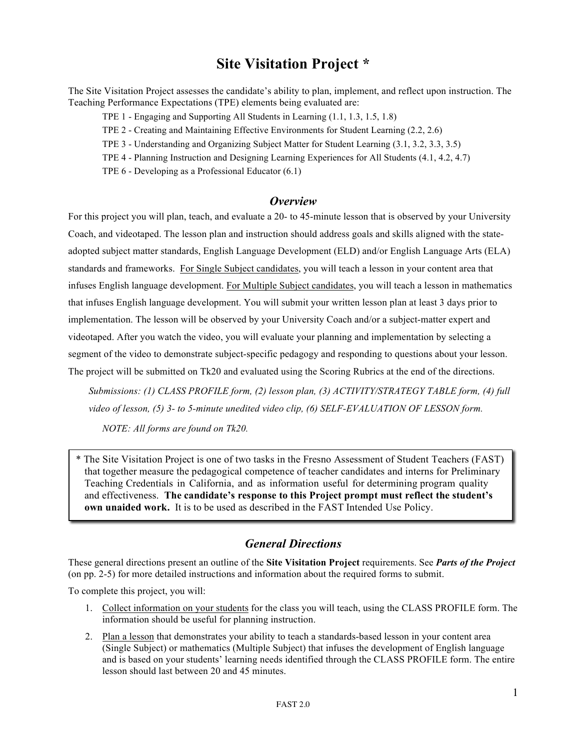# Site Visitation Project *

The Site Visitation Project assesses the candidate's ability to plan, implement, and reflect upon instruction. The Teaching Performance Expectations (TPE) elements being evaluated are:

TPE 1 - Engaging and Supporting All Students in Learning (1.1, 1.3, 1.5, 1.8)

TPE 2 - Creating and Maintaining Effective Environments for Student Learning (2.2, 2.6)

TPE 3 - Understanding and Organizing Subject Matter for Student Learning (3.1, 3.2, 3.3, 3.5)

TPE 4 - Planning Instruction and Designing Learning Experiences for All Students (4.1, 4.2, 4.7)

TPE 6 - Developing as a Professional Educator (6.1)

## *Overview*

For this project you will plan, teach, and evaluate a 20- to 45-minute lesson that is observed by your University Coach, and videotaped. The lesson plan and instruction should address goals and skills aligned with the state-adopted subject matter standards, English Language Development (ELD) and/or English Language Arts (ELA) standards and frameworks. For Single Subject candidates, you will teach a lesson in your content area that infuses English language development. For Multiple Subject candidates, you will teach a lesson in mathematics that infuses English language development. You will submit your written lesson plan at least 3 days prior to implementation. The lesson will be observed by your University Coach and/or a subject-matter expert and videotaped. After you watch the video, you will evaluate your planning and implementation by selecting a segment of the video to demonstrate subject-specific pedagogy and responding to questions about your lesson. The project will be submitted on Tk20 and evaluated using the Scoring Rubrics at the end of the directions.

*Submissions: (1) CLASS PROFILE form, (2) lesson plan, (3) ACTIVITY/STRATEGY TABLE form, (4) full video of lesson, (5) 3- to 5-minute unedited video clip, (6) SELF-EVALUATION OF LESSON form.*

*NOTE: All forms are found on Tk20.*

> * The Site Visitation Project is one of two tasks in the Fresno Assessment of Student Teachers (FAST) that together measure the pedagogical competence of teacher candidates and interns for Preliminary Teaching Credentials in California, and as information useful for determining program quality and effectiveness. **The candidate's response to this Project prompt must reflect the student's own unaided work.** It is to be used as described in the FAST Intended Use Policy.

## *General Directions*

These general directions present an outline of the **Site Visitation Project** requirements. See ***Parts of the Project*** (on pp. 2-5) for more detailed instructions and information about the required forms to submit.

To complete this project, you will:

1. Collect information on your students for the class you will teach, using the CLASS PROFILE form. The information should be useful for planning instruction.
2. Plan a lesson that demonstrates your ability to teach a standards-based lesson in your content area (Single Subject) or mathematics (Multiple Subject) that infuses the development of English language and is based on your students' learning needs identified through the CLASS PROFILE form. The entire lesson should last between 20 and 45 minutes.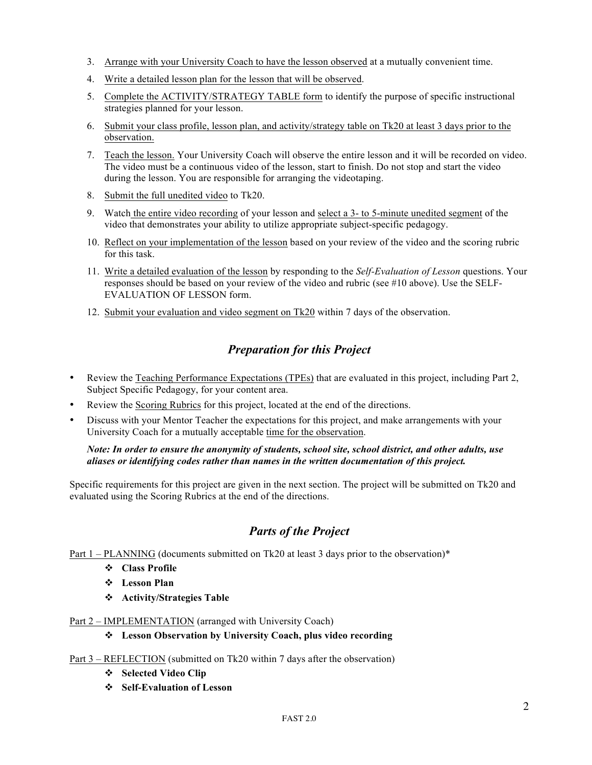3. Arrange with your University Coach to have the lesson observed at a mutually convenient time.
4. Write a detailed lesson plan for the lesson that will be observed.
5. Complete the ACTIVITY/STRATEGY TABLE form to identify the purpose of specific instructional strategies planned for your lesson.
6. Submit your class profile, lesson plan, and activity/strategy table on Tk20 at least 3 days prior to the observation.
7. Teach the lesson. Your University Coach will observe the entire lesson and it will be recorded on video. The video must be a continuous video of the lesson, start to finish. Do not stop and start the video during the lesson. You are responsible for arranging the videotaping.
8. Submit the full unedited video to Tk20.
9. Watch the entire video recording of your lesson and select a 3- to 5-minute unedited segment of the video that demonstrates your ability to utilize appropriate subject-specific pedagogy.
10. Reflect on your implementation of the lesson based on your review of the video and the scoring rubric for this task.
11. Write a detailed evaluation of the lesson by responding to the *Self-Evaluation of Lesson* questions. Your responses should be based on your review of the video and rubric (see #10 above). Use the SELF-EVALUATION OF LESSON form.
12. Submit your evaluation and video segment on Tk20 within 7 days of the observation.

## *Preparation for this Project*

- Review the Teaching Performance Expectations (TPEs) that are evaluated in this project, including Part 2, Subject Specific Pedagogy, for your content area.
- Review the Scoring Rubrics for this project, located at the end of the directions.
- Discuss with your Mentor Teacher the expectations for this project, and make arrangements with your University Coach for a mutually acceptable time for the observation.

***Note: In order to ensure the anonymity of students, school site, school district, and other adults, use aliases or identifying codes rather than names in the written documentation of this project.***

Specific requirements for this project are given in the next section. The project will be submitted on Tk20 and evaluated using the Scoring Rubrics at the end of the directions.

## *Parts of the Project*

Part 1 – PLANNING (documents submitted on Tk20 at least 3 days prior to the observation)*

- **Class Profile**
- **Lesson Plan**
- **Activity/Strategies Table**

Part 2 – IMPLEMENTATION (arranged with University Coach)

- **Lesson Observation by University Coach, plus video recording**

Part 3 – REFLECTION (submitted on Tk20 within 7 days after the observation)

- **Selected Video Clip**
- **Self-Evaluation of Lesson**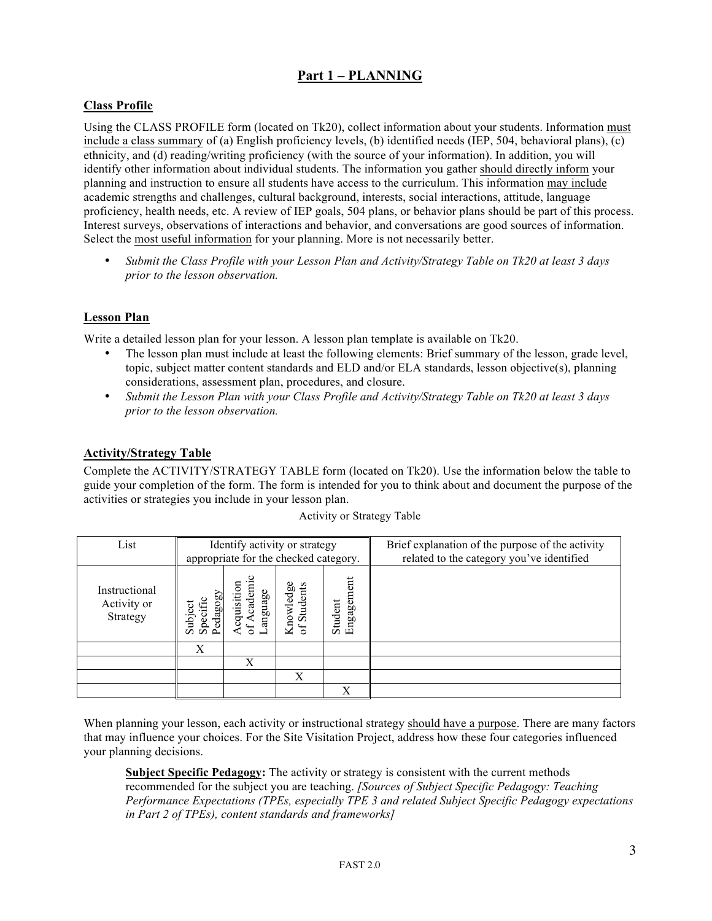## Part 1 – PLANNING

### Class Profile

Using the CLASS PROFILE form (located on Tk20), collect information about your students. Information must include a class summary of (a) English proficiency levels, (b) identified needs (IEP, 504, behavioral plans), (c) ethnicity, and (d) reading/writing proficiency (with the source of your information). In addition, you will identify other information about individual students. The information you gather should directly inform your planning and instruction to ensure all students have access to the curriculum. This information may include academic strengths and challenges, cultural background, interests, social interactions, attitude, language proficiency, health needs, etc. A review of IEP goals, 504 plans, or behavior plans should be part of this process. Interest surveys, observations of interactions and behavior, and conversations are good sources of information. Select the most useful information for your planning. More is not necessarily better.

- *Submit the Class Profile with your Lesson Plan and Activity/Strategy Table on Tk20 at least 3 days prior to the lesson observation.*

### Lesson Plan

Write a detailed lesson plan for your lesson. A lesson plan template is available on Tk20.

- The lesson plan must include at least the following elements: Brief summary of the lesson, grade level, topic, subject matter content standards and ELD and/or ELA standards, lesson objective(s), planning considerations, assessment plan, procedures, and closure.
- *Submit the Lesson Plan with your Class Profile and Activity/Strategy Table on Tk20 at least 3 days prior to the lesson observation.*

### Activity/Strategy Table

Complete the ACTIVITY/STRATEGY TABLE form (located on Tk20). Use the information below the table to guide your completion of the form. The form is intended for you to think about and document the purpose of the activities or strategies you include in your lesson plan.

Activity or Strategy Table

| List | Identify activity or strategy appropriate for the checked category. | | | | Brief explanation of the purpose of the activity related to the category you've identified |
|---|---|---|---|---|---|
| Instructional Activity or Strategy | Subject Specific Pedagogy | Acquisition of Academic Language | Knowledge of Students | Student Engagement | |
| | X | | | | |
| | | X | | | |
| | | | X | | |
| | | | | X | |

When planning your lesson, each activity or instructional strategy should have a purpose. There are many factors that may influence your choices. For the Site Visitation Project, address how these four categories influenced your planning decisions.

> **Subject Specific Pedagogy:** The activity or strategy is consistent with the current methods recommended for the subject you are teaching. *[Sources of Subject Specific Pedagogy: Teaching Performance Expectations (TPEs, especially TPE 3 and related Subject Specific Pedagogy expectations in Part 2 of TPEs), content standards and frameworks]*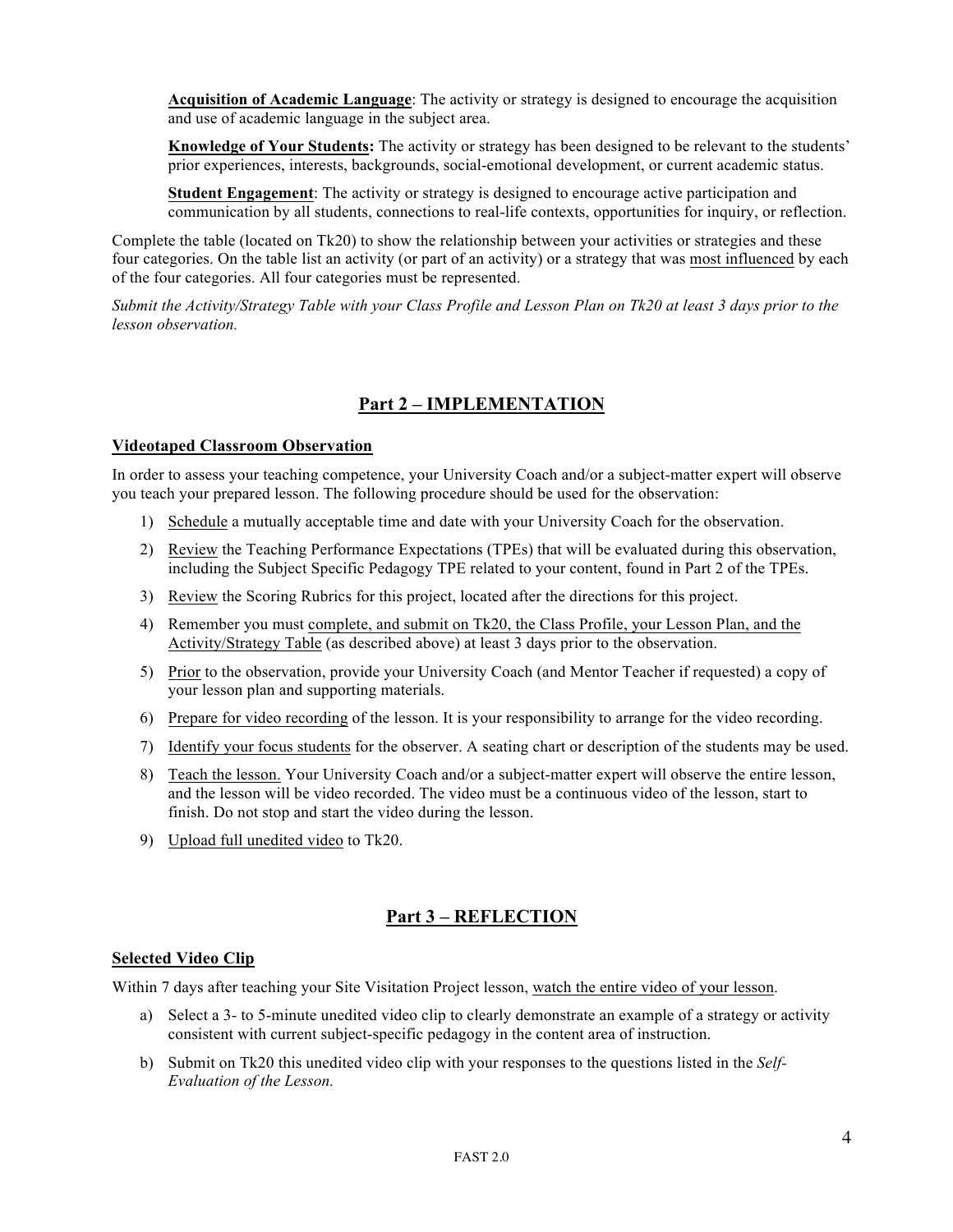**<u>Acquisition of Academic Language</u>**: The activity or strategy is designed to encourage the acquisition and use of academic language in the subject area.

**<u>Knowledge of Your Students</u>:** The activity or strategy has been designed to be relevant to the students' prior experiences, interests, backgrounds, social-emotional development, or current academic status.

**<u>Student Engagement</u>**: The activity or strategy is designed to encourage active participation and communication by all students, connections to real-life contexts, opportunities for inquiry, or reflection.

Complete the table (located on Tk20) to show the relationship between your activities or strategies and these four categories. On the table list an activity (or part of an activity) or a strategy that was <u>most influenced</u> by each of the four categories. All four categories must be represented.

*Submit the Activity/Strategy Table with your Class Profile and Lesson Plan on Tk20 at least 3 days prior to the lesson observation.*

## <u>Part 2 – IMPLEMENTATION</u>

### <u>Videotaped Classroom Observation</u>

In order to assess your teaching competence, your University Coach and/or a subject-matter expert will observe you teach your prepared lesson. The following procedure should be used for the observation:

1) <u>Schedule</u> a mutually acceptable time and date with your University Coach for the observation.
2) <u>Review</u> the Teaching Performance Expectations (TPEs) that will be evaluated during this observation, including the Subject Specific Pedagogy TPE related to your content, found in Part 2 of the TPEs.
3) <u>Review</u> the Scoring Rubrics for this project, located after the directions for this project.
4) Remember you must <u>complete, and submit on Tk20, the Class Profile, your Lesson Plan, and the Activity/Strategy Table</u> (as described above) at least 3 days prior to the observation.
5) <u>Prior</u> to the observation, provide your University Coach (and Mentor Teacher if requested) a copy of your lesson plan and supporting materials.
6) <u>Prepare for video recording</u> of the lesson. It is your responsibility to arrange for the video recording.
7) <u>Identify your focus students</u> for the observer. A seating chart or description of the students may be used.
8) <u>Teach the lesson.</u> Your University Coach and/or a subject-matter expert will observe the entire lesson, and the lesson will be video recorded. The video must be a continuous video of the lesson, start to finish. Do not stop and start the video during the lesson.
9) <u>Upload full unedited video</u> to Tk20.

## <u>Part 3 – REFLECTION</u>

### <u>Selected Video Clip</u>

Within 7 days after teaching your Site Visitation Project lesson, <u>watch the entire video of your lesson</u>.

a) Select a 3- to 5-minute unedited video clip to clearly demonstrate an example of a strategy or activity consistent with current subject-specific pedagogy in the content area of instruction.
b) Submit on Tk20 this unedited video clip with your responses to the questions listed in the *Self-Evaluation of the Lesson.*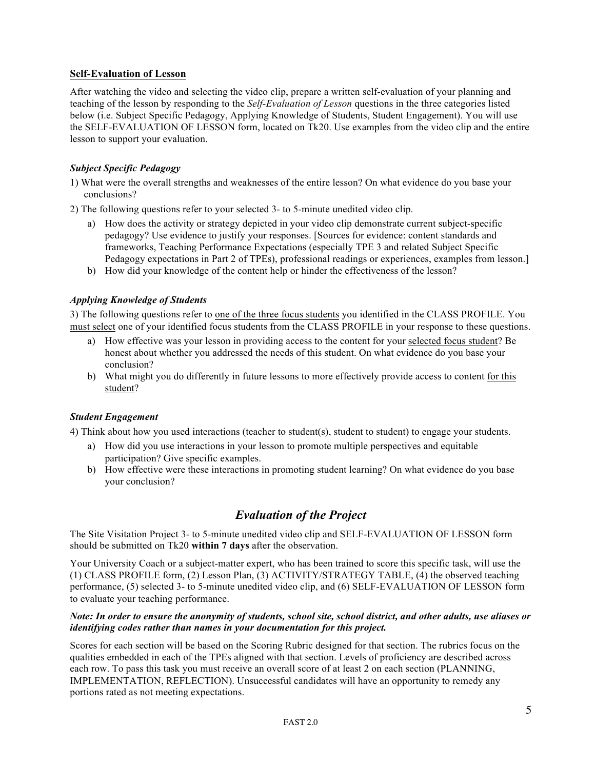## Self-Evaluation of Lesson

After watching the video and selecting the video clip, prepare a written self-evaluation of your planning and teaching of the lesson by responding to the *Self-Evaluation of Lesson* questions in the three categories listed below (i.e. Subject Specific Pedagogy, Applying Knowledge of Students, Student Engagement). You will use the SELF-EVALUATION OF LESSON form, located on Tk20. Use examples from the video clip and the entire lesson to support your evaluation.

### *Subject Specific Pedagogy*

1) What were the overall strengths and weaknesses of the entire lesson? On what evidence do you base your conclusions?

2) The following questions refer to your selected 3- to 5-minute unedited video clip.
   a) How does the activity or strategy depicted in your video clip demonstrate current subject-specific pedagogy? Use evidence to justify your responses. [Sources for evidence: content standards and frameworks, Teaching Performance Expectations (especially TPE 3 and related Subject Specific Pedagogy expectations in Part 2 of TPEs), professional readings or experiences, examples from lesson.]
   b) How did your knowledge of the content help or hinder the effectiveness of the lesson?

### *Applying Knowledge of Students*

3) The following questions refer to one of the three focus students you identified in the CLASS PROFILE. You must select one of your identified focus students from the CLASS PROFILE in your response to these questions.
   a) How effective was your lesson in providing access to the content for your selected focus student? Be honest about whether you addressed the needs of this student. On what evidence do you base your conclusion?
   b) What might you do differently in future lessons to more effectively provide access to content for this student?

### *Student Engagement*

4) Think about how you used interactions (teacher to student(s), student to student) to engage your students.
   a) How did you use interactions in your lesson to promote multiple perspectives and equitable participation? Give specific examples.
   b) How effective were these interactions in promoting student learning? On what evidence do you base your conclusion?

## *Evaluation of the Project*

The Site Visitation Project 3- to 5-minute unedited video clip and SELF-EVALUATION OF LESSON form should be submitted on Tk20 **within 7 days** after the observation.

Your University Coach or a subject-matter expert, who has been trained to score this specific task, will use the (1) CLASS PROFILE form, (2) Lesson Plan, (3) ACTIVITY/STRATEGY TABLE, (4) the observed teaching performance, (5) selected 3- to 5-minute unedited video clip, and (6) SELF-EVALUATION OF LESSON form to evaluate your teaching performance.

***Note: In order to ensure the anonymity of students, school site, school district, and other adults, use aliases or identifying codes rather than names in your documentation for this project.***

Scores for each section will be based on the Scoring Rubric designed for that section. The rubrics focus on the qualities embedded in each of the TPEs aligned with that section. Levels of proficiency are described across each row. To pass this task you must receive an overall score of at least 2 on each section (PLANNING, IMPLEMENTATION, REFLECTION). Unsuccessful candidates will have an opportunity to remedy any portions rated as not meeting expectations.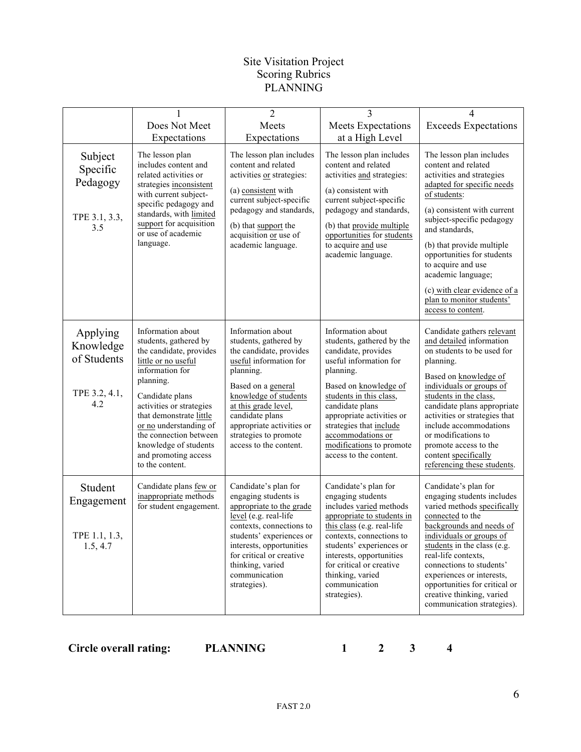# Site Visitation Project
## Scoring Rubrics
## PLANNING

| | 1<br>Does Not Meet Expectations | 2<br>Meets Expectations | 3<br>Meets Expectations at a High Level | 4<br>Exceeds Expectations |
|---|---|---|---|---|
| Subject Specific Pedagogy<br><br>TPE 3.1, 3.3, 3.5 | The lesson plan includes content and related activities or strategies inconsistent with current subject-specific pedagogy and standards, with limited support for acquisition or use of academic language. | The lesson plan includes content and related activities or strategies:<br>(a) consistent with current subject-specific pedagogy and standards,<br>(b) that support the acquisition or use of academic language. | The lesson plan includes content and related activities and strategies:<br>(a) consistent with current subject-specific pedagogy and standards,<br>(b) that provide multiple opportunities for students to acquire and use academic language. | The lesson plan includes content and related activities and strategies adapted for specific needs of students:<br>(a) consistent with current subject-specific pedagogy and standards,<br>(b) that provide multiple opportunities for students to acquire and use academic language;<br>(c) with clear evidence of a plan to monitor students' access to content. |
| Applying Knowledge of Students<br><br>TPE 3.2, 4.1, 4.2 | Information about students, gathered by the candidate, provides little or no useful information for planning.<br>Candidate plans activities or strategies that demonstrate little or no understanding of the connection between knowledge of students and promoting access to the content. | Information about students, gathered by the candidate, provides useful information for planning.<br>Based on a general knowledge of students at this grade level, candidate plans appropriate activities or strategies to promote access to the content. | Information about students, gathered by the candidate, provides useful information for planning.<br>Based on knowledge of students in this class, candidate plans appropriate activities or strategies that include accommodations or modifications to promote access to the content. | Candidate gathers relevant and detailed information on students to be used for planning.<br>Based on knowledge of individuals or groups of students in the class, candidate plans appropriate activities or strategies that include accommodations or modifications to promote access to the content specifically referencing these students. |
| Student Engagement<br><br>TPE 1.1, 1.3, 1.5, 4.7 | Candidate plans few or inappropriate methods for student engagement. | Candidate's plan for engaging students is appropriate to the grade level (e.g. real-life contexts, connections to students' experiences or interests, opportunities for critical or creative thinking, varied communication strategies). | Candidate's plan for engaging students includes varied methods appropriate to students in this class (e.g. real-life contexts, connections to students' experiences or interests, opportunities for critical or creative thinking, varied communication strategies). | Candidate's plan for engaging students includes varied methods specifically connected to the backgrounds and needs of individuals or groups of students in the class (e.g. real-life contexts, connections to students' experiences or interests, opportunities for critical or creative thinking, varied communication strategies). |

**Circle overall rating: PLANNING 1 2 3 4**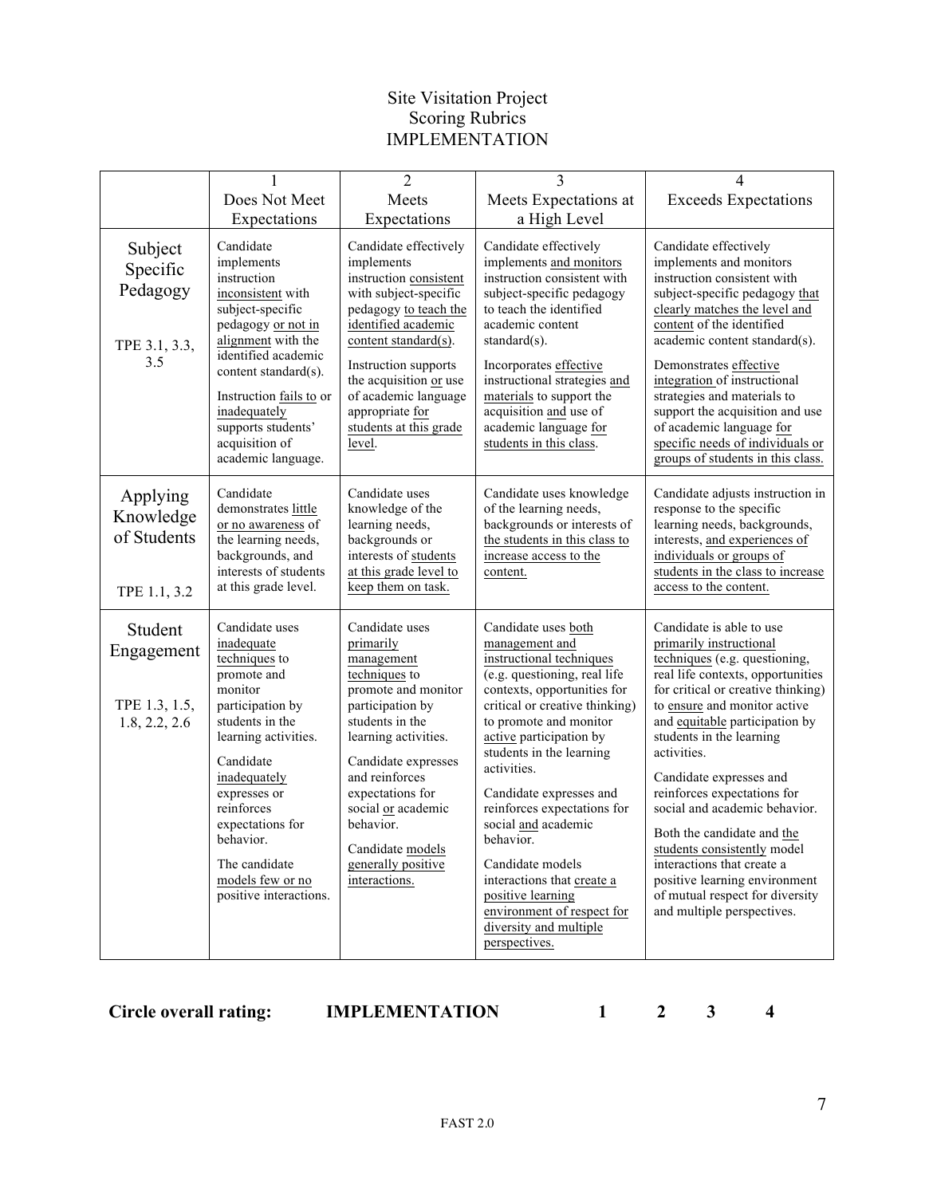# Site Visitation Project
## Scoring Rubrics
## IMPLEMENTATION

| | 1<br>Does Not Meet Expectations | 2<br>Meets Expectations | 3<br>Meets Expectations at a High Level | 4<br>Exceeds Expectations |
|---|---|---|---|---|
| Subject Specific Pedagogy<br><br>TPE 3.1, 3.3, 3.5 | Candidate implements instruction inconsistent with subject-specific pedagogy or not in alignment with the identified academic content standard(s).<br><br>Instruction fails to or inadequately supports students' acquisition of academic language. | Candidate effectively implements instruction consistent with subject-specific pedagogy to teach the identified academic content standard(s).<br><br>Instruction supports the acquisition or use of academic language appropriate for students at this grade level. | Candidate effectively implements and monitors instruction consistent with subject-specific pedagogy to teach the identified academic content standard(s).<br><br>Incorporates effective instructional strategies and materials to support the acquisition and use of academic language for students in this class. | Candidate effectively implements and monitors instruction consistent with subject-specific pedagogy that clearly matches the level and content of the identified academic content standard(s).<br><br>Demonstrates effective integration of instructional strategies and materials to support the acquisition and use of academic language for specific needs of individuals or groups of students in this class. |
| Applying Knowledge of Students<br><br>TPE 1.1, 3.2 | Candidate demonstrates little or no awareness of the learning needs, backgrounds, and interests of students at this grade level. | Candidate uses knowledge of the learning needs, backgrounds or interests of students at this grade level to keep them on task. | Candidate uses knowledge of the learning needs, backgrounds or interests of the students in this class to increase access to the content. | Candidate adjusts instruction in response to the specific learning needs, backgrounds, interests, and experiences of individuals or groups of students in the class to increase access to the content. |
| Student Engagement<br><br>TPE 1.3, 1.5, 1.8, 2.2, 2.6 | Candidate uses inadequate techniques to promote and monitor participation by students in the learning activities.<br><br>Candidate inadequately expresses or reinforces expectations for behavior.<br><br>The candidate models few or no positive interactions. | Candidate uses primarily management techniques to promote and monitor participation by students in the learning activities.<br><br>Candidate expresses and reinforces expectations for social or academic behavior.<br><br>Candidate models generally positive interactions. | Candidate uses both management and instructional techniques (e.g. questioning, real life contexts, opportunities for critical or creative thinking) to promote and monitor active participation by students in the learning activities.<br><br>Candidate expresses and reinforces expectations for social and academic behavior.<br><br>Candidate models interactions that create a positive learning environment of respect for diversity and multiple perspectives. | Candidate is able to use primarily instructional techniques (e.g. questioning, real life contexts, opportunities for critical or creative thinking) to ensure and monitor active and equitable participation by students in the learning activities.<br><br>Candidate expresses and reinforces expectations for social and academic behavior.<br><br>Both the candidate and the students consistently model interactions that create a positive learning environment of mutual respect for diversity and multiple perspectives. |

**Circle overall rating: IMPLEMENTATION 1 2 3 4**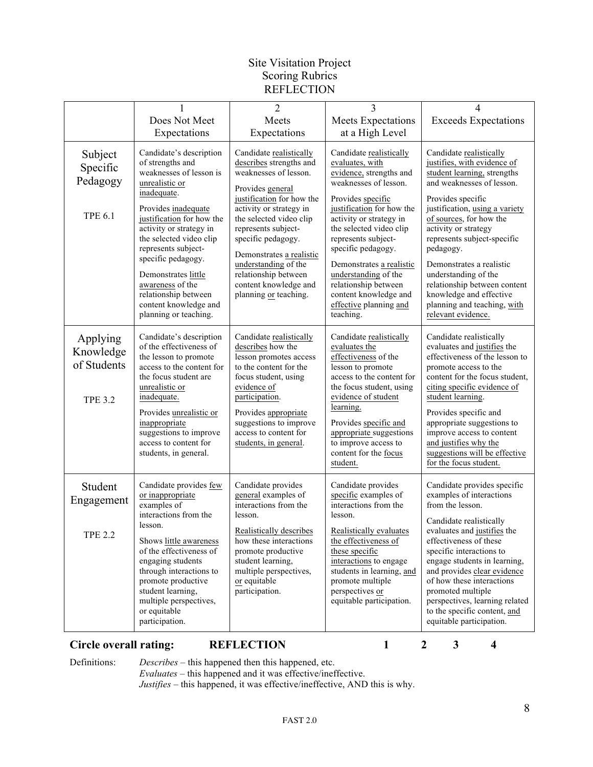# Site Visitation Project
## Scoring Rubrics
## REFLECTION

| | 1<br>Does Not Meet Expectations | 2<br>Meets Expectations | 3<br>Meets Expectations at a High Level | 4<br>Exceeds Expectations |
|---|---|---|---|---|
| Subject Specific Pedagogy<br><br>TPE 6.1 | Candidate's description of strengths and weaknesses of lesson is unrealistic or inadequate.<br><br>Provides inadequate justification for how the activity or strategy in the selected video clip represents subject-specific pedagogy.<br><br>Demonstrates little awareness of the relationship between content knowledge and planning or teaching. | Candidate realistically describes strengths and weaknesses of lesson.<br><br>Provides general justification for how the activity or strategy in the selected video clip represents subject-specific pedagogy.<br><br>Demonstrates a realistic understanding of the relationship between content knowledge and planning or teaching. | Candidate realistically evaluates, with evidence, strengths and weaknesses of lesson.<br><br>Provides specific justification for how the activity or strategy in the selected video clip represents subject-specific pedagogy.<br><br>Demonstrates a realistic understanding of the relationship between content knowledge and effective planning and teaching. | Candidate realistically justifies, with evidence of student learning, strengths and weaknesses of lesson.<br><br>Provides specific justification, using a variety of sources, for how the activity or strategy represents subject-specific pedagogy.<br><br>Demonstrates a realistic understanding of the relationship between content knowledge and effective planning and teaching, with relevant evidence. |
| Applying Knowledge of Students<br><br>TPE 3.2 | Candidate's description of the effectiveness of the lesson to promote access to the content for the focus student are unrealistic or inadequate.<br><br>Provides unrealistic or inappropriate suggestions to improve access to content for students, in general. | Candidate realistically describes how the lesson promotes access to the content for the focus student, using evidence of participation.<br><br>Provides appropriate suggestions to improve access to content for students, in general. | Candidate realistically evaluates the effectiveness of the lesson to promote access to the content for the focus student, using evidence of student learning.<br><br>Provides specific and appropriate suggestions to improve access to content for the focus student. | Candidate realistically evaluates and justifies the effectiveness of the lesson to promote access to the content for the focus student, citing specific evidence of student learning.<br><br>Provides specific and appropriate suggestions to improve access to content and justifies why the suggestions will be effective for the focus student. |
| Student Engagement<br><br>TPE 2.2 | Candidate provides few or inappropriate examples of interactions from the lesson.<br><br>Shows little awareness of the effectiveness of engaging students through interactions to promote productive student learning, multiple perspectives, or equitable participation. | Candidate provides general examples of interactions from the lesson.<br><br>Realistically describes how these interactions promote productive student learning, multiple perspectives, or equitable participation. | Candidate provides specific examples of interactions from the lesson.<br><br>Realistically evaluates the effectiveness of these specific interactions to engage students in learning, and promote multiple perspectives or equitable participation. | Candidate provides specific examples of interactions from the lesson.<br><br>Candidate realistically evaluates and justifies the effectiveness of these specific interactions to engage students in learning, and provides clear evidence of how these interactions promoted multiple perspectives, learning related to the specific content, and equitable participation. |

**Circle overall rating:** **REFLECTION** **1 2 3 4**

Definitions:
*Describes* – this happened then this happened, etc.
*Evaluates* – this happened and it was effective/ineffective.
*Justifies* – this happened, it was effective/ineffective, AND this is why.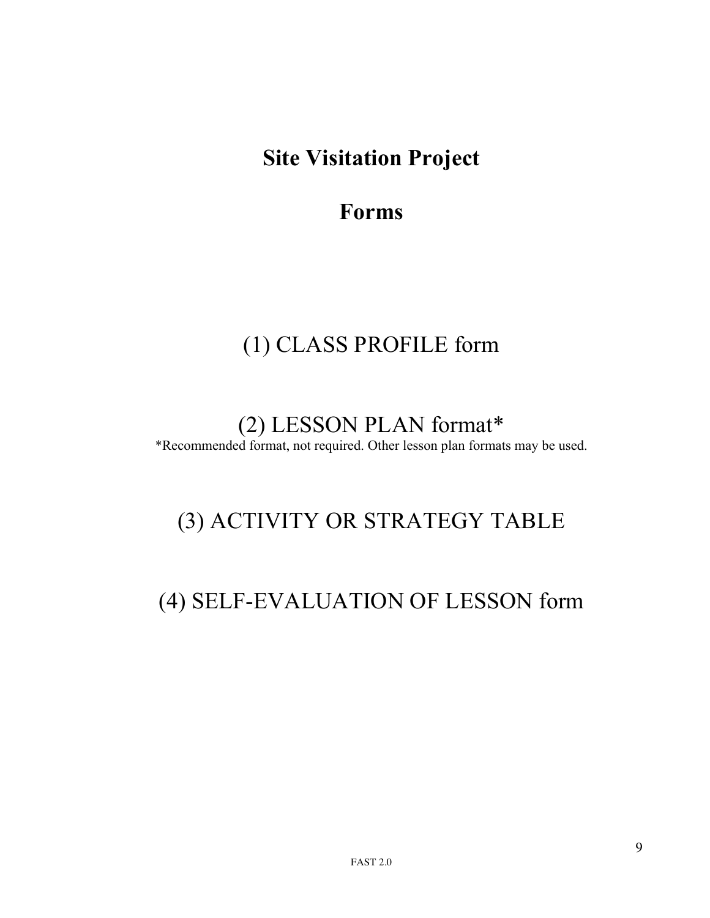# Site Visitation Project

# Forms

(1) CLASS PROFILE form

(2) LESSON PLAN format*

*Recommended format, not required. Other lesson plan formats may be used.

(3) ACTIVITY OR STRATEGY TABLE

(4) SELF-EVALUATION OF LESSON form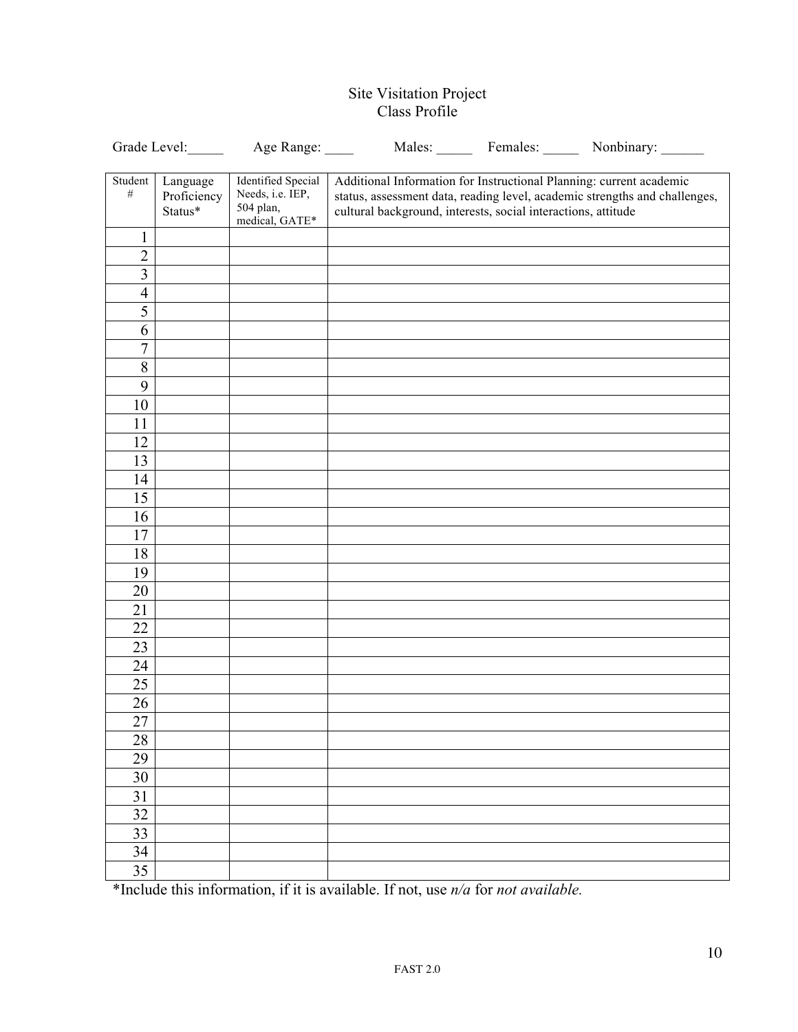# Site Visitation Project
## Class Profile

Grade Level:_____ Age Range: ____ Males: _____ Females: _____ Nonbinary: ______

| Student # | Language Proficiency Status* | Identified Special Needs, i.e. IEP, 504 plan, medical, GATE* | Additional Information for Instructional Planning: current academic status, assessment data, reading level, academic strengths and challenges, cultural background, interests, social interactions, attitude |
|---|---|---|---|
| 1 | | | |
| 2 | | | |
| 3 | | | |
| 4 | | | |
| 5 | | | |
| 6 | | | |
| 7 | | | |
| 8 | | | |
| 9 | | | |
| 10 | | | |
| 11 | | | |
| 12 | | | |
| 13 | | | |
| 14 | | | |
| 15 | | | |
| 16 | | | |
| 17 | | | |
| 18 | | | |
| 19 | | | |
| 20 | | | |
| 21 | | | |
| 22 | | | |
| 23 | | | |
| 24 | | | |
| 25 | | | |
| 26 | | | |
| 27 | | | |
| 28 | | | |
| 29 | | | |
| 30 | | | |
| 31 | | | |
| 32 | | | |
| 33 | | | |
| 34 | | | |
| 35 | | | |

*Include this information, if it is available. If not, use *n/a* for *not available.*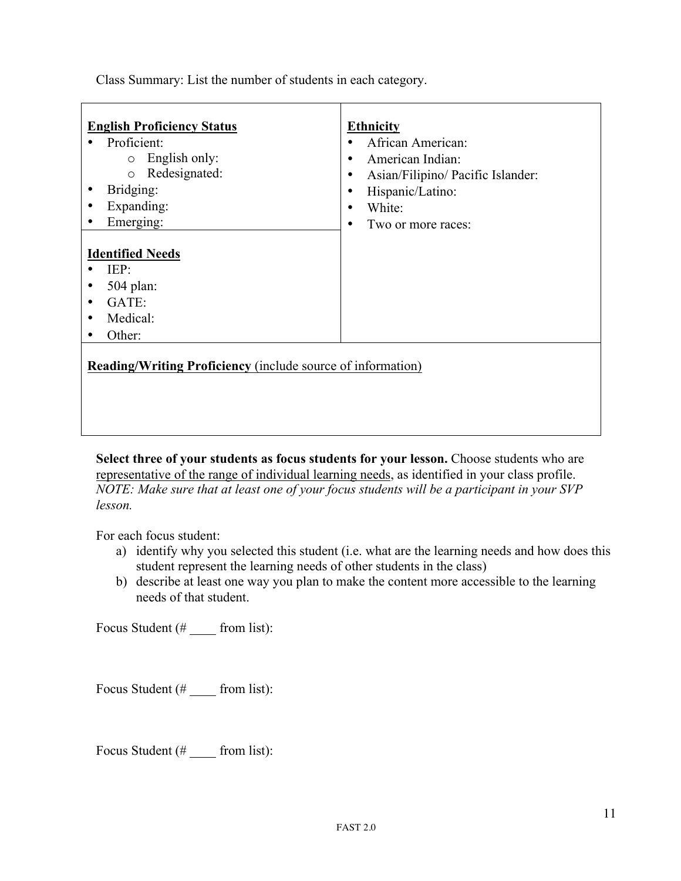Class Summary: List the number of students in each category.

| **English Proficiency Status** | **Ethnicity** |
|---|---|
| • Proficient:<br>  ○ English only:<br>  ○ Redesignated:<br>• Bridging:<br>• Expanding:<br>• Emerging: | • African American:<br>• American Indian:<br>• Asian/Filipino/ Pacific Islander:<br>• Hispanic/Latino:<br>• White:<br>• Two or more races: |
| **Identified Needs**<br>• IEP:<br>• 504 plan:<br>• GATE:<br>• Medical:<br>• Other: | |
| **Reading/Writing Proficiency** (include source of information) | |

**Select three of your students as focus students for your lesson.** Choose students who are representative of the range of individual learning needs, as identified in your class profile. *NOTE: Make sure that at least one of your focus students will be a participant in your SVP lesson.*

For each focus student:

a) identify why you selected this student (i.e. what are the learning needs and how does this student represent the learning needs of other students in the class)
b) describe at least one way you plan to make the content more accessible to the learning needs of that student.

Focus Student (# ____ from list):

Focus Student (# ____ from list):

Focus Student (# ____ from list):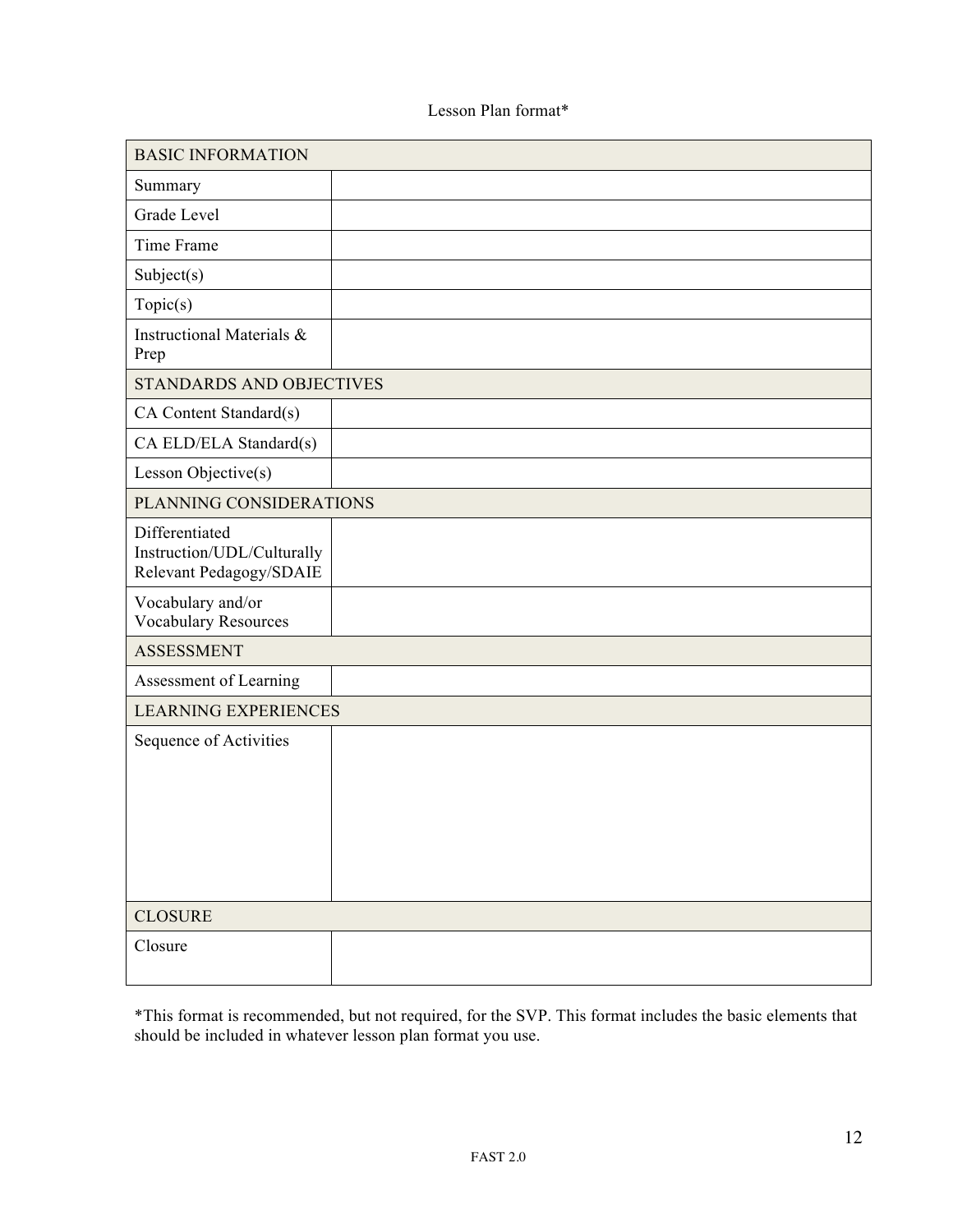Lesson Plan format*

| BASIC INFORMATION | |
|---|---|
| Summary | |
| Grade Level | |
| Time Frame | |
| Subject(s) | |
| Topic(s) | |
| Instructional Materials & Prep | |
| STANDARDS AND OBJECTIVES | |
| CA Content Standard(s) | |
| CA ELD/ELA Standard(s) | |
| Lesson Objective(s) | |
| PLANNING CONSIDERATIONS | |
| Differentiated Instruction/UDL/Culturally Relevant Pedagogy/SDAIE | |
| Vocabulary and/or Vocabulary Resources | |
| ASSESSMENT | |
| Assessment of Learning | |
| LEARNING EXPERIENCES | |
| Sequence of Activities | |
| CLOSURE | |
| Closure | |

*This format is recommended, but not required, for the SVP. This format includes the basic elements that should be included in whatever lesson plan format you use.

FAST 2.0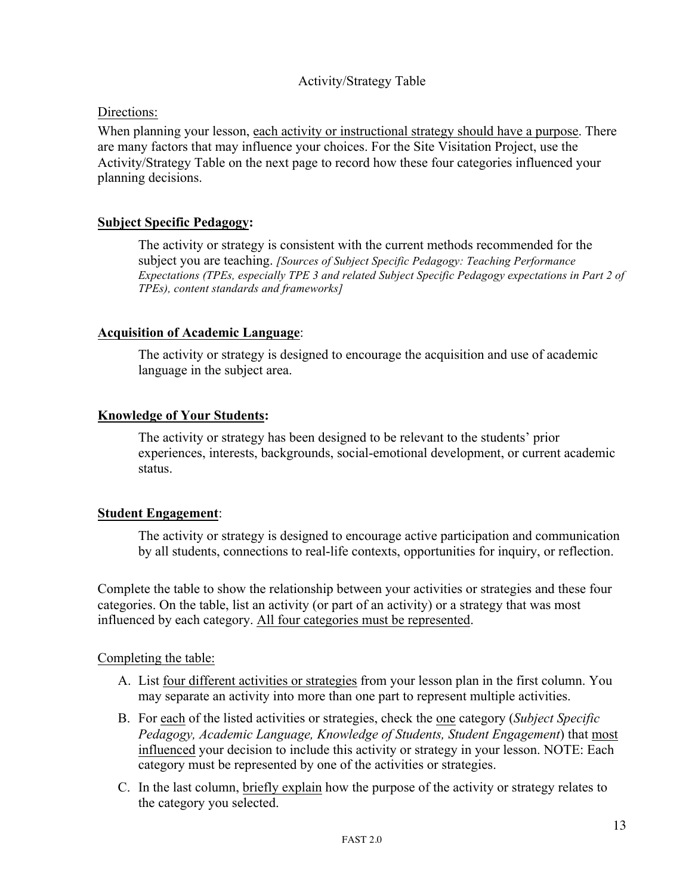# Activity/Strategy Table

Directions:

When planning your lesson, each activity or instructional strategy should have a purpose. There are many factors that may influence your choices. For the Site Visitation Project, use the Activity/Strategy Table on the next page to record how these four categories influenced your planning decisions.

**Subject Specific Pedagogy:**

The activity or strategy is consistent with the current methods recommended for the subject you are teaching. *[Sources of Subject Specific Pedagogy: Teaching Performance Expectations (TPEs, especially TPE 3 and related Subject Specific Pedagogy expectations in Part 2 of TPEs), content standards and frameworks]*

**Acquisition of Academic Language**:

The activity or strategy is designed to encourage the acquisition and use of academic language in the subject area.

**Knowledge of Your Students:**

The activity or strategy has been designed to be relevant to the students' prior experiences, interests, backgrounds, social-emotional development, or current academic status.

**Student Engagement**:

The activity or strategy is designed to encourage active participation and communication by all students, connections to real-life contexts, opportunities for inquiry, or reflection.

Complete the table to show the relationship between your activities or strategies and these four categories. On the table, list an activity (or part of an activity) or a strategy that was most influenced by each category. All four categories must be represented.

Completing the table:

A. List four different activities or strategies from your lesson plan in the first column. You may separate an activity into more than one part to represent multiple activities.

B. For each of the listed activities or strategies, check the one category (*Subject Specific Pedagogy, Academic Language, Knowledge of Students, Student Engagement*) that most influenced your decision to include this activity or strategy in your lesson. NOTE: Each category must be represented by one of the activities or strategies.

C. In the last column, briefly explain how the purpose of the activity or strategy relates to the category you selected.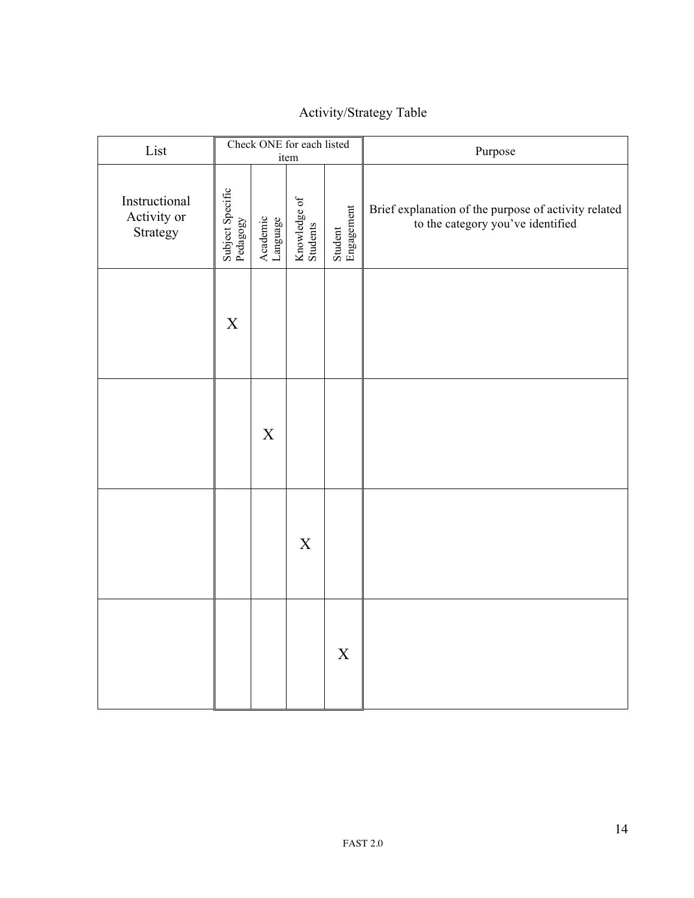# Activity/Strategy Table

| List | Check ONE for each listed item | | | | Purpose |
|---|---|---|---|---|---|
| Instructional Activity or Strategy | Subject Specific Pedagogy | Academic Language | Knowledge of Students | Student Engagement | Brief explanation of the purpose of activity related to the category you've identified |
| | X | | | | |
| | | X | | | |
| | | | X | | |
| | | | | X | |

FAST 2.0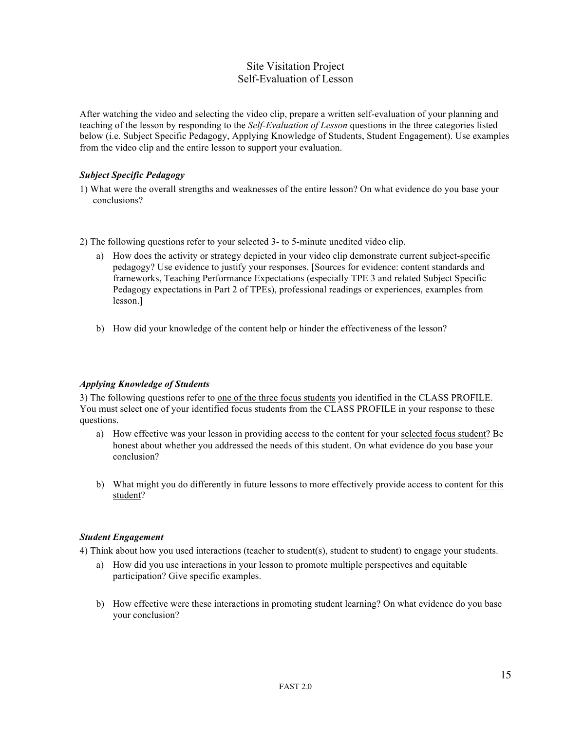# Site Visitation Project
## Self-Evaluation of Lesson

After watching the video and selecting the video clip, prepare a written self-evaluation of your planning and teaching of the lesson by responding to the *Self-Evaluation of Lesson* questions in the three categories listed below (i.e. Subject Specific Pedagogy, Applying Knowledge of Students, Student Engagement). Use examples from the video clip and the entire lesson to support your evaluation.

***Subject Specific Pedagogy***

1) What were the overall strengths and weaknesses of the entire lesson? On what evidence do you base your conclusions?

2) The following questions refer to your selected 3- to 5-minute unedited video clip.

   a) How does the activity or strategy depicted in your video clip demonstrate current subject-specific pedagogy? Use evidence to justify your responses. [Sources for evidence: content standards and frameworks, Teaching Performance Expectations (especially TPE 3 and related Subject Specific Pedagogy expectations in Part 2 of TPEs), professional readings or experiences, examples from lesson.]

   b) How did your knowledge of the content help or hinder the effectiveness of the lesson?

***Applying Knowledge of Students***

3) The following questions refer to <u>one of the three focus students</u> you identified in the CLASS PROFILE. You <u>must select</u> one of your identified focus students from the CLASS PROFILE in your response to these questions.

   a) How effective was your lesson in providing access to the content for your <u>selected focus student</u>? Be honest about whether you addressed the needs of this student. On what evidence do you base your conclusion?

   b) What might you do differently in future lessons to more effectively provide access to content <u>for this student</u>?

***Student Engagement***

4) Think about how you used interactions (teacher to student(s), student to student) to engage your students.

   a) How did you use interactions in your lesson to promote multiple perspectives and equitable participation? Give specific examples.

   b) How effective were these interactions in promoting student learning? On what evidence do you base your conclusion?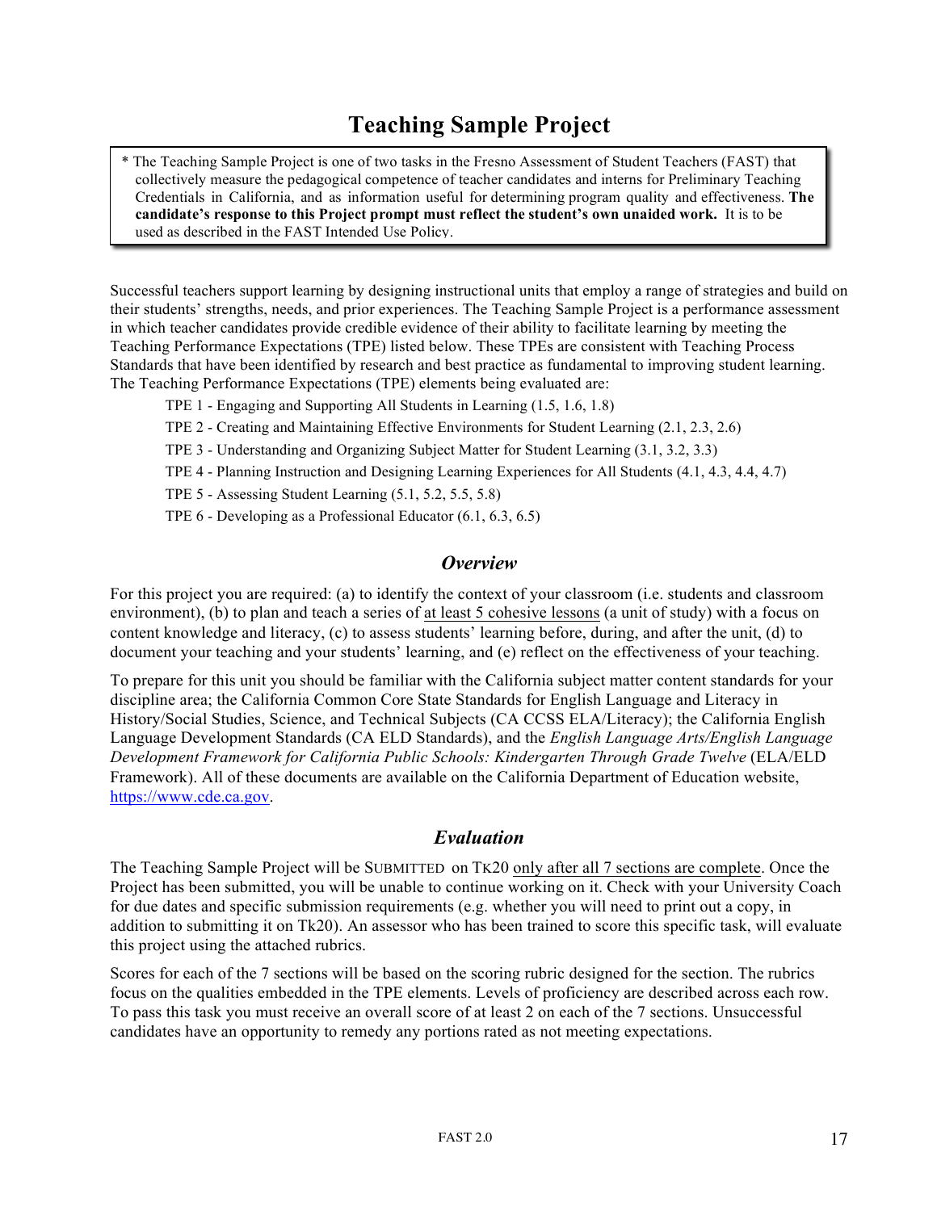# Teaching Sample Project

> * The Teaching Sample Project is one of two tasks in the Fresno Assessment of Student Teachers (FAST) that collectively measure the pedagogical competence of teacher candidates and interns for Preliminary Teaching Credentials in California, and as information useful for determining program quality and effectiveness. **The candidate's response to this Project prompt must reflect the student's own unaided work.** It is to be used as described in the FAST Intended Use Policy.

Successful teachers support learning by designing instructional units that employ a range of strategies and build on their students' strengths, needs, and prior experiences. The Teaching Sample Project is a performance assessment in which teacher candidates provide credible evidence of their ability to facilitate learning by meeting the Teaching Performance Expectations (TPE) listed below. These TPEs are consistent with Teaching Process Standards that have been identified by research and best practice as fundamental to improving student learning. The Teaching Performance Expectations (TPE) elements being evaluated are:

- TPE 1 - Engaging and Supporting All Students in Learning (1.5, 1.6, 1.8)
- TPE 2 - Creating and Maintaining Effective Environments for Student Learning (2.1, 2.3, 2.6)
- TPE 3 - Understanding and Organizing Subject Matter for Student Learning (3.1, 3.2, 3.3)
- TPE 4 - Planning Instruction and Designing Learning Experiences for All Students (4.1, 4.3, 4.4, 4.7)
- TPE 5 - Assessing Student Learning (5.1, 5.2, 5.5, 5.8)
- TPE 6 - Developing as a Professional Educator (6.1, 6.3, 6.5)

## *Overview*

For this project you are required: (a) to identify the context of your classroom (i.e. students and classroom environment), (b) to plan and teach a series of at least 5 cohesive lessons (a unit of study) with a focus on content knowledge and literacy, (c) to assess students' learning before, during, and after the unit, (d) to document your teaching and your students' learning, and (e) reflect on the effectiveness of your teaching.

To prepare for this unit you should be familiar with the California subject matter content standards for your discipline area; the California Common Core State Standards for English Language and Literacy in History/Social Studies, Science, and Technical Subjects (CA CCSS ELA/Literacy); the California English Language Development Standards (CA ELD Standards), and the *English Language Arts/English Language Development Framework for California Public Schools: Kindergarten Through Grade Twelve* (ELA/ELD Framework). All of these documents are available on the California Department of Education website, https://www.cde.ca.gov.

## *Evaluation*

The Teaching Sample Project will be SUBMITTED on TK20 only after all 7 sections are complete. Once the Project has been submitted, you will be unable to continue working on it. Check with your University Coach for due dates and specific submission requirements (e.g. whether you will need to print out a copy, in addition to submitting it on Tk20). An assessor who has been trained to score this specific task, will evaluate this project using the attached rubrics.

Scores for each of the 7 sections will be based on the scoring rubric designed for the section. The rubrics focus on the qualities embedded in the TPE elements. Levels of proficiency are described across each row. To pass this task you must receive an overall score of at least 2 on each of the 7 sections. Unsuccessful candidates have an opportunity to remedy any portions rated as not meeting expectations.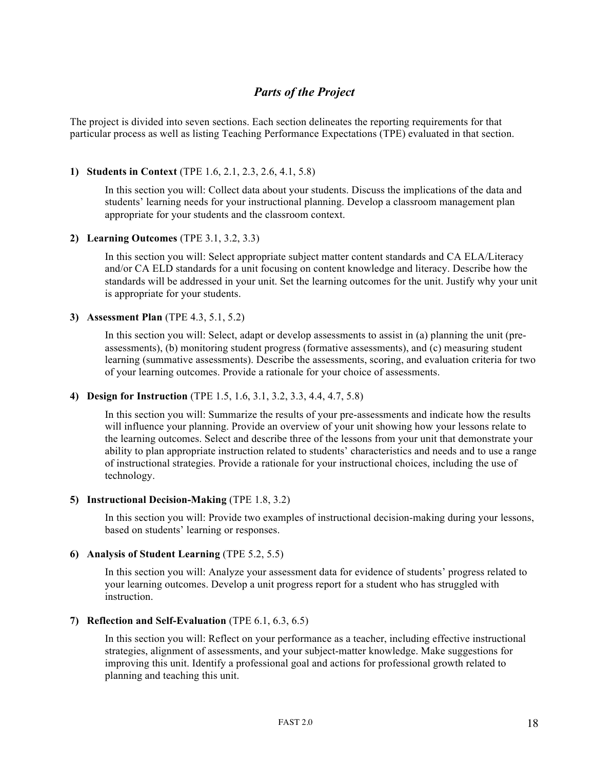## *Parts of the Project*

The project is divided into seven sections. Each section delineates the reporting requirements for that particular process as well as listing Teaching Performance Expectations (TPE) evaluated in that section.

1) **Students in Context** (TPE 1.6, 2.1, 2.3, 2.6, 4.1, 5.8)

   In this section you will: Collect data about your students. Discuss the implications of the data and students' learning needs for your instructional planning. Develop a classroom management plan appropriate for your students and the classroom context.

2) **Learning Outcomes** (TPE 3.1, 3.2, 3.3)

   In this section you will: Select appropriate subject matter content standards and CA ELA/Literacy and/or CA ELD standards for a unit focusing on content knowledge and literacy. Describe how the standards will be addressed in your unit. Set the learning outcomes for the unit. Justify why your unit is appropriate for your students.

3) **Assessment Plan** (TPE 4.3, 5.1, 5.2)

   In this section you will: Select, adapt or develop assessments to assist in (a) planning the unit (pre-assessments), (b) monitoring student progress (formative assessments), and (c) measuring student learning (summative assessments). Describe the assessments, scoring, and evaluation criteria for two of your learning outcomes. Provide a rationale for your choice of assessments.

4) **Design for Instruction** (TPE 1.5, 1.6, 3.1, 3.2, 3.3, 4.4, 4.7, 5.8)

   In this section you will: Summarize the results of your pre-assessments and indicate how the results will influence your planning. Provide an overview of your unit showing how your lessons relate to the learning outcomes. Select and describe three of the lessons from your unit that demonstrate your ability to plan appropriate instruction related to students' characteristics and needs and to use a range of instructional strategies. Provide a rationale for your instructional choices, including the use of technology.

5) **Instructional Decision-Making** (TPE 1.8, 3.2)

   In this section you will: Provide two examples of instructional decision-making during your lessons, based on students' learning or responses.

6) **Analysis of Student Learning** (TPE 5.2, 5.5)

   In this section you will: Analyze your assessment data for evidence of students' progress related to your learning outcomes. Develop a unit progress report for a student who has struggled with instruction.

7) **Reflection and Self-Evaluation** (TPE 6.1, 6.3, 6.5)

   In this section you will: Reflect on your performance as a teacher, including effective instructional strategies, alignment of assessments, and your subject-matter knowledge. Make suggestions for improving this unit. Identify a professional goal and actions for professional growth related to planning and teaching this unit.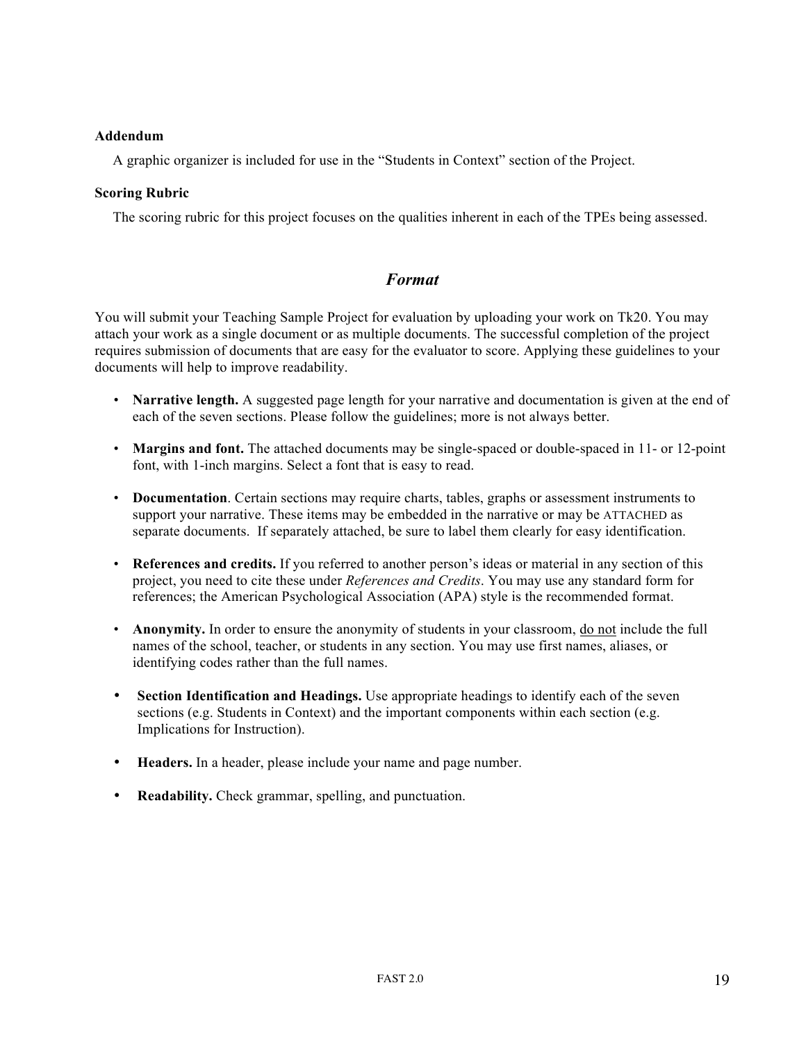### Addendum

A graphic organizer is included for use in the "Students in Context" section of the Project.

### Scoring Rubric

The scoring rubric for this project focuses on the qualities inherent in each of the TPEs being assessed.

## *Format*

You will submit your Teaching Sample Project for evaluation by uploading your work on Tk20. You may attach your work as a single document or as multiple documents. The successful completion of the project requires submission of documents that are easy for the evaluator to score. Applying these guidelines to your documents will help to improve readability.

- **Narrative length.** A suggested page length for your narrative and documentation is given at the end of each of the seven sections. Please follow the guidelines; more is not always better.
- **Margins and font.** The attached documents may be single-spaced or double-spaced in 11- or 12-point font, with 1-inch margins. Select a font that is easy to read.
- **Documentation**. Certain sections may require charts, tables, graphs or assessment instruments to support your narrative. These items may be embedded in the narrative or may be ATTACHED as separate documents. If separately attached, be sure to label them clearly for easy identification.
- **References and credits.** If you referred to another person's ideas or material in any section of this project, you need to cite these under *References and Credits*. You may use any standard form for references; the American Psychological Association (APA) style is the recommended format.
- **Anonymity.** In order to ensure the anonymity of students in your classroom, <u>do not</u> include the full names of the school, teacher, or students in any section. You may use first names, aliases, or identifying codes rather than the full names.
- **Section Identification and Headings.** Use appropriate headings to identify each of the seven sections (e.g. Students in Context) and the important components within each section (e.g. Implications for Instruction).
- **Headers.** In a header, please include your name and page number.
- **Readability.** Check grammar, spelling, and punctuation.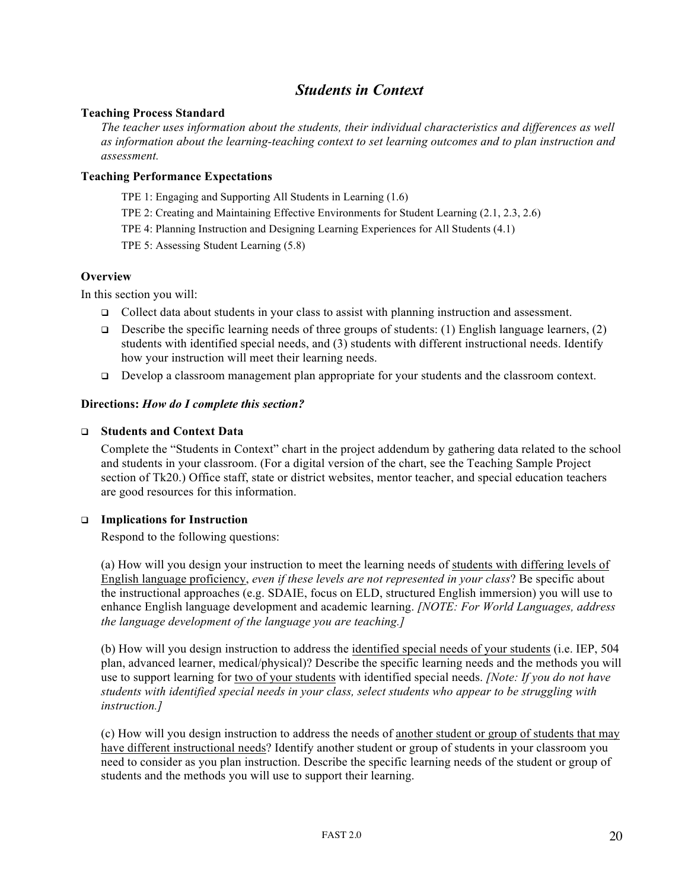# *Students in Context*

**Teaching Process Standard**

*The teacher uses information about the students, their individual characteristics and differences as well as information about the learning-teaching context to set learning outcomes and to plan instruction and assessment.*

**Teaching Performance Expectations**

- TPE 1: Engaging and Supporting All Students in Learning (1.6)
- TPE 2: Creating and Maintaining Effective Environments for Student Learning (2.1, 2.3, 2.6)
- TPE 4: Planning Instruction and Designing Learning Experiences for All Students (4.1)
- TPE 5: Assessing Student Learning (5.8)

**Overview**

In this section you will:

- Collect data about students in your class to assist with planning instruction and assessment.
- Describe the specific learning needs of three groups of students: (1) English language learners, (2) students with identified special needs, and (3) students with different instructional needs. Identify how your instruction will meet their learning needs.
- Develop a classroom management plan appropriate for your students and the classroom context.

**Directions:** ***How do I complete this section?***

- **Students and Context Data**

  Complete the "Students in Context" chart in the project addendum by gathering data related to the school and students in your classroom. (For a digital version of the chart, see the Teaching Sample Project section of Tk20.) Office staff, state or district websites, mentor teacher, and special education teachers are good resources for this information.

- **Implications for Instruction**

  Respond to the following questions:

  (a) How will you design your instruction to meet the learning needs of students with differing levels of English language proficiency, *even if these levels are not represented in your class*? Be specific about the instructional approaches (e.g. SDAIE, focus on ELD, structured English immersion) you will use to enhance English language development and academic learning. *[NOTE: For World Languages, address the language development of the language you are teaching.]*

  (b) How will you design instruction to address the identified special needs of your students (i.e. IEP, 504 plan, advanced learner, medical/physical)? Describe the specific learning needs and the methods you will use to support learning for two of your students with identified special needs. *[Note: If you do not have students with identified special needs in your class, select students who appear to be struggling with instruction.]*

  (c) How will you design instruction to address the needs of another student or group of students that may have different instructional needs? Identify another student or group of students in your classroom you need to consider as you plan instruction. Describe the specific learning needs of the student or group of students and the methods you will use to support their learning.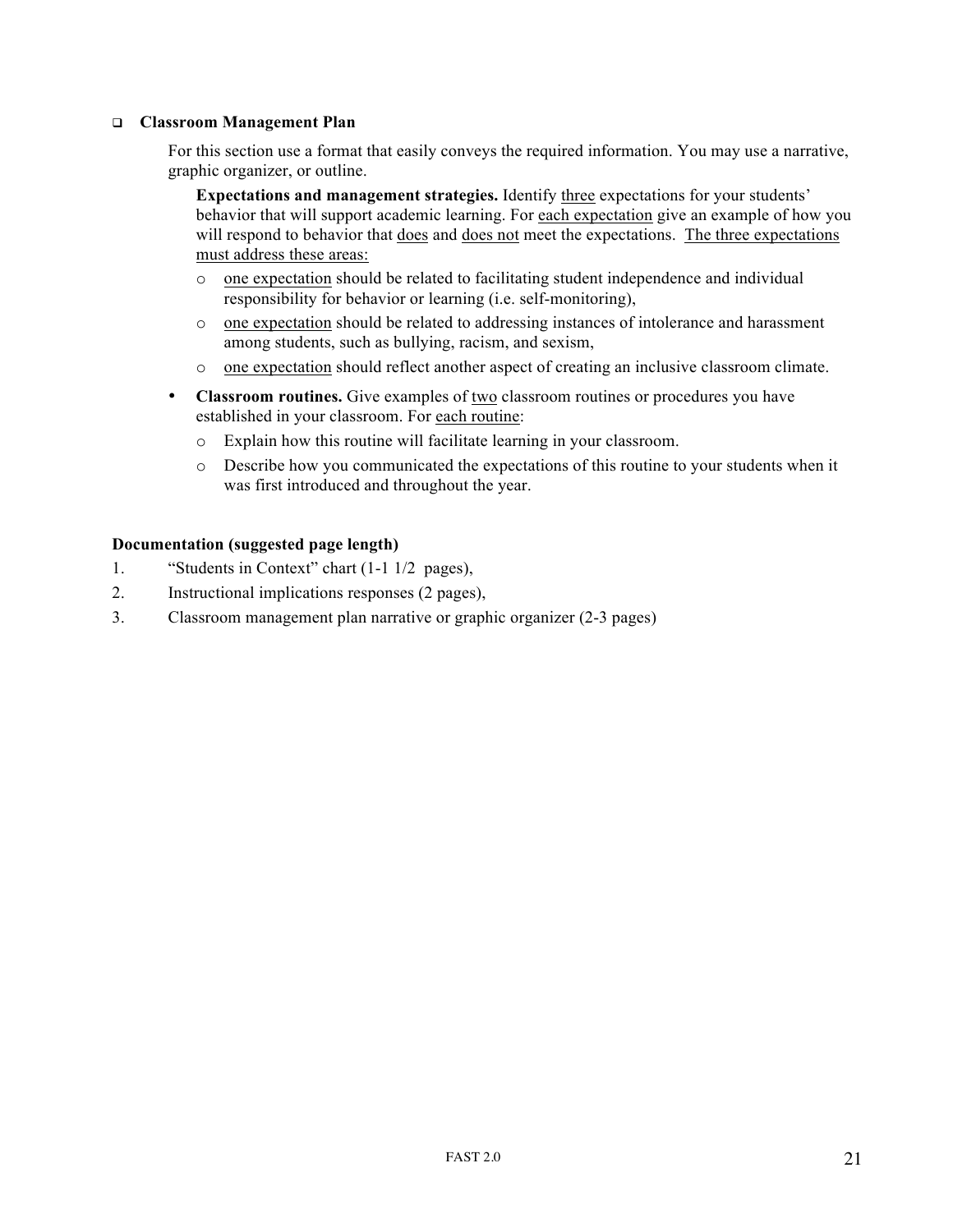- **Classroom Management Plan**

  For this section use a format that easily conveys the required information. You may use a narrative, graphic organizer, or outline.

  **Expectations and management strategies.** Identify <u>three</u> expectations for your students' behavior that will support academic learning. For <u>each expectation</u> give an example of how you will respond to behavior that <u>does</u> and <u>does not</u> meet the expectations. <u>The three expectations must address these areas:</u>

  - <u>one expectation</u> should be related to facilitating student independence and individual responsibility for behavior or learning (i.e. self-monitoring),
  - <u>one expectation</u> should be related to addressing instances of intolerance and harassment among students, such as bullying, racism, and sexism,
  - <u>one expectation</u> should reflect another aspect of creating an inclusive classroom climate.

  - **Classroom routines.** Give examples of <u>two</u> classroom routines or procedures you have established in your classroom. For <u>each routine</u>:
    - Explain how this routine will facilitate learning in your classroom.
    - Describe how you communicated the expectations of this routine to your students when it was first introduced and throughout the year.

**Documentation (suggested page length)**

1. "Students in Context" chart (1-1 1/2 pages),
2. Instructional implications responses (2 pages),
3. Classroom management plan narrative or graphic organizer (2-3 pages)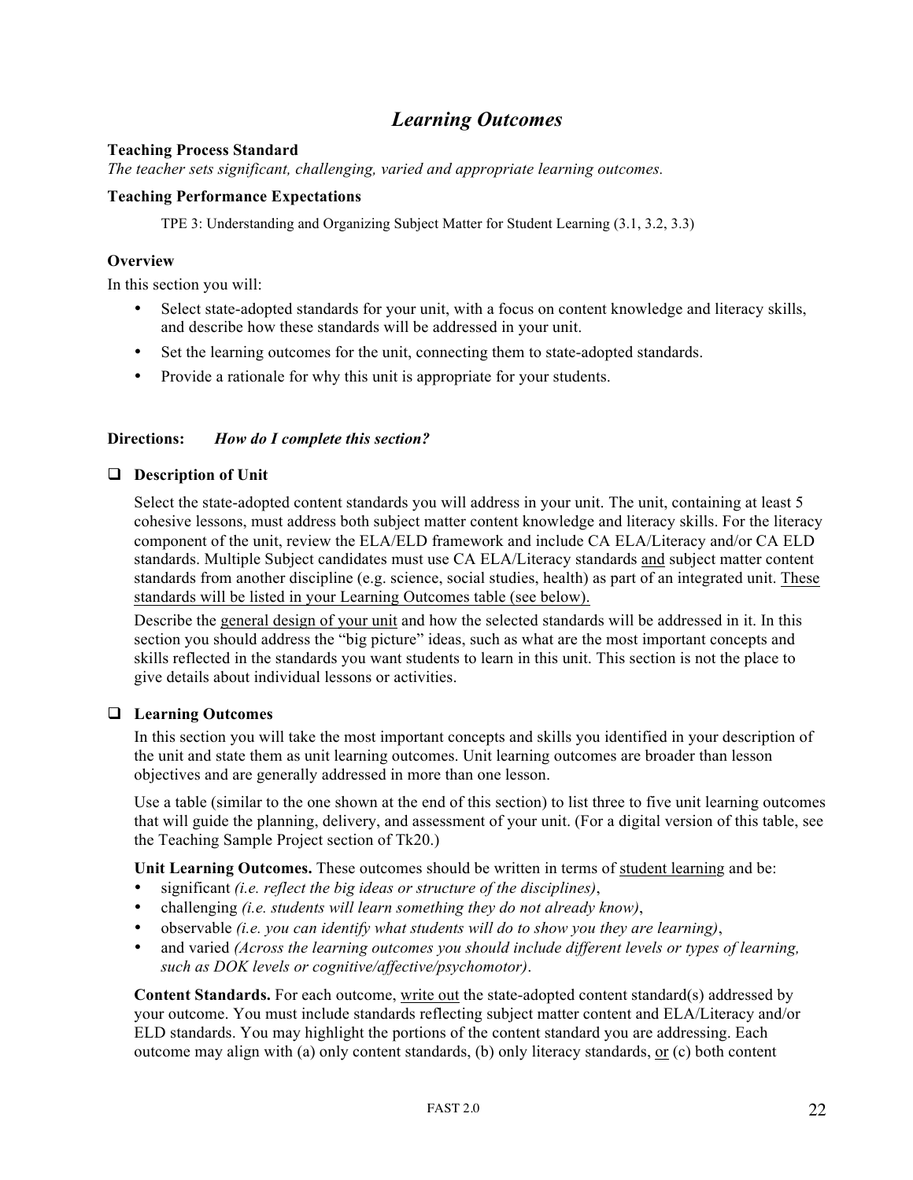## *Learning Outcomes*

**Teaching Process Standard**

*The teacher sets significant, challenging, varied and appropriate learning outcomes.*

**Teaching Performance Expectations**

TPE 3: Understanding and Organizing Subject Matter for Student Learning (3.1, 3.2, 3.3)

**Overview**

In this section you will:

- Select state-adopted standards for your unit, with a focus on content knowledge and literacy skills, and describe how these standards will be addressed in your unit.
- Set the learning outcomes for the unit, connecting them to state-adopted standards.
- Provide a rationale for why this unit is appropriate for your students.

**Directions:** *How do I complete this section?*

❑ **Description of Unit**

Select the state-adopted content standards you will address in your unit. The unit, containing at least 5 cohesive lessons, must address both subject matter content knowledge and literacy skills. For the literacy component of the unit, review the ELA/ELD framework and include CA ELA/Literacy and/or CA ELD standards. Multiple Subject candidates must use CA ELA/Literacy standards and subject matter content standards from another discipline (e.g. science, social studies, health) as part of an integrated unit. These standards will be listed in your Learning Outcomes table (see below).

Describe the general design of your unit and how the selected standards will be addressed in it. In this section you should address the "big picture" ideas, such as what are the most important concepts and skills reflected in the standards you want students to learn in this unit. This section is not the place to give details about individual lessons or activities.

❑ **Learning Outcomes**

In this section you will take the most important concepts and skills you identified in your description of the unit and state them as unit learning outcomes. Unit learning outcomes are broader than lesson objectives and are generally addressed in more than one lesson.

Use a table (similar to the one shown at the end of this section) to list three to five unit learning outcomes that will guide the planning, delivery, and assessment of your unit. (For a digital version of this table, see the Teaching Sample Project section of Tk20.)

**Unit Learning Outcomes.** These outcomes should be written in terms of student learning and be:

- significant *(i.e. reflect the big ideas or structure of the disciplines)*,
- challenging *(i.e. students will learn something they do not already know)*,
- observable *(i.e. you can identify what students will do to show you they are learning)*,
- and varied *(Across the learning outcomes you should include different levels or types of learning, such as DOK levels or cognitive/affective/psychomotor)*.

**Content Standards.** For each outcome, write out the state-adopted content standard(s) addressed by your outcome. You must include standards reflecting subject matter content and ELA/Literacy and/or ELD standards. You may highlight the portions of the content standard you are addressing. Each outcome may align with (a) only content standards, (b) only literacy standards, or (c) both content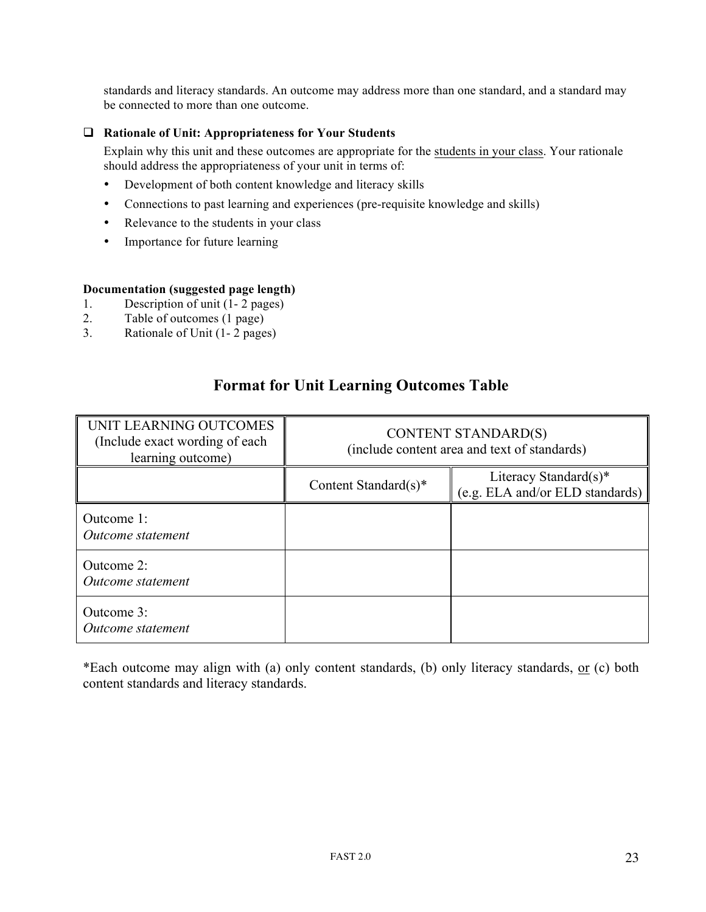standards and literacy standards. An outcome may address more than one standard, and a standard may be connected to more than one outcome.

- ❑ **Rationale of Unit: Appropriateness for Your Students**

  Explain why this unit and these outcomes are appropriate for the <u>students in your class</u>. Your rationale should address the appropriateness of your unit in terms of:

  - Development of both content knowledge and literacy skills
  - Connections to past learning and experiences (pre-requisite knowledge and skills)
  - Relevance to the students in your class
  - Importance for future learning

**Documentation (suggested page length)**

1. Description of unit (1- 2 pages)
2. Table of outcomes (1 page)
3. Rationale of Unit (1- 2 pages)

## Format for Unit Learning Outcomes Table

| UNIT LEARNING OUTCOMES (Include exact wording of each learning outcome) | CONTENT STANDARD(S) (include content area and text of standards) | |
|---|---|---|
| | Content Standard(s)* | Literacy Standard(s)* (e.g. ELA and/or ELD standards) |
| Outcome 1: *Outcome statement* | | |
| Outcome 2: *Outcome statement* | | |
| Outcome 3: *Outcome statement* | | |

*Each outcome may align with (a) only content standards, (b) only literacy standards, <u>or</u> (c) both content standards and literacy standards.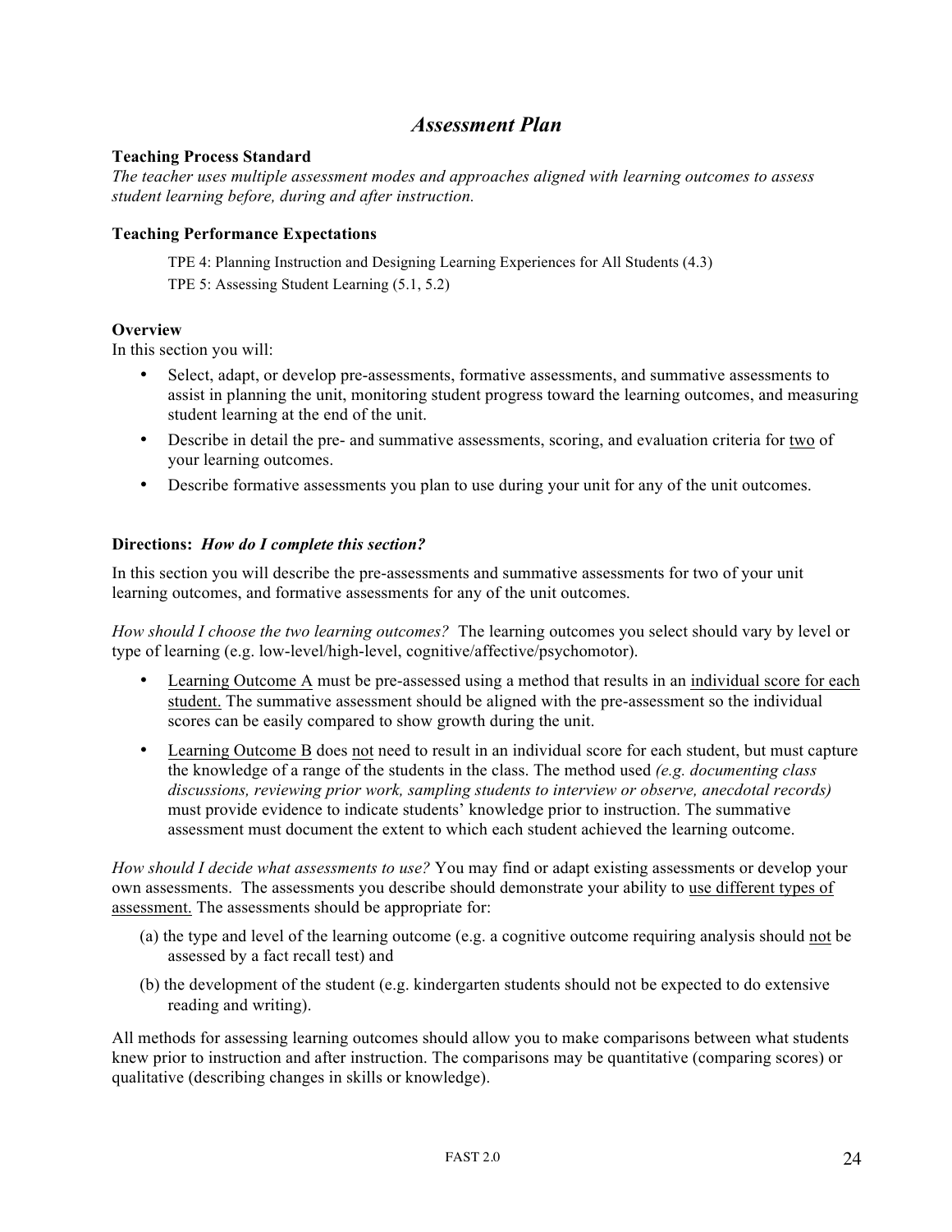# *Assessment Plan*

**Teaching Process Standard**

*The teacher uses multiple assessment modes and approaches aligned with learning outcomes to assess student learning before, during and after instruction.*

**Teaching Performance Expectations**

TPE 4: Planning Instruction and Designing Learning Experiences for All Students (4.3)

TPE 5: Assessing Student Learning (5.1, 5.2)

**Overview**

In this section you will:

- Select, adapt, or develop pre-assessments, formative assessments, and summative assessments to assist in planning the unit, monitoring student progress toward the learning outcomes, and measuring student learning at the end of the unit.
- Describe in detail the pre- and summative assessments, scoring, and evaluation criteria for two of your learning outcomes.
- Describe formative assessments you plan to use during your unit for any of the unit outcomes.

**Directions:** ***How do I complete this section?***

In this section you will describe the pre-assessments and summative assessments for two of your unit learning outcomes, and formative assessments for any of the unit outcomes.

*How should I choose the two learning outcomes?* The learning outcomes you select should vary by level or type of learning (e.g. low-level/high-level, cognitive/affective/psychomotor).

- Learning Outcome A must be pre-assessed using a method that results in an individual score for each student. The summative assessment should be aligned with the pre-assessment so the individual scores can be easily compared to show growth during the unit.
- Learning Outcome B does not need to result in an individual score for each student, but must capture the knowledge of a range of the students in the class. The method used *(e.g. documenting class discussions, reviewing prior work, sampling students to interview or observe, anecdotal records)* must provide evidence to indicate students' knowledge prior to instruction. The summative assessment must document the extent to which each student achieved the learning outcome.

*How should I decide what assessments to use?* You may find or adapt existing assessments or develop your own assessments. The assessments you describe should demonstrate your ability to use different types of assessment. The assessments should be appropriate for:

(a) the type and level of the learning outcome (e.g. a cognitive outcome requiring analysis should not be assessed by a fact recall test) and

(b) the development of the student (e.g. kindergarten students should not be expected to do extensive reading and writing).

All methods for assessing learning outcomes should allow you to make comparisons between what students knew prior to instruction and after instruction. The comparisons may be quantitative (comparing scores) or qualitative (describing changes in skills or knowledge).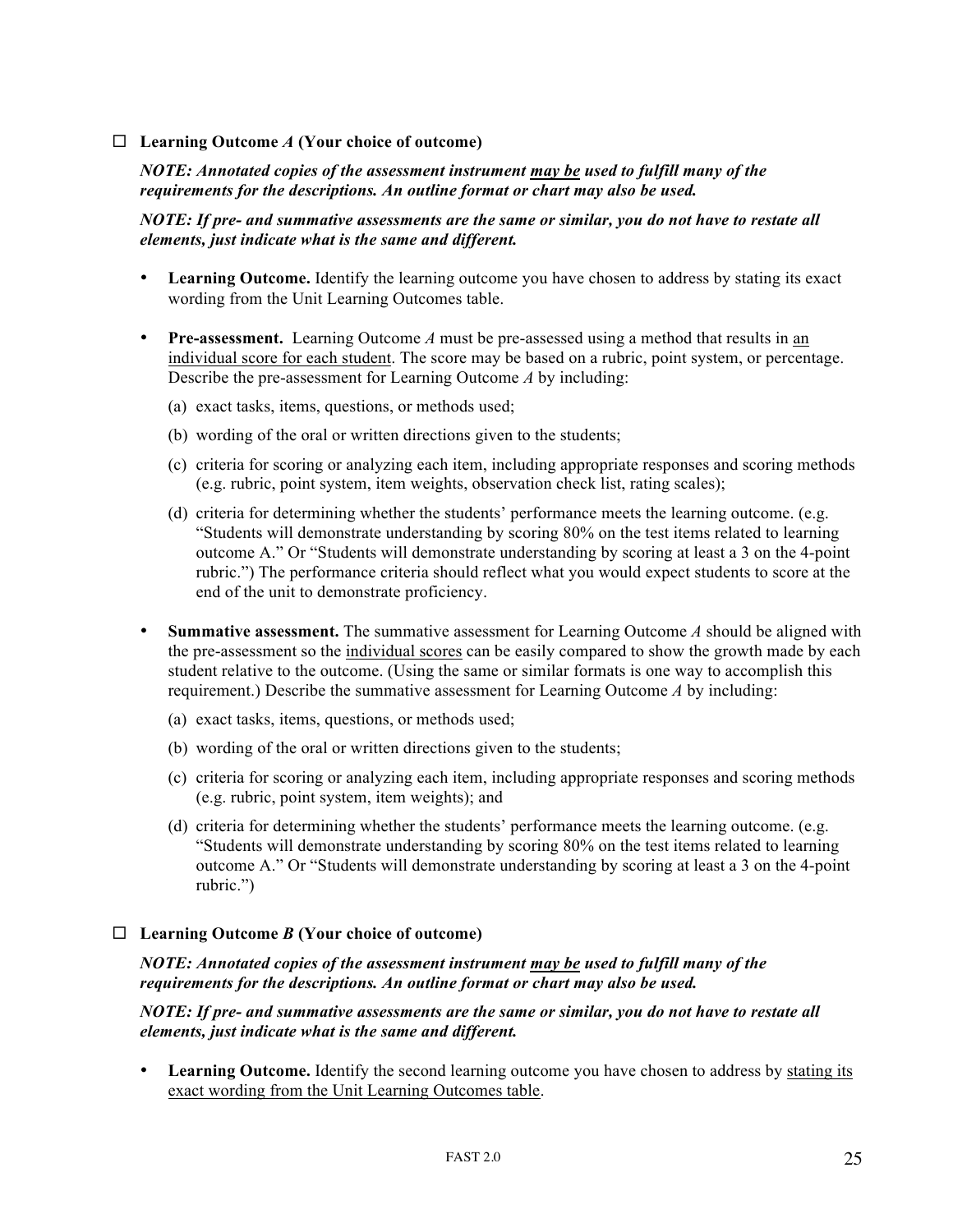☐ **Learning Outcome *A* (Your choice of outcome)**

***NOTE: Annotated copies of the assessment instrument may be used to fulfill many of the requirements for the descriptions. An outline format or chart may also be used.***

***NOTE: If pre- and summative assessments are the same or similar, you do not have to restate all elements, just indicate what is the same and different.***

- **Learning Outcome.** Identify the learning outcome you have chosen to address by stating its exact wording from the Unit Learning Outcomes table.
- **Pre-assessment.** Learning Outcome *A* must be pre-assessed using a method that results in an individual score for each student. The score may be based on a rubric, point system, or percentage. Describe the pre-assessment for Learning Outcome *A* by including:
  - (a) exact tasks, items, questions, or methods used;
  - (b) wording of the oral or written directions given to the students;
  - (c) criteria for scoring or analyzing each item, including appropriate responses and scoring methods (e.g. rubric, point system, item weights, observation check list, rating scales);
  - (d) criteria for determining whether the students' performance meets the learning outcome. (e.g. "Students will demonstrate understanding by scoring 80% on the test items related to learning outcome A." Or "Students will demonstrate understanding by scoring at least a 3 on the 4-point rubric.") The performance criteria should reflect what you would expect students to score at the end of the unit to demonstrate proficiency.
- **Summative assessment.** The summative assessment for Learning Outcome *A* should be aligned with the pre-assessment so the individual scores can be easily compared to show the growth made by each student relative to the outcome. (Using the same or similar formats is one way to accomplish this requirement.) Describe the summative assessment for Learning Outcome *A* by including:
  - (a) exact tasks, items, questions, or methods used;
  - (b) wording of the oral or written directions given to the students;
  - (c) criteria for scoring or analyzing each item, including appropriate responses and scoring methods (e.g. rubric, point system, item weights); and
  - (d) criteria for determining whether the students' performance meets the learning outcome. (e.g. "Students will demonstrate understanding by scoring 80% on the test items related to learning outcome A." Or "Students will demonstrate understanding by scoring at least a 3 on the 4-point rubric.")

☐ **Learning Outcome *B* (Your choice of outcome)**

***NOTE: Annotated copies of the assessment instrument may be used to fulfill many of the requirements for the descriptions. An outline format or chart may also be used.***

***NOTE: If pre- and summative assessments are the same or similar, you do not have to restate all elements, just indicate what is the same and different.***

- **Learning Outcome.** Identify the second learning outcome you have chosen to address by stating its exact wording from the Unit Learning Outcomes table.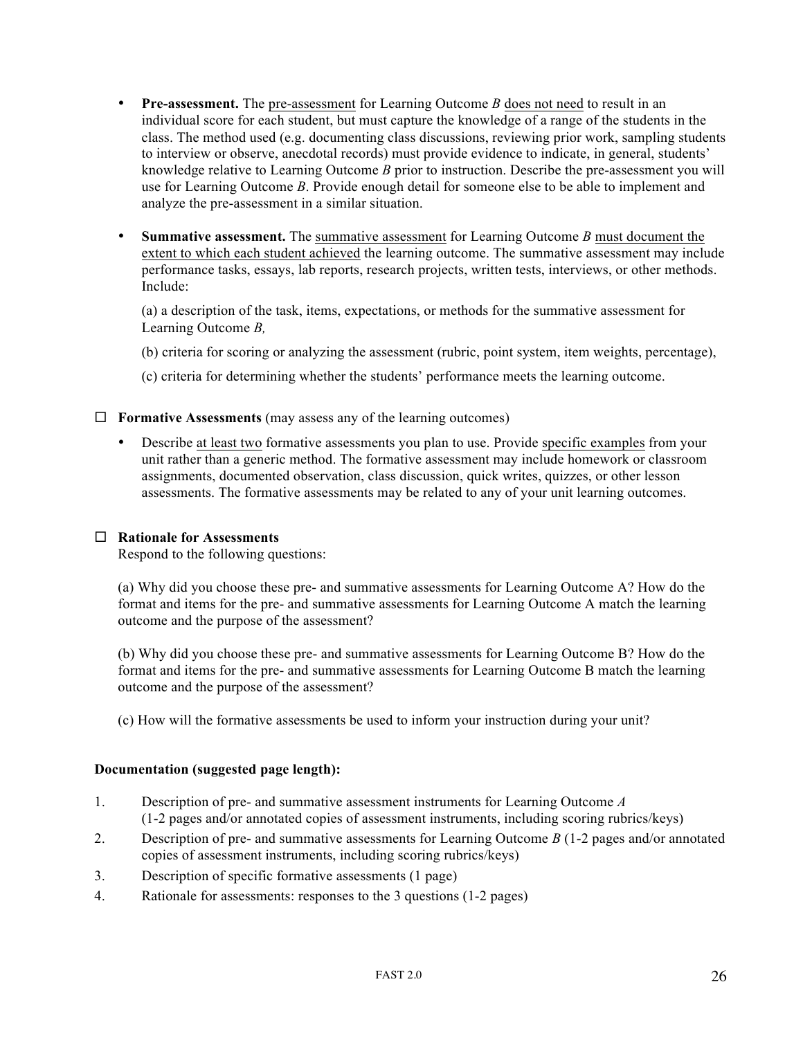- **Pre-assessment.** The pre-assessment for Learning Outcome *B* does not need to result in an individual score for each student, but must capture the knowledge of a range of the students in the class. The method used (e.g. documenting class discussions, reviewing prior work, sampling students to interview or observe, anecdotal records) must provide evidence to indicate, in general, students' knowledge relative to Learning Outcome *B* prior to instruction. Describe the pre-assessment you will use for Learning Outcome *B*. Provide enough detail for someone else to be able to implement and analyze the pre-assessment in a similar situation.

- **Summative assessment.** The summative assessment for Learning Outcome *B* must document the extent to which each student achieved the learning outcome. The summative assessment may include performance tasks, essays, lab reports, research projects, written tests, interviews, or other methods. Include:

  (a) a description of the task, items, expectations, or methods for the summative assessment for Learning Outcome *B,*

  (b) criteria for scoring or analyzing the assessment (rubric, point system, item weights, percentage),

  (c) criteria for determining whether the students' performance meets the learning outcome.

☐ **Formative Assessments** (may assess any of the learning outcomes)

- Describe at least two formative assessments you plan to use. Provide specific examples from your unit rather than a generic method. The formative assessment may include homework or classroom assignments, documented observation, class discussion, quick writes, quizzes, or other lesson assessments. The formative assessments may be related to any of your unit learning outcomes.

☐ **Rationale for Assessments**
Respond to the following questions:

(a) Why did you choose these pre- and summative assessments for Learning Outcome A? How do the format and items for the pre- and summative assessments for Learning Outcome A match the learning outcome and the purpose of the assessment?

(b) Why did you choose these pre- and summative assessments for Learning Outcome B? How do the format and items for the pre- and summative assessments for Learning Outcome B match the learning outcome and the purpose of the assessment?

(c) How will the formative assessments be used to inform your instruction during your unit?

**Documentation (suggested page length):**

1. Description of pre- and summative assessment instruments for Learning Outcome *A* (1-2 pages and/or annotated copies of assessment instruments, including scoring rubrics/keys)
2. Description of pre- and summative assessments for Learning Outcome *B* (1-2 pages and/or annotated copies of assessment instruments, including scoring rubrics/keys)
3. Description of specific formative assessments (1 page)
4. Rationale for assessments: responses to the 3 questions (1-2 pages)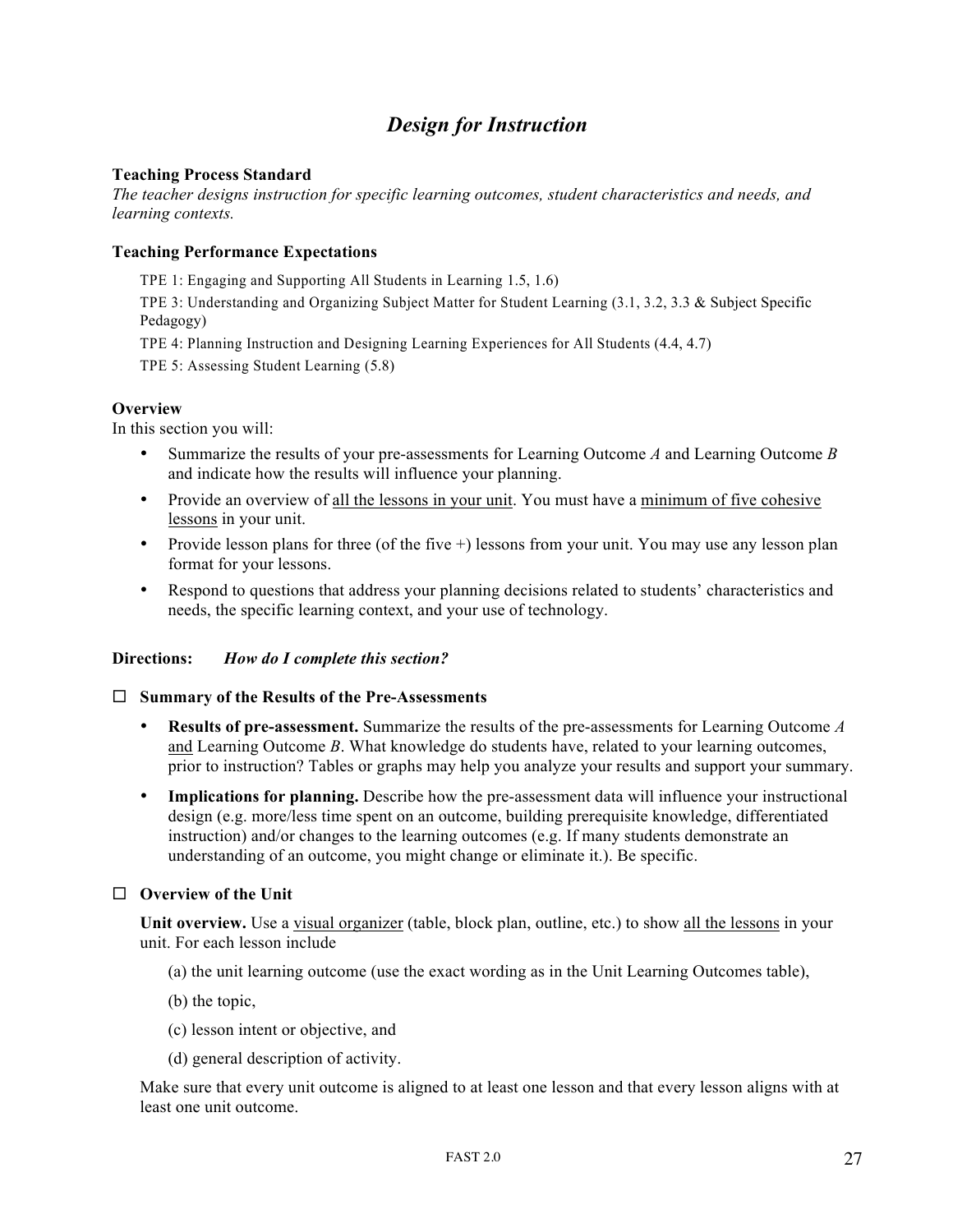# *Design for Instruction*

**Teaching Process Standard**
*The teacher designs instruction for specific learning outcomes, student characteristics and needs, and learning contexts.*

**Teaching Performance Expectations**

TPE 1: Engaging and Supporting All Students in Learning 1.5, 1.6)

TPE 3: Understanding and Organizing Subject Matter for Student Learning (3.1, 3.2, 3.3 & Subject Specific Pedagogy)

TPE 4: Planning Instruction and Designing Learning Experiences for All Students (4.4, 4.7)

TPE 5: Assessing Student Learning (5.8)

**Overview**
In this section you will:

- Summarize the results of your pre-assessments for Learning Outcome *A* and Learning Outcome *B* and indicate how the results will influence your planning.
- Provide an overview of all the lessons in your unit. You must have a minimum of five cohesive lessons in your unit.
- Provide lesson plans for three (of the five +) lessons from your unit. You may use any lesson plan format for your lessons.
- Respond to questions that address your planning decisions related to students' characteristics and needs, the specific learning context, and your use of technology.

**Directions:** ***How do I complete this section?***

☐ **Summary of the Results of the Pre-Assessments**

- **Results of pre-assessment.** Summarize the results of the pre-assessments for Learning Outcome *A* and Learning Outcome *B*. What knowledge do students have, related to your learning outcomes, prior to instruction? Tables or graphs may help you analyze your results and support your summary.
- **Implications for planning.** Describe how the pre-assessment data will influence your instructional design (e.g. more/less time spent on an outcome, building prerequisite knowledge, differentiated instruction) and/or changes to the learning outcomes (e.g. If many students demonstrate an understanding of an outcome, you might change or eliminate it.). Be specific.

☐ **Overview of the Unit**

**Unit overview.** Use a visual organizer (table, block plan, outline, etc.) to show all the lessons in your unit. For each lesson include

(a) the unit learning outcome (use the exact wording as in the Unit Learning Outcomes table),

(b) the topic,

(c) lesson intent or objective, and

(d) general description of activity.

Make sure that every unit outcome is aligned to at least one lesson and that every lesson aligns with at least one unit outcome.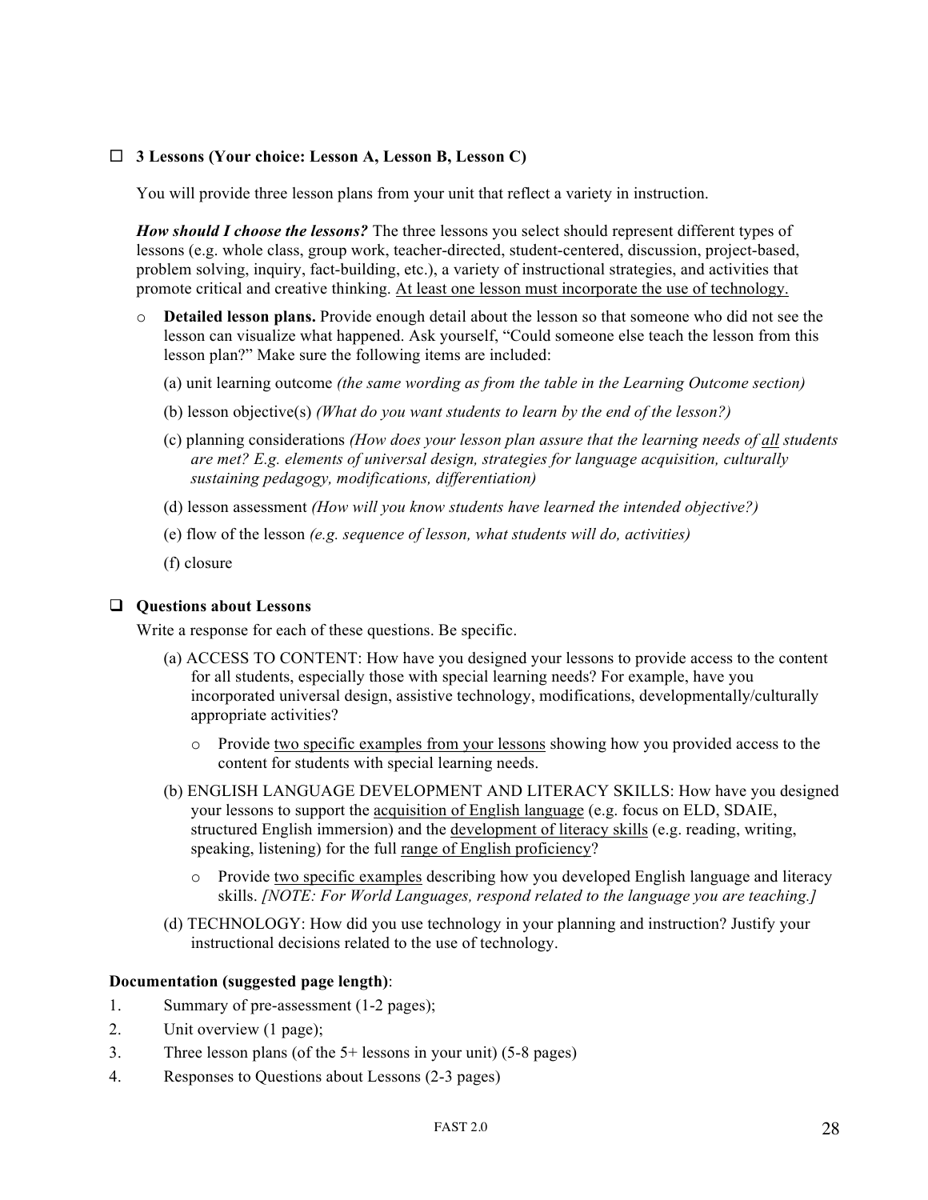☐ **3 Lessons (Your choice: Lesson A, Lesson B, Lesson C)**

You will provide three lesson plans from your unit that reflect a variety in instruction.

***How should I choose the lessons?*** The three lessons you select should represent different types of lessons (e.g. whole class, group work, teacher-directed, student-centered, discussion, project-based, problem solving, inquiry, fact-building, etc.), a variety of instructional strategies, and activities that promote critical and creative thinking. <u>At least one lesson must incorporate the use of technology.</u>

- **Detailed lesson plans.** Provide enough detail about the lesson so that someone who did not see the lesson can visualize what happened. Ask yourself, "Could someone else teach the lesson from this lesson plan?" Make sure the following items are included:

  (a) unit learning outcome *(the same wording as from the table in the Learning Outcome section)*

  (b) lesson objective(s) *(What do you want students to learn by the end of the lesson?)*

  (c) planning considerations *(How does your lesson plan assure that the learning needs of <u>all</u> students are met? E.g. elements of universal design, strategies for language acquisition, culturally sustaining pedagogy, modifications, differentiation)*

  (d) lesson assessment *(How will you know students have learned the intended objective?)*

  (e) flow of the lesson *(e.g. sequence of lesson, what students will do, activities)*

  (f) closure

❑ **Questions about Lessons**

Write a response for each of these questions. Be specific.

(a) ACCESS TO CONTENT: How have you designed your lessons to provide access to the content for all students, especially those with special learning needs? For example, have you incorporated universal design, assistive technology, modifications, developmentally/culturally appropriate activities?

- Provide <u>two specific examples from your lessons</u> showing how you provided access to the content for students with special learning needs.

(b) ENGLISH LANGUAGE DEVELOPMENT AND LITERACY SKILLS: How have you designed your lessons to support the <u>acquisition of English language</u> (e.g. focus on ELD, SDAIE, structured English immersion) and the <u>development of literacy skills</u> (e.g. reading, writing, speaking, listening) for the full <u>range of English proficiency</u>?

- Provide <u>two specific examples</u> describing how you developed English language and literacy skills. *[NOTE: For World Languages, respond related to the language you are teaching.]*

(d) TECHNOLOGY: How did you use technology in your planning and instruction? Justify your instructional decisions related to the use of technology.

**Documentation (suggested page length)**:

1. Summary of pre-assessment (1-2 pages);
2. Unit overview (1 page);
3. Three lesson plans (of the 5+ lessons in your unit) (5-8 pages)
4. Responses to Questions about Lessons (2-3 pages)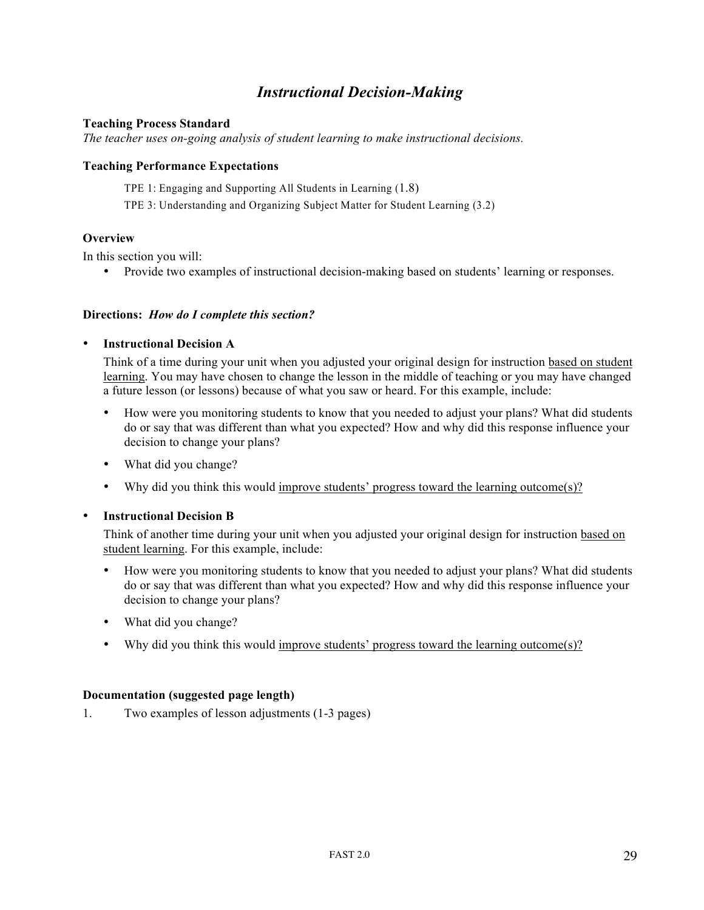# *Instructional Decision-Making*

**Teaching Process Standard**

*The teacher uses on-going analysis of student learning to make instructional decisions.*

**Teaching Performance Expectations**

TPE 1: Engaging and Supporting All Students in Learning (1.8)

TPE 3: Understanding and Organizing Subject Matter for Student Learning (3.2)

**Overview**

In this section you will:

- Provide two examples of instructional decision-making based on students' learning or responses.

**Directions:** ***How do I complete this section?***

- **Instructional Decision A**

  Think of a time during your unit when you adjusted your original design for instruction <u>based on student learning</u>. You may have chosen to change the lesson in the middle of teaching or you may have changed a future lesson (or lessons) because of what you saw or heard. For this example, include:

  - How were you monitoring students to know that you needed to adjust your plans? What did students do or say that was different than what you expected? How and why did this response influence your decision to change your plans?
  - What did you change?
  - Why did you think this would <u>improve students' progress toward the learning outcome(s)?</u>

- **Instructional Decision B**

  Think of another time during your unit when you adjusted your original design for instruction <u>based on student learning</u>. For this example, include:

  - How were you monitoring students to know that you needed to adjust your plans? What did students do or say that was different than what you expected? How and why did this response influence your decision to change your plans?
  - What did you change?
  - Why did you think this would <u>improve students' progress toward the learning outcome(s)?</u>

**Documentation (suggested page length)**

1. Two examples of lesson adjustments (1-3 pages)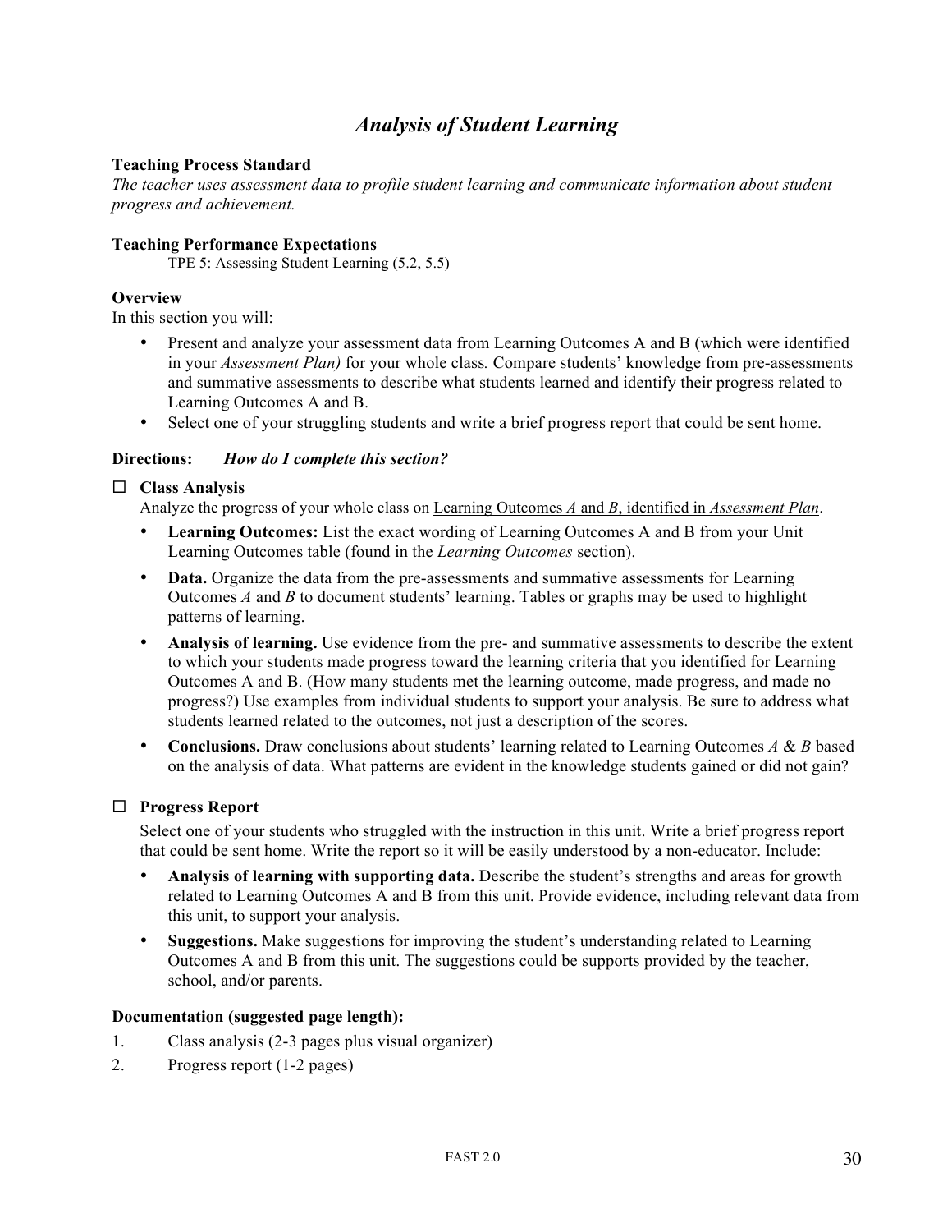# *Analysis of Student Learning*

**Teaching Process Standard**

*The teacher uses assessment data to profile student learning and communicate information about student progress and achievement.*

**Teaching Performance Expectations**

TPE 5: Assessing Student Learning (5.2, 5.5)

**Overview**

In this section you will:

- Present and analyze your assessment data from Learning Outcomes A and B (which were identified in your *Assessment Plan)* for your whole class*.* Compare students' knowledge from pre-assessments and summative assessments to describe what students learned and identify their progress related to Learning Outcomes A and B.
- Select one of your struggling students and write a brief progress report that could be sent home.

**Directions:** *How do I complete this section?*

☐ **Class Analysis**

Analyze the progress of your whole class on Learning Outcomes *A* and *B*, identified in *Assessment Plan*.

- **Learning Outcomes:** List the exact wording of Learning Outcomes A and B from your Unit Learning Outcomes table (found in the *Learning Outcomes* section).
- **Data.** Organize the data from the pre-assessments and summative assessments for Learning Outcomes *A* and *B* to document students' learning. Tables or graphs may be used to highlight patterns of learning.
- **Analysis of learning.** Use evidence from the pre- and summative assessments to describe the extent to which your students made progress toward the learning criteria that you identified for Learning Outcomes A and B. (How many students met the learning outcome, made progress, and made no progress?) Use examples from individual students to support your analysis. Be sure to address what students learned related to the outcomes, not just a description of the scores.
- **Conclusions.** Draw conclusions about students' learning related to Learning Outcomes *A* & *B* based on the analysis of data. What patterns are evident in the knowledge students gained or did not gain?

☐ **Progress Report**

Select one of your students who struggled with the instruction in this unit. Write a brief progress report that could be sent home. Write the report so it will be easily understood by a non-educator. Include:

- **Analysis of learning with supporting data.** Describe the student's strengths and areas for growth related to Learning Outcomes A and B from this unit. Provide evidence, including relevant data from this unit, to support your analysis.
- **Suggestions.** Make suggestions for improving the student's understanding related to Learning Outcomes A and B from this unit. The suggestions could be supports provided by the teacher, school, and/or parents.

**Documentation (suggested page length):**

1. Class analysis (2-3 pages plus visual organizer)
2. Progress report (1-2 pages)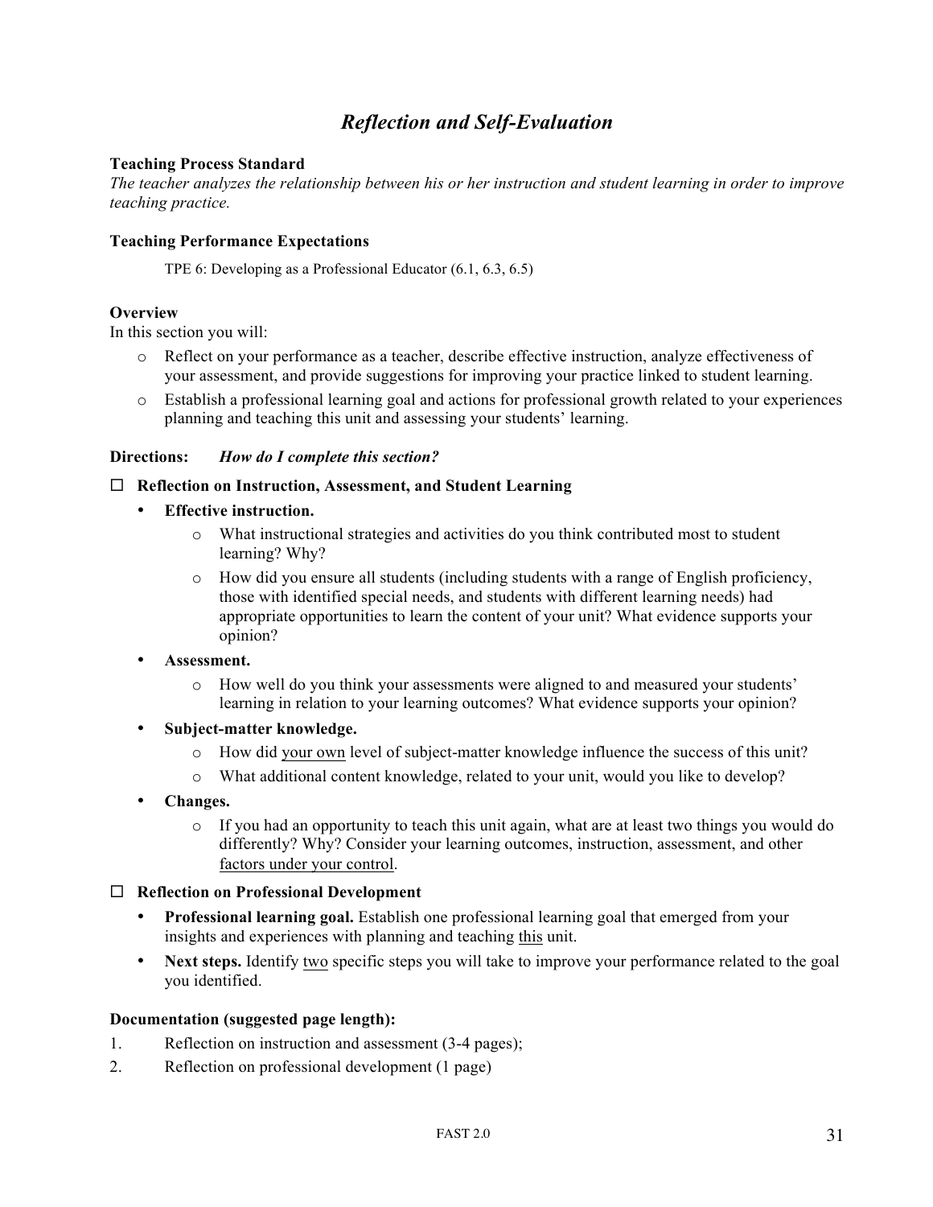# *Reflection and Self-Evaluation*

**Teaching Process Standard**

*The teacher analyzes the relationship between his or her instruction and student learning in order to improve teaching practice.*

**Teaching Performance Expectations**

TPE 6: Developing as a Professional Educator (6.1, 6.3, 6.5)

**Overview**

In this section you will:

- Reflect on your performance as a teacher, describe effective instruction, analyze effectiveness of your assessment, and provide suggestions for improving your practice linked to student learning.
- Establish a professional learning goal and actions for professional growth related to your experiences planning and teaching this unit and assessing your students' learning.

**Directions:** *How do I complete this section?*

☐ **Reflection on Instruction, Assessment, and Student Learning**

- **Effective instruction.**
  - What instructional strategies and activities do you think contributed most to student learning? Why?
  - How did you ensure all students (including students with a range of English proficiency, those with identified special needs, and students with different learning needs) had appropriate opportunities to learn the content of your unit? What evidence supports your opinion?
- **Assessment.**
  - How well do you think your assessments were aligned to and measured your students' learning in relation to your learning outcomes? What evidence supports your opinion?
- **Subject-matter knowledge.**
  - How did <u>your own</u> level of subject-matter knowledge influence the success of this unit?
  - What additional content knowledge, related to your unit, would you like to develop?
- **Changes.**
  - If you had an opportunity to teach this unit again, what are at least two things you would do differently? Why? Consider your learning outcomes, instruction, assessment, and other <u>factors under your control</u>.

☐ **Reflection on Professional Development**

- **Professional learning goal.** Establish one professional learning goal that emerged from your insights and experiences with planning and teaching <u>this</u> unit.
- **Next steps.** Identify <u>two</u> specific steps you will take to improve your performance related to the goal you identified.

**Documentation (suggested page length):**

1. Reflection on instruction and assessment (3-4 pages);
2. Reflection on professional development (1 page)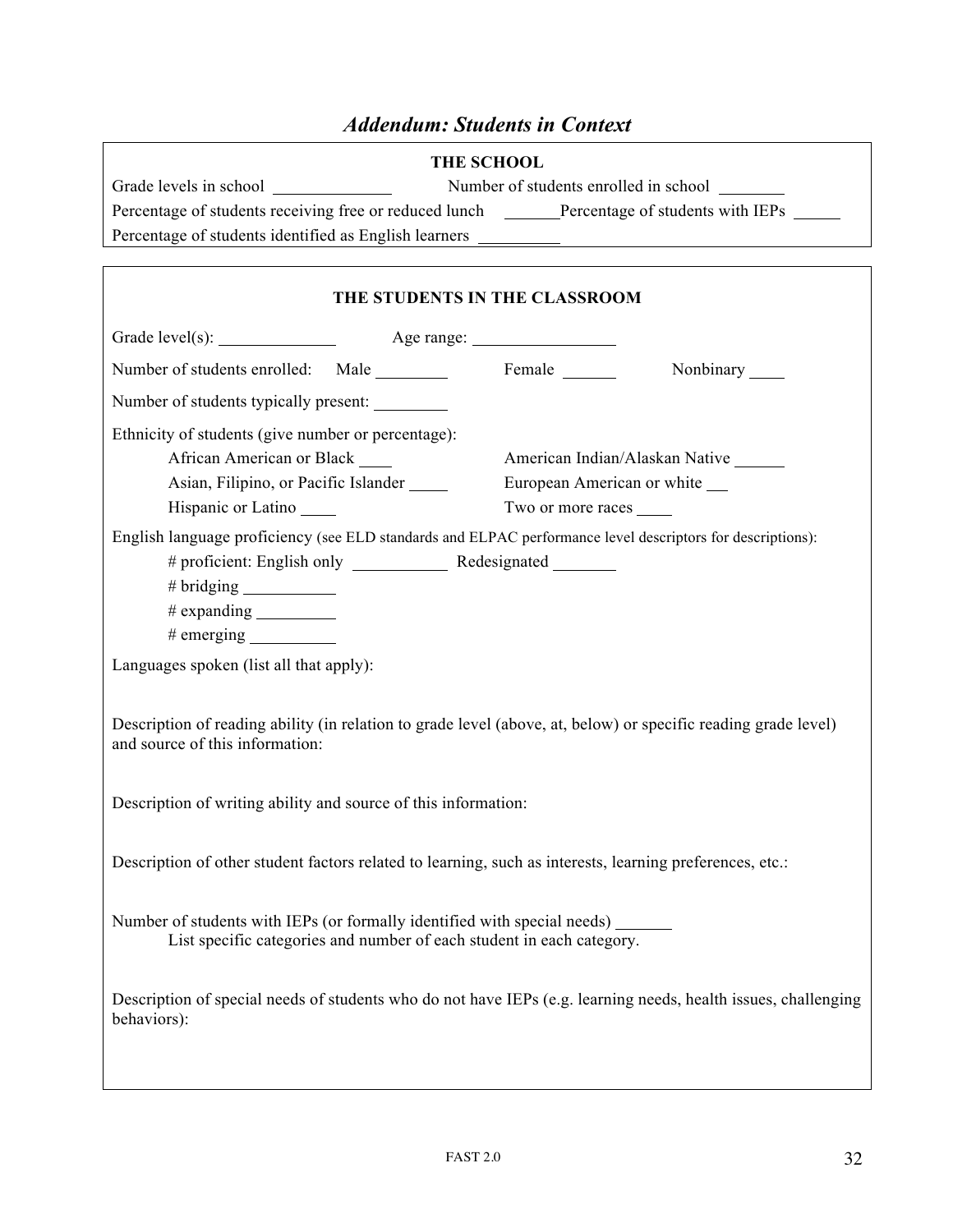## *Addendum: Students in Context*

**THE SCHOOL**

Grade levels in school ______________ Number of students enrolled in school ________

Percentage of students receiving free or reduced lunch _______ Percentage of students with IEPs ______

Percentage of students identified as English learners __________

**THE STUDENTS IN THE CLASSROOM**

Grade level(s): ______________ Age range: _________________

Number of students enrolled: Male _________ Female _______ Nonbinary ____

Number of students typically present: _________

Ethnicity of students (give number or percentage):

African American or Black ____ American Indian/Alaskan Native ______

Asian, Filipino, or Pacific Islander _____ European American or white __

Hispanic or Latino ____ Two or more races ____

English language proficiency (see ELD standards and ELPAC performance level descriptors for descriptions):

# proficient: English only ____________ Redesignated ________

# bridging ___________

# expanding __________

# emerging ___________

Languages spoken (list all that apply):

Description of reading ability (in relation to grade level (above, at, below) or specific reading grade level) and source of this information:

Description of writing ability and source of this information:

Description of other student factors related to learning, such as interests, learning preferences, etc.:

Number of students with IEPs (or formally identified with special needs) _______

List specific categories and number of each student in each category.

Description of special needs of students who do not have IEPs (e.g. learning needs, health issues, challenging behaviors):

FAST 2.0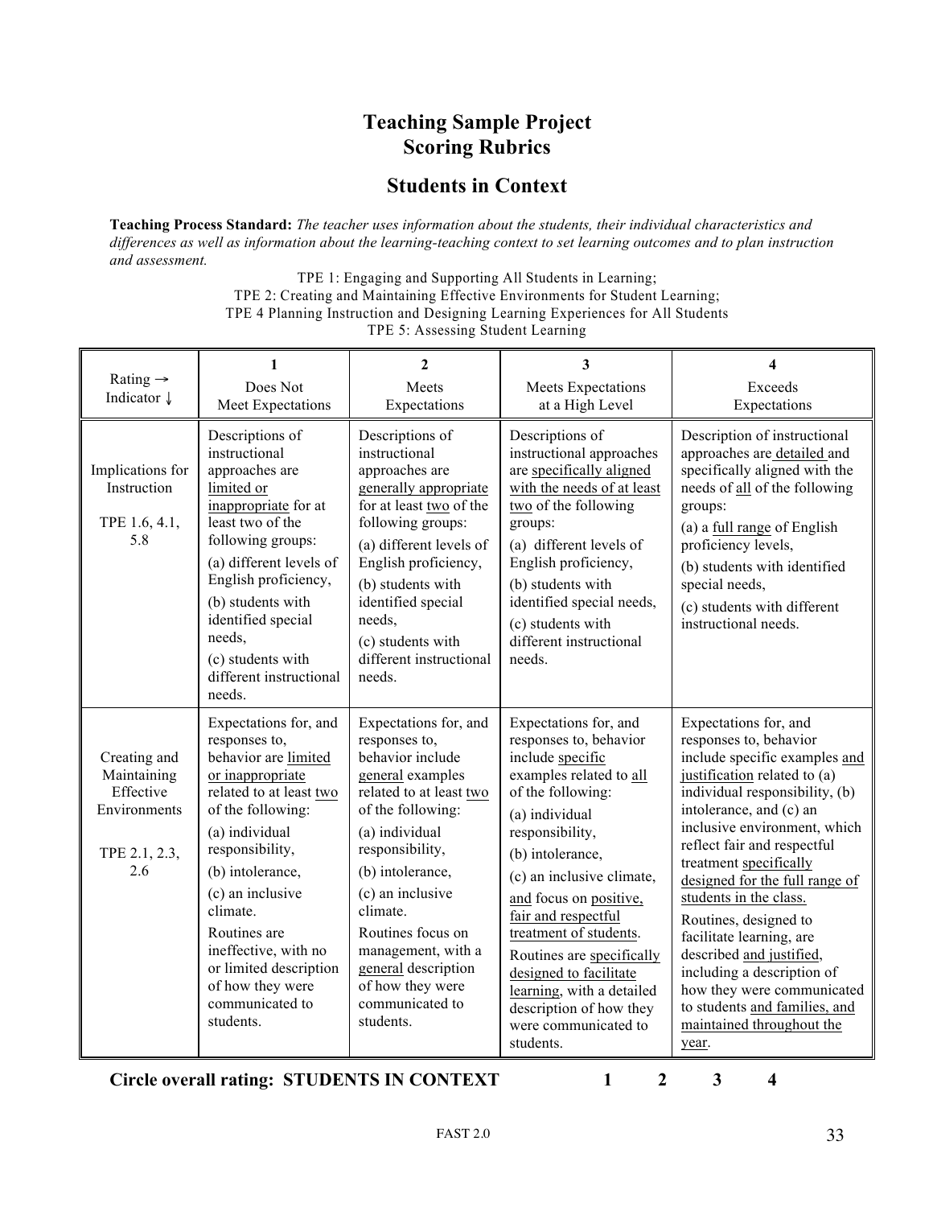# Teaching Sample Project
# Scoring Rubrics

## Students in Context

**Teaching Process Standard:** *The teacher uses information about the students, their individual characteristics and differences as well as information about the learning-teaching context to set learning outcomes and to plan instruction and assessment.*

TPE 1: Engaging and Supporting All Students in Learning;
TPE 2: Creating and Maintaining Effective Environments for Student Learning;
TPE 4 Planning Instruction and Designing Learning Experiences for All Students
TPE 5: Assessing Student Learning

| Rating → Indicator ↓ | 1 Does Not Meet Expectations | 2 Meets Expectations | 3 Meets Expectations at a High Level | 4 Exceeds Expectations |
|---|---|---|---|---|
| Implications for Instruction TPE 1.6, 4.1, 5.8 | Descriptions of instructional approaches are limited or inappropriate for at least two of the following groups: (a) different levels of English proficiency, (b) students with identified special needs, (c) students with different instructional needs. | Descriptions of instructional approaches are generally appropriate for at least two of the following groups: (a) different levels of English proficiency, (b) students with identified special needs, (c) students with different instructional needs. | Descriptions of instructional approaches are specifically aligned with the needs of at least two of the following groups: (a) different levels of English proficiency, (b) students with identified special needs, (c) students with different instructional needs. | Description of instructional approaches are detailed and specifically aligned with the needs of all of the following groups: (a) a full range of English proficiency levels, (b) students with identified special needs, (c) students with different instructional needs. |
| Creating and Maintaining Effective Environments TPE 2.1, 2.3, 2.6 | Expectations for, and responses to, behavior are limited or inappropriate related to at least two of the following: (a) individual responsibility, (b) intolerance, (c) an inclusive climate. Routines are ineffective, with no or limited description of how they were communicated to students. | Expectations for, and responses to, behavior include general examples related to at least two of the following: (a) individual responsibility, (b) intolerance, (c) an inclusive climate. Routines focus on management, with a general description of how they were communicated to students. | Expectations for, and responses to, behavior include specific examples related to all of the following: (a) individual responsibility, (b) intolerance, (c) an inclusive climate, and focus on positive, fair and respectful treatment of students. Routines are specifically designed to facilitate learning, with a detailed description of how they were communicated to students. | Expectations for, and responses to, behavior include specific examples and justification related to (a) individual responsibility, (b) intolerance, and (c) an inclusive environment, which reflect fair and respectful treatment specifically designed for the full range of students in the class. Routines, designed to facilitate learning, are described and justified, including a description of how they were communicated to students and families, and maintained throughout the year. |

**Circle overall rating: STUDENTS IN CONTEXT** **1 2 3 4**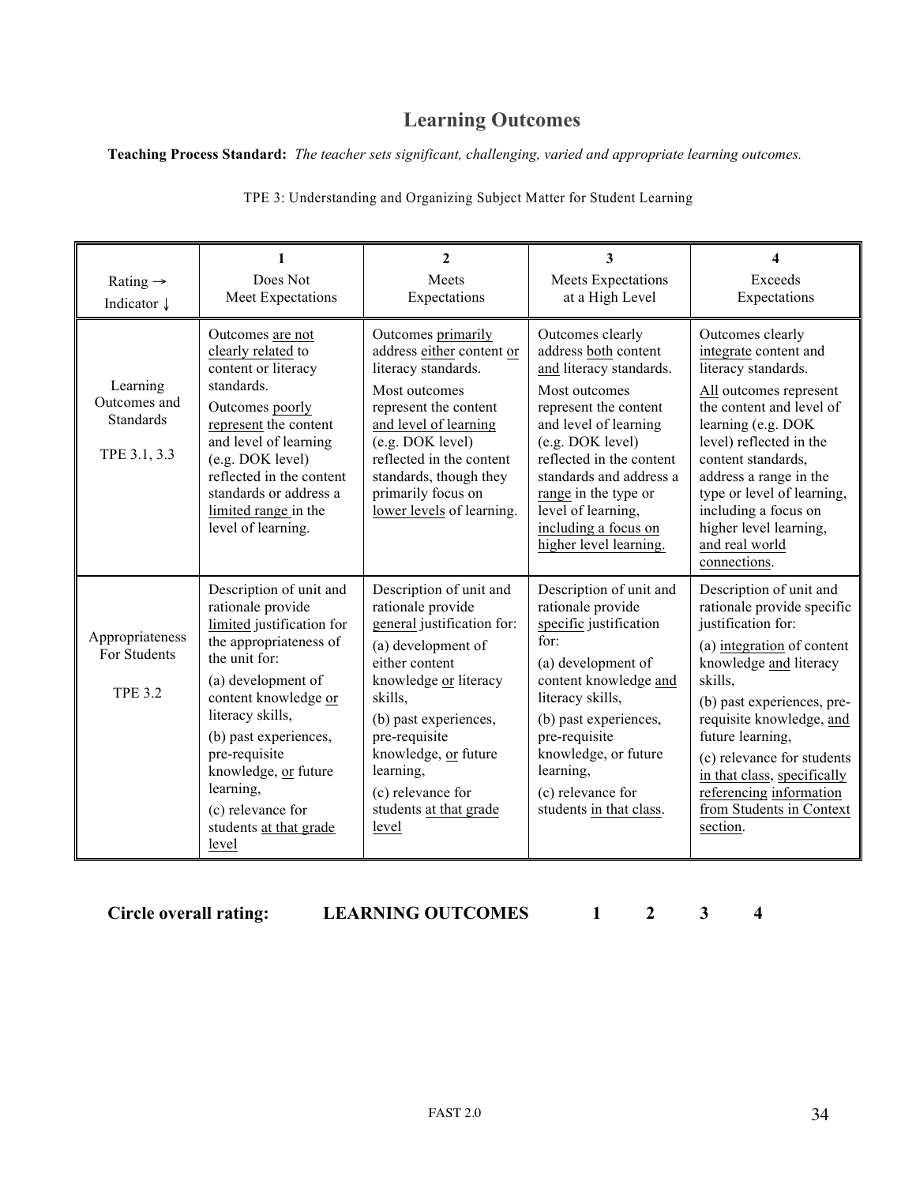# Learning Outcomes

**Teaching Process Standard:** *The teacher sets significant, challenging, varied and appropriate learning outcomes.*

TPE 3: Understanding and Organizing Subject Matter for Student Learning

| Rating →<br>Indicator ↓ | 1<br>Does Not Meet Expectations | 2<br>Meets Expectations | 3<br>Meets Expectations at a High Level | 4<br>Exceeds Expectations |
|---|---|---|---|---|
| Learning Outcomes and Standards<br><br>TPE 3.1, 3.3 | Outcomes are not clearly related to content or literacy standards.<br>Outcomes poorly represent the content and level of learning (e.g. DOK level) reflected in the content standards or address a limited range in the level of learning. | Outcomes primarily address either content or literacy standards.<br>Most outcomes represent the content and level of learning (e.g. DOK level) reflected in the content standards, though they primarily focus on lower levels of learning. | Outcomes clearly address both content and literacy standards.<br>Most outcomes represent the content and level of learning (e.g. DOK level) reflected in the content standards and address a range in the type or level of learning, including a focus on higher level learning. | Outcomes clearly integrate content and literacy standards.<br>All outcomes represent the content and level of learning (e.g. DOK level) reflected in the content standards, address a range in the type or level of learning, including a focus on higher level learning, and real world connections. |
| Appropriateness For Students<br><br>TPE 3.2 | Description of unit and rationale provide limited justification for the appropriateness of the unit for:<br>(a) development of content knowledge or literacy skills,<br>(b) past experiences, pre-requisite knowledge, or future learning,<br>(c) relevance for students at that grade level | Description of unit and rationale provide general justification for:<br>(a) development of either content knowledge or literacy skills,<br>(b) past experiences, pre-requisite knowledge, or future learning,<br>(c) relevance for students at that grade level | Description of unit and rationale provide specific justification for:<br>(a) development of content knowledge and literacy skills,<br>(b) past experiences, pre-requisite knowledge, or future learning,<br>(c) relevance for students in that class. | Description of unit and rationale provide specific justification for:<br>(a) integration of content knowledge and literacy skills,<br>(b) past experiences, pre-requisite knowledge, and future learning,<br>(c) relevance for students in that class, specifically referencing information from Students in Context section. |

**Circle overall rating:** **LEARNING OUTCOMES** **1 2 3 4**

FAST 2.0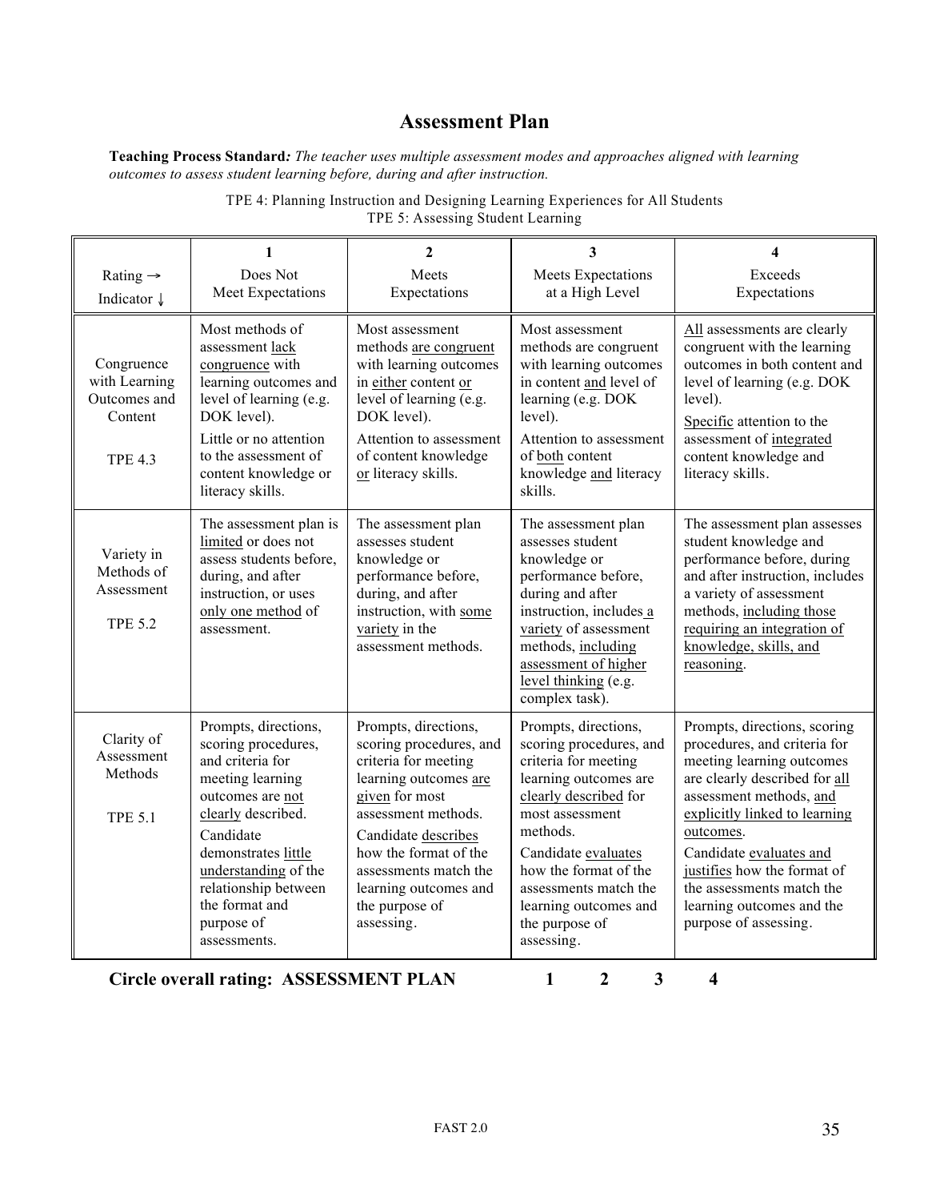# Assessment Plan

**Teaching Process Standard***: The teacher uses multiple assessment modes and approaches aligned with learning outcomes to assess student learning before, during and after instruction.*

TPE 4: Planning Instruction and Designing Learning Experiences for All Students
TPE 5: Assessing Student Learning

| Rating → <br> Indicator ↓ | 1 <br> Does Not Meet Expectations | 2 <br> Meets Expectations | 3 <br> Meets Expectations at a High Level | 4 <br> Exceeds Expectations |
|---|---|---|---|---|
| Congruence with Learning Outcomes and Content <br><br> TPE 4.3 | Most methods of assessment lack congruence with learning outcomes and level of learning (e.g. DOK level). <br> Little or no attention to the assessment of content knowledge or literacy skills. | Most assessment methods are congruent with learning outcomes in either content or level of learning (e.g. DOK level). <br> Attention to assessment of content knowledge or literacy skills. | Most assessment methods are congruent with learning outcomes in content and level of learning (e.g. DOK level). <br> Attention to assessment of both content knowledge and literacy skills. | All assessments are clearly congruent with the learning outcomes in both content and level of learning (e.g. DOK level). <br> Specific attention to the assessment of integrated content knowledge and literacy skills. |
| Variety in Methods of Assessment <br><br> TPE 5.2 | The assessment plan is limited or does not assess students before, during, and after instruction, or uses only one method of assessment. | The assessment plan assesses student knowledge or performance before, during, and after instruction, with some variety in the assessment methods. | The assessment plan assesses student knowledge or performance before, during and after instruction, includes a variety of assessment methods, including assessment of higher level thinking (e.g. complex task). | The assessment plan assesses student knowledge and performance before, during and after instruction, includes a variety of assessment methods, including those requiring an integration of knowledge, skills, and reasoning. |
| Clarity of Assessment Methods <br><br> TPE 5.1 | Prompts, directions, scoring procedures, and criteria for meeting learning outcomes are not clearly described. <br> Candidate demonstrates little understanding of the relationship between the format and purpose of assessments. | Prompts, directions, scoring procedures, and criteria for meeting learning outcomes are given for most assessment methods. <br> Candidate describes how the format of the assessments match the learning outcomes and the purpose of assessing. | Prompts, directions, scoring procedures, and criteria for meeting learning outcomes are clearly described for most assessment methods. <br> Candidate evaluates how the format of the assessments match the learning outcomes and the purpose of assessing. | Prompts, directions, scoring procedures, and criteria for meeting learning outcomes are clearly described for all assessment methods, and explicitly linked to learning outcomes. <br> Candidate evaluates and justifies how the format of the assessments match the learning outcomes and the purpose of assessing. |

**Circle overall rating: ASSESSMENT PLAN 1 2 3 4**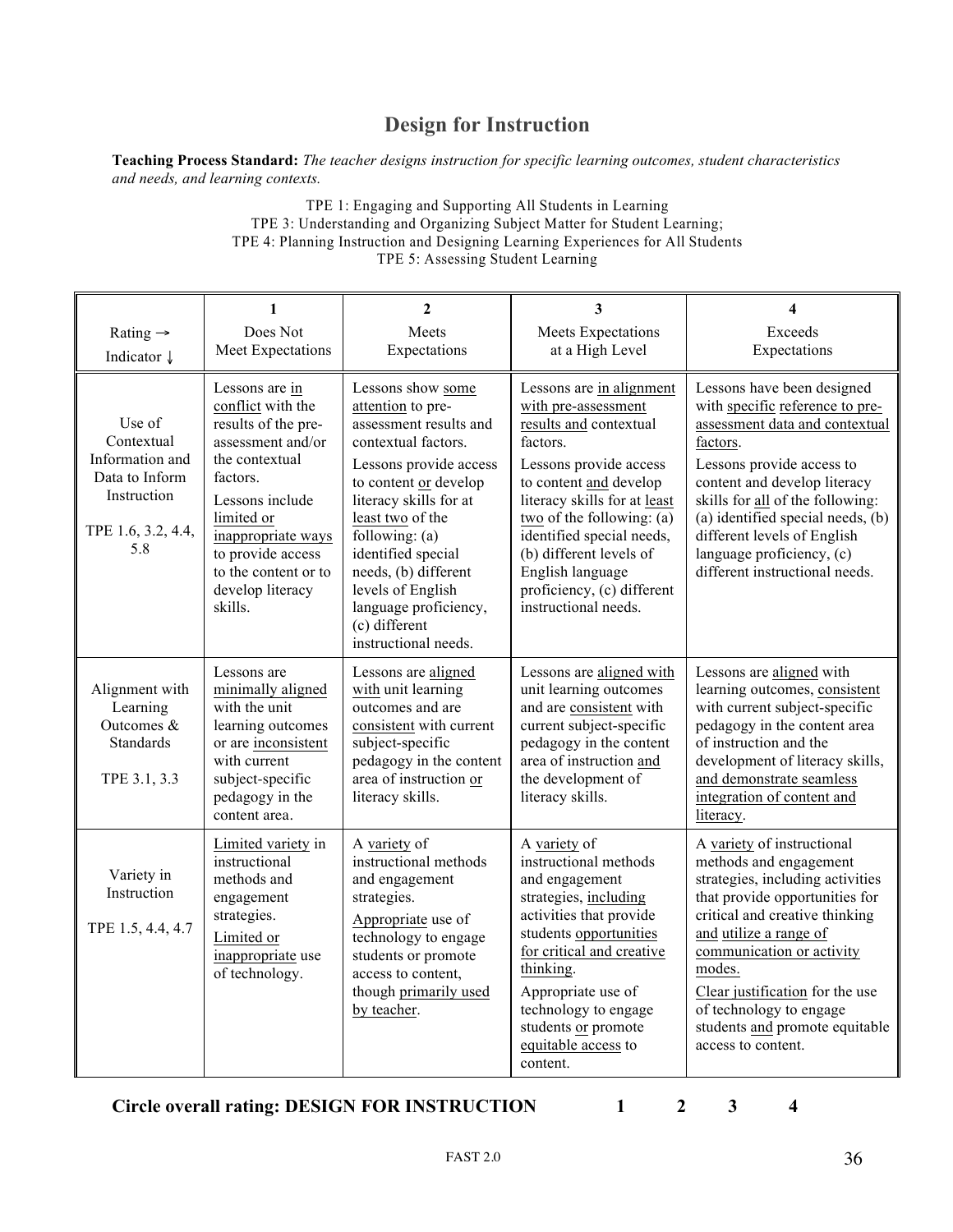# Design for Instruction

**Teaching Process Standard:** *The teacher designs instruction for specific learning outcomes, student characteristics and needs, and learning contexts.*

TPE 1: Engaging and Supporting All Students in Learning
TPE 3: Understanding and Organizing Subject Matter for Student Learning;
TPE 4: Planning Instruction and Designing Learning Experiences for All Students
TPE 5: Assessing Student Learning

| Rating → Indicator ↓ | 1 Does Not Meet Expectations | 2 Meets Expectations | 3 Meets Expectations at a High Level | 4 Exceeds Expectations |
|---|---|---|---|---|
| Use of Contextual Information and Data to Inform Instruction TPE 1.6, 3.2, 4.4, 5.8 | Lessons are in conflict with the results of the pre-assessment and/or the contextual factors. Lessons include limited or inappropriate ways to provide access to the content or to develop literacy skills. | Lessons show some attention to pre-assessment results and contextual factors. Lessons provide access to content or develop literacy skills for at least two of the following: (a) identified special needs, (b) different levels of English language proficiency, (c) different instructional needs. | Lessons are in alignment with pre-assessment results and contextual factors. Lessons provide access to content and develop literacy skills for at least two of the following: (a) identified special needs, (b) different levels of English language proficiency, (c) different instructional needs. | Lessons have been designed with specific reference to pre-assessment data and contextual factors. Lessons provide access to content and develop literacy skills for all of the following: (a) identified special needs, (b) different levels of English language proficiency, (c) different instructional needs. |
| Alignment with Learning Outcomes & Standards TPE 3.1, 3.3 | Lessons are minimally aligned with the unit learning outcomes or are inconsistent with current subject-specific pedagogy in the content area. | Lessons are aligned with unit learning outcomes and are consistent with current subject-specific pedagogy in the content area of instruction or literacy skills. | Lessons are aligned with unit learning outcomes and are consistent with current subject-specific pedagogy in the content area of instruction and the development of literacy skills. | Lessons are aligned with learning outcomes, consistent with current subject-specific pedagogy in the content area of instruction and the development of literacy skills, and demonstrate seamless integration of content and literacy. |
| Variety in Instruction TPE 1.5, 4.4, 4.7 | Limited variety in instructional methods and engagement strategies. Limited or inappropriate use of technology. | A variety of instructional methods and engagement strategies. Appropriate use of technology to engage students or promote access to content, though primarily used by teacher. | A variety of instructional methods and engagement strategies, including activities that provide students opportunities for critical and creative thinking. Appropriate use of technology to engage students or promote equitable access to content. | A variety of instructional methods and engagement strategies, including activities that provide opportunities for critical and creative thinking and utilize a range of communication or activity modes. Clear justification for the use of technology to engage students and promote equitable access to content. |

**Circle overall rating: DESIGN FOR INSTRUCTION 1 2 3 4**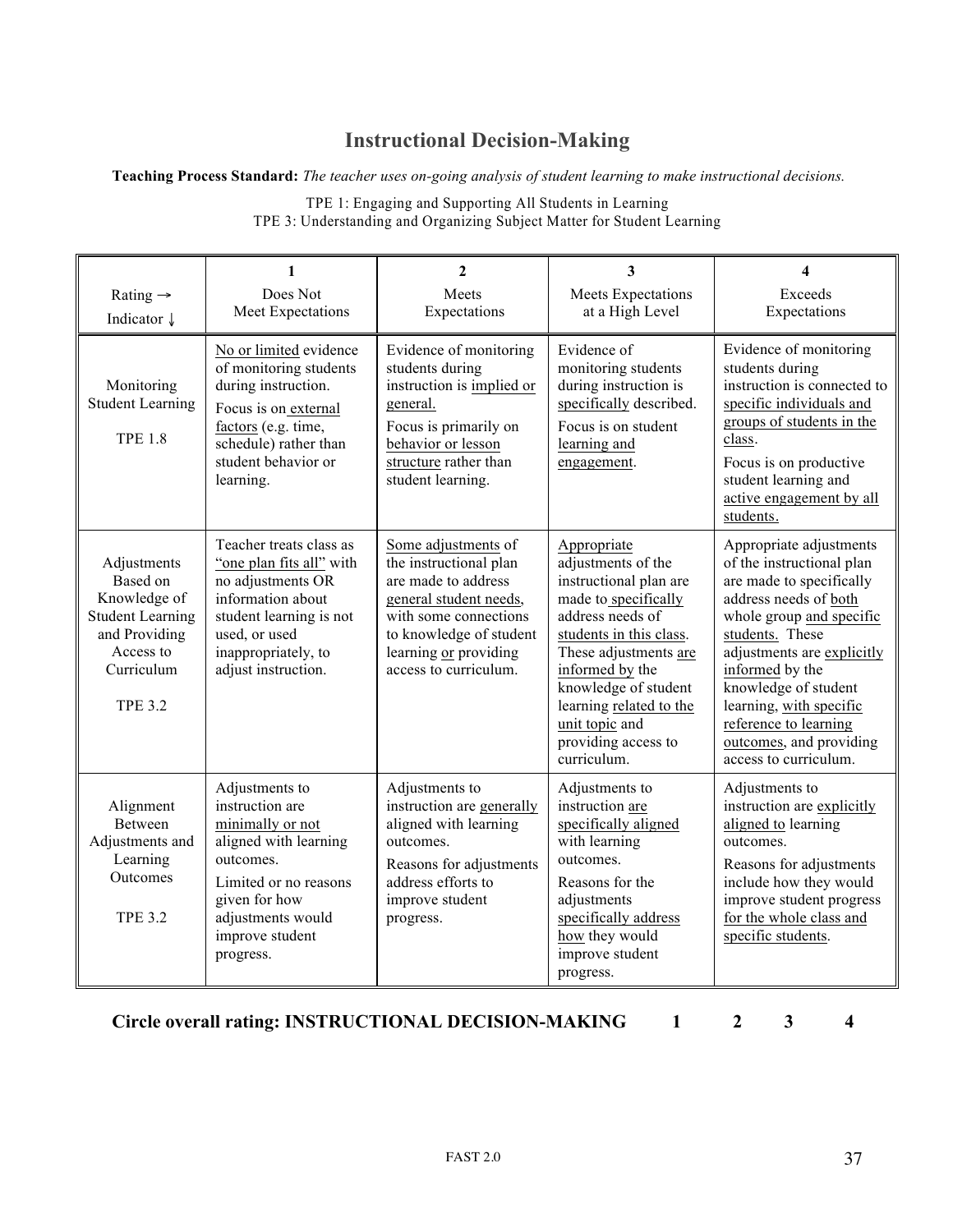# Instructional Decision-Making

**Teaching Process Standard:** *The teacher uses on-going analysis of student learning to make instructional decisions.*

TPE 1: Engaging and Supporting All Students in Learning
TPE 3: Understanding and Organizing Subject Matter for Student Learning

| Rating →<br>Indicator ↓ | 1<br>Does Not Meet Expectations | 2<br>Meets Expectations | 3<br>Meets Expectations at a High Level | 4<br>Exceeds Expectations |
|---|---|---|---|---|
| Monitoring Student Learning<br><br>TPE 1.8 | No or limited evidence of monitoring students during instruction.<br>Focus is on external factors (e.g. time, schedule) rather than student behavior or learning. | Evidence of monitoring students during instruction is implied or general.<br>Focus is primarily on behavior or lesson structure rather than student learning. | Evidence of monitoring students during instruction is specifically described.<br>Focus is on student learning and engagement. | Evidence of monitoring students during instruction is connected to specific individuals and groups of students in the class.<br>Focus is on productive student learning and active engagement by all students. |
| Adjustments Based on Knowledge of Student Learning and Providing Access to Curriculum<br><br>TPE 3.2 | Teacher treats class as "one plan fits all" with no adjustments OR information about student learning is not used, or used inappropriately, to adjust instruction. | Some adjustments of the instructional plan are made to address general student needs, with some connections to knowledge of student learning or providing access to curriculum. | Appropriate adjustments of the instructional plan are made to specifically address needs of students in this class. These adjustments are informed by the knowledge of student learning related to the unit topic and providing access to curriculum. | Appropriate adjustments of the instructional plan are made to specifically address needs of both whole group and specific students. These adjustments are explicitly informed by the knowledge of student learning, with specific reference to learning outcomes, and providing access to curriculum. |
| Alignment Between Adjustments and Learning Outcomes<br><br>TPE 3.2 | Adjustments to instruction are minimally or not aligned with learning outcomes.<br>Limited or no reasons given for how adjustments would improve student progress. | Adjustments to instruction are generally aligned with learning outcomes.<br>Reasons for adjustments address efforts to improve student progress. | Adjustments to instruction are specifically aligned with learning outcomes.<br>Reasons for the adjustments specifically address how they would improve student progress. | Adjustments to instruction are explicitly aligned to learning outcomes.<br>Reasons for adjustments include how they would improve student progress for the whole class and specific students. |

**Circle overall rating: INSTRUCTIONAL DECISION-MAKING 1 2 3 4**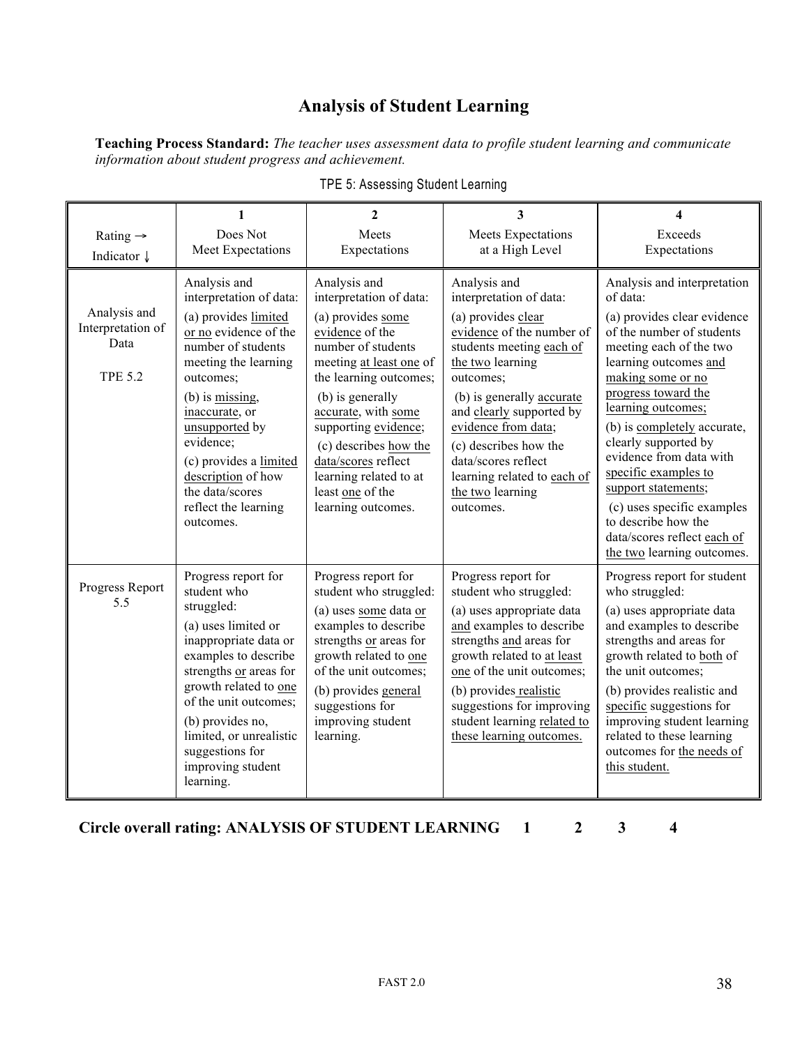# Analysis of Student Learning

**Teaching Process Standard:** *The teacher uses assessment data to profile student learning and communicate information about student progress and achievement.*

TPE 5: Assessing Student Learning

| Rating → <br> Indicator ↓ | 1 <br> Does Not Meet Expectations | 2 <br> Meets Expectations | 3 <br> Meets Expectations at a High Level | 4 <br> Exceeds Expectations |
|---|---|---|---|---|
| Analysis and Interpretation of Data <br><br> TPE 5.2 | Analysis and interpretation of data: <br> (a) provides limited or no evidence of the number of students meeting the learning outcomes; <br> (b) is missing, inaccurate, or unsupported by evidence; <br> (c) provides a limited description of how the data/scores reflect the learning outcomes. | Analysis and interpretation of data: <br> (a) provides some evidence of the number of students meeting at least one of the learning outcomes; <br> (b) is generally accurate, with some supporting evidence; <br> (c) describes how the data/scores reflect learning related to at least one of the learning outcomes. | Analysis and interpretation of data: <br> (a) provides clear evidence of the number of students meeting each of the two learning outcomes; <br> (b) is generally accurate and clearly supported by evidence from data; <br> (c) describes how the data/scores reflect learning related to each of the two learning outcomes. | Analysis and interpretation of data: <br> (a) provides clear evidence of the number of students meeting each of the two learning outcomes and making some or no progress toward the learning outcomes; <br> (b) is completely accurate, clearly supported by evidence from data with specific examples to support statements; <br> (c) uses specific examples to describe how the data/scores reflect each of the two learning outcomes. |
| Progress Report 5.5 | Progress report for student who struggled: <br> (a) uses limited or inappropriate data or examples to describe strengths or areas for growth related to one of the unit outcomes; <br> (b) provides no, limited, or unrealistic suggestions for improving student learning. | Progress report for student who struggled: <br> (a) uses some data or examples to describe strengths or areas for growth related to one of the unit outcomes; <br> (b) provides general suggestions for improving student learning. | Progress report for student who struggled: <br> (a) uses appropriate data and examples to describe strengths and areas for growth related to at least one of the unit outcomes; <br> (b) provides realistic suggestions for improving student learning related to these learning outcomes. | Progress report for student who struggled: <br> (a) uses appropriate data and examples to describe strengths and areas for growth related to both of the unit outcomes; <br> (b) provides realistic and specific suggestions for improving student learning related to these learning outcomes for the needs of this student. |

**Circle overall rating: ANALYSIS OF STUDENT LEARNING 1 2 3 4**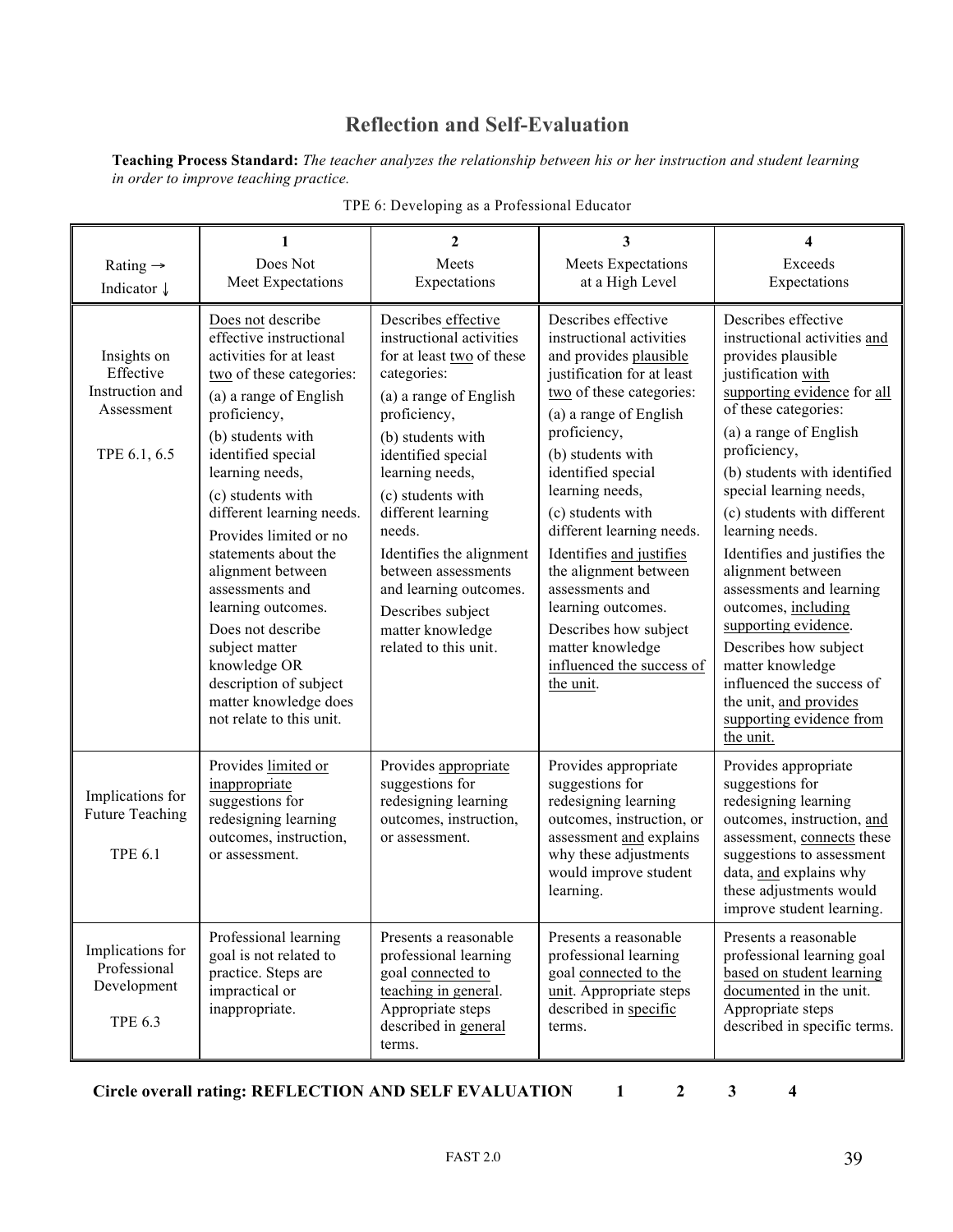# Reflection and Self-Evaluation

**Teaching Process Standard:** *The teacher analyzes the relationship between his or her instruction and student learning in order to improve teaching practice.*

TPE 6: Developing as a Professional Educator

| Rating → Indicator ↓ | 1 Does Not Meet Expectations | 2 Meets Expectations | 3 Meets Expectations at a High Level | 4 Exceeds Expectations |
|---|---|---|---|---|
| Insights on Effective Instruction and Assessment TPE 6.1, 6.5 | Does not describe effective instructional activities for at least two of these categories: (a) a range of English proficiency, (b) students with identified special learning needs, (c) students with different learning needs. Provides limited or no statements about the alignment between assessments and learning outcomes. Does not describe subject matter knowledge OR description of subject matter knowledge does not relate to this unit. | Describes effective instructional activities for at least two of these categories: (a) a range of English proficiency, (b) students with identified special learning needs, (c) students with different learning needs. Identifies the alignment between assessments and learning outcomes. Describes subject matter knowledge related to this unit. | Describes effective instructional activities and provides plausible justification for at least two of these categories: (a) a range of English proficiency, (b) students with identified special learning needs, (c) students with different learning needs. Identifies and justifies the alignment between assessments and learning outcomes. Describes how subject matter knowledge influenced the success of the unit. | Describes effective instructional activities and provides plausible justification with supporting evidence for all of these categories: (a) a range of English proficiency, (b) students with identified special learning needs, (c) students with different learning needs. Identifies and justifies the alignment between assessments and learning outcomes, including supporting evidence. Describes how subject matter knowledge influenced the success of the unit, and provides supporting evidence from the unit. |
| Implications for Future Teaching TPE 6.1 | Provides limited or inappropriate suggestions for redesigning learning outcomes, instruction, or assessment. | Provides appropriate suggestions for redesigning learning outcomes, instruction, or assessment. | Provides appropriate suggestions for redesigning learning outcomes, instruction, or assessment and explains why these adjustments would improve student learning. | Provides appropriate suggestions for redesigning learning outcomes, instruction, and assessment, connects these suggestions to assessment data, and explains why these adjustments would improve student learning. |
| Implications for Professional Development TPE 6.3 | Professional learning goal is not related to practice. Steps are impractical or inappropriate. | Presents a reasonable professional learning goal connected to teaching in general. Appropriate steps described in general terms. | Presents a reasonable professional learning goal connected to the unit. Appropriate steps described in specific terms. | Presents a reasonable professional learning goal based on student learning documented in the unit. Appropriate steps described in specific terms. |

**Circle overall rating: REFLECTION AND SELF EVALUATION 1 2 3 4**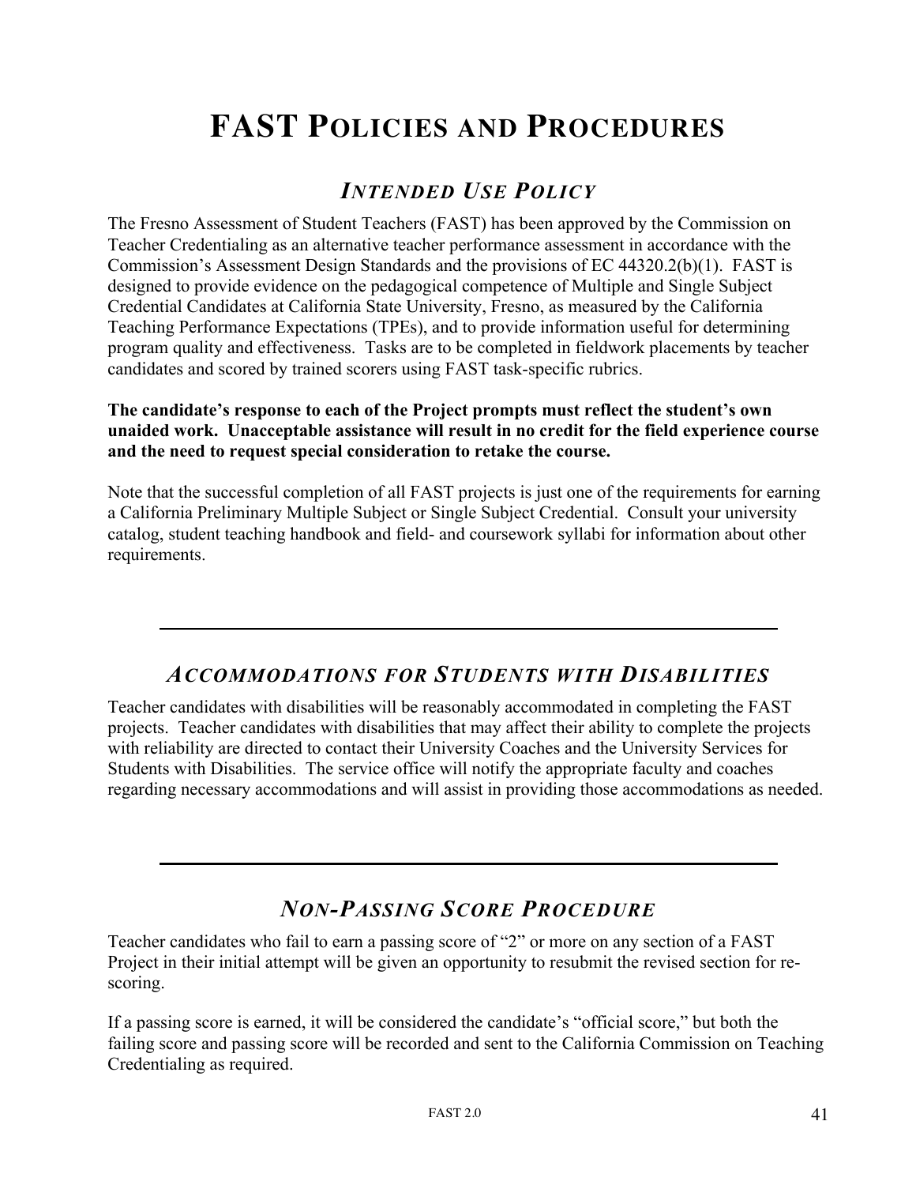# FAST POLICIES AND PROCEDURES

## *INTENDED USE POLICY*

The Fresno Assessment of Student Teachers (FAST) has been approved by the Commission on Teacher Credentialing as an alternative teacher performance assessment in accordance with the Commission's Assessment Design Standards and the provisions of EC 44320.2(b)(1). FAST is designed to provide evidence on the pedagogical competence of Multiple and Single Subject Credential Candidates at California State University, Fresno, as measured by the California Teaching Performance Expectations (TPEs), and to provide information useful for determining program quality and effectiveness. Tasks are to be completed in fieldwork placements by teacher candidates and scored by trained scorers using FAST task-specific rubrics.

**The candidate's response to each of the Project prompts must reflect the student's own unaided work. Unacceptable assistance will result in no credit for the field experience course and the need to request special consideration to retake the course.**

Note that the successful completion of all FAST projects is just one of the requirements for earning a California Preliminary Multiple Subject or Single Subject Credential. Consult your university catalog, student teaching handbook and field- and coursework syllabi for information about other requirements.

---

## *ACCOMMODATIONS FOR STUDENTS WITH DISABILITIES*

Teacher candidates with disabilities will be reasonably accommodated in completing the FAST projects. Teacher candidates with disabilities that may affect their ability to complete the projects with reliability are directed to contact their University Coaches and the University Services for Students with Disabilities. The service office will notify the appropriate faculty and coaches regarding necessary accommodations and will assist in providing those accommodations as needed.

---

## *NON-PASSING SCORE PROCEDURE*

Teacher candidates who fail to earn a passing score of "2" or more on any section of a FAST Project in their initial attempt will be given an opportunity to resubmit the revised section for re-scoring.

If a passing score is earned, it will be considered the candidate's "official score," but both the failing score and passing score will be recorded and sent to the California Commission on Teaching Credentialing as required.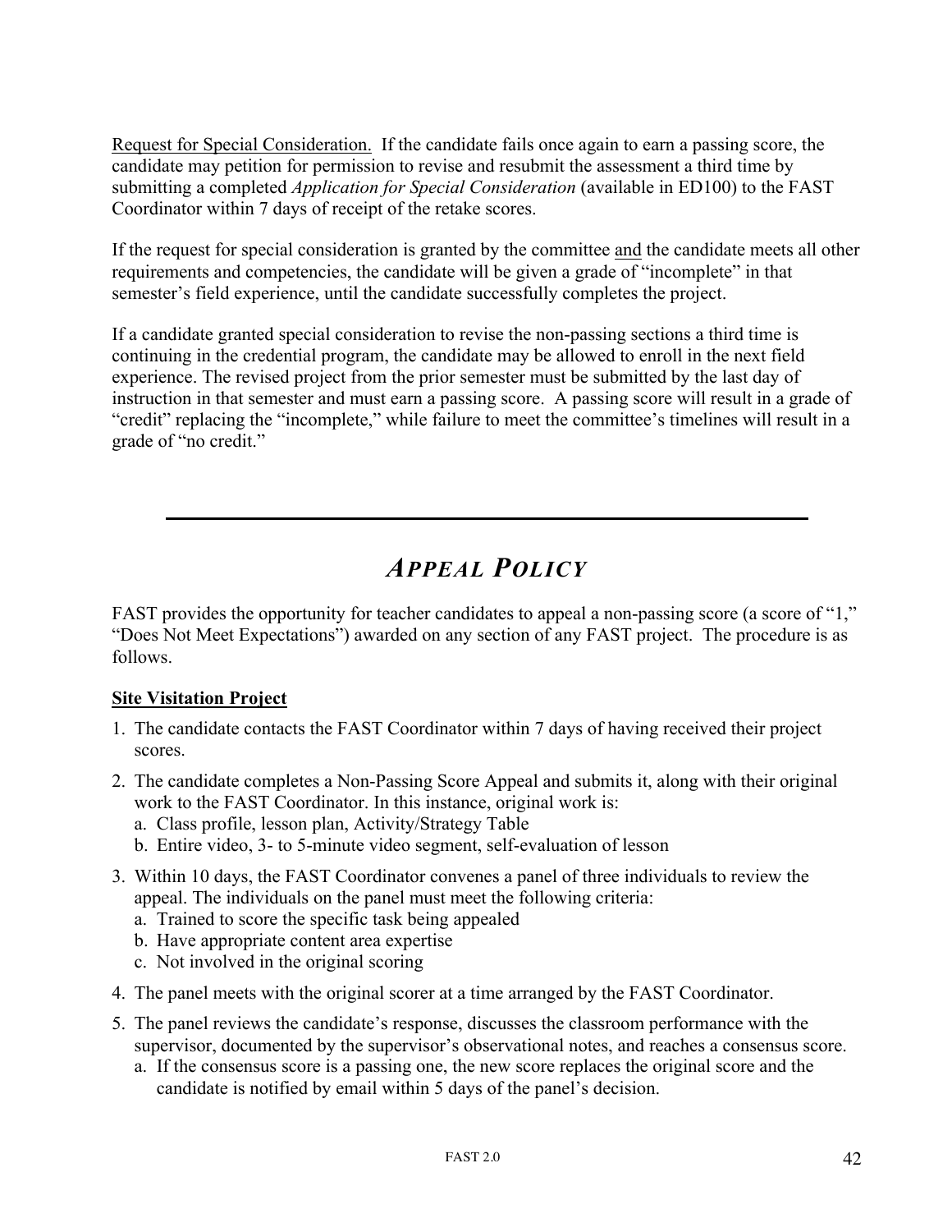Request for Special Consideration. If the candidate fails once again to earn a passing score, the candidate may petition for permission to revise and resubmit the assessment a third time by submitting a completed *Application for Special Consideration* (available in ED100) to the FAST Coordinator within 7 days of receipt of the retake scores.

If the request for special consideration is granted by the committee and the candidate meets all other requirements and competencies, the candidate will be given a grade of "incomplete" in that semester's field experience, until the candidate successfully completes the project.

If a candidate granted special consideration to revise the non-passing sections a third time is continuing in the credential program, the candidate may be allowed to enroll in the next field experience. The revised project from the prior semester must be submitted by the last day of instruction in that semester and must earn a passing score. A passing score will result in a grade of "credit" replacing the "incomplete," while failure to meet the committee's timelines will result in a grade of "no credit."

---

# *APPEAL POLICY*

FAST provides the opportunity for teacher candidates to appeal a non-passing score (a score of "1," "Does Not Meet Expectations") awarded on any section of any FAST project. The procedure is as follows.

**Site Visitation Project**

1. The candidate contacts the FAST Coordinator within 7 days of having received their project scores.
2. The candidate completes a Non-Passing Score Appeal and submits it, along with their original work to the FAST Coordinator. In this instance, original work is:
   a. Class profile, lesson plan, Activity/Strategy Table
   b. Entire video, 3- to 5-minute video segment, self-evaluation of lesson
3. Within 10 days, the FAST Coordinator convenes a panel of three individuals to review the appeal. The individuals on the panel must meet the following criteria:
   a. Trained to score the specific task being appealed
   b. Have appropriate content area expertise
   c. Not involved in the original scoring
4. The panel meets with the original scorer at a time arranged by the FAST Coordinator.
5. The panel reviews the candidate's response, discusses the classroom performance with the supervisor, documented by the supervisor's observational notes, and reaches a consensus score.
   a. If the consensus score is a passing one, the new score replaces the original score and the candidate is notified by email within 5 days of the panel's decision.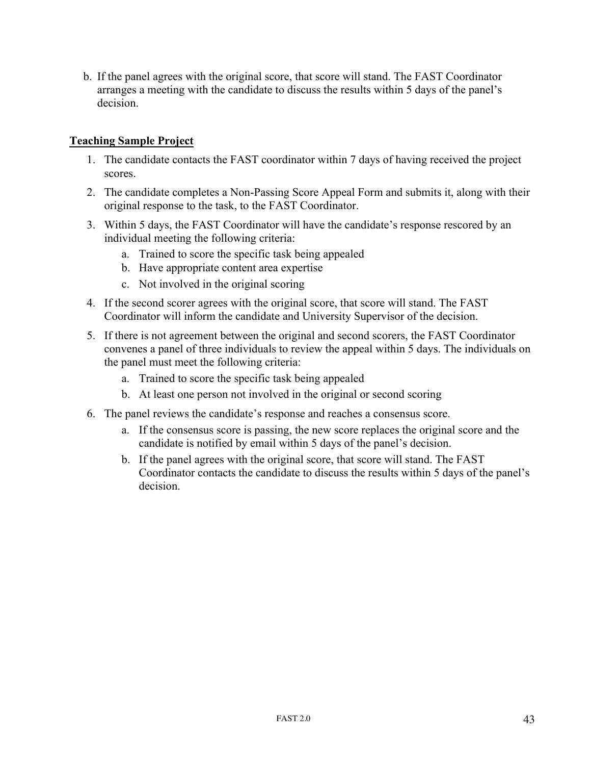b. If the panel agrees with the original score, that score will stand. The FAST Coordinator arranges a meeting with the candidate to discuss the results within 5 days of the panel's decision.

**<u>Teaching Sample Project</u>**

1. The candidate contacts the FAST coordinator within 7 days of having received the project scores.
2. The candidate completes a Non-Passing Score Appeal Form and submits it, along with their original response to the task, to the FAST Coordinator.
3. Within 5 days, the FAST Coordinator will have the candidate's response rescored by an individual meeting the following criteria:
   a. Trained to score the specific task being appealed
   b. Have appropriate content area expertise
   c. Not involved in the original scoring
4. If the second scorer agrees with the original score, that score will stand. The FAST Coordinator will inform the candidate and University Supervisor of the decision.
5. If there is not agreement between the original and second scorers, the FAST Coordinator convenes a panel of three individuals to review the appeal within 5 days. The individuals on the panel must meet the following criteria:
   a. Trained to score the specific task being appealed
   b. At least one person not involved in the original or second scoring
6. The panel reviews the candidate's response and reaches a consensus score.
   a. If the consensus score is passing, the new score replaces the original score and the candidate is notified by email within 5 days of the panel's decision.
   b. If the panel agrees with the original score, that score will stand. The FAST Coordinator contacts the candidate to discuss the results within 5 days of the panel's decision.